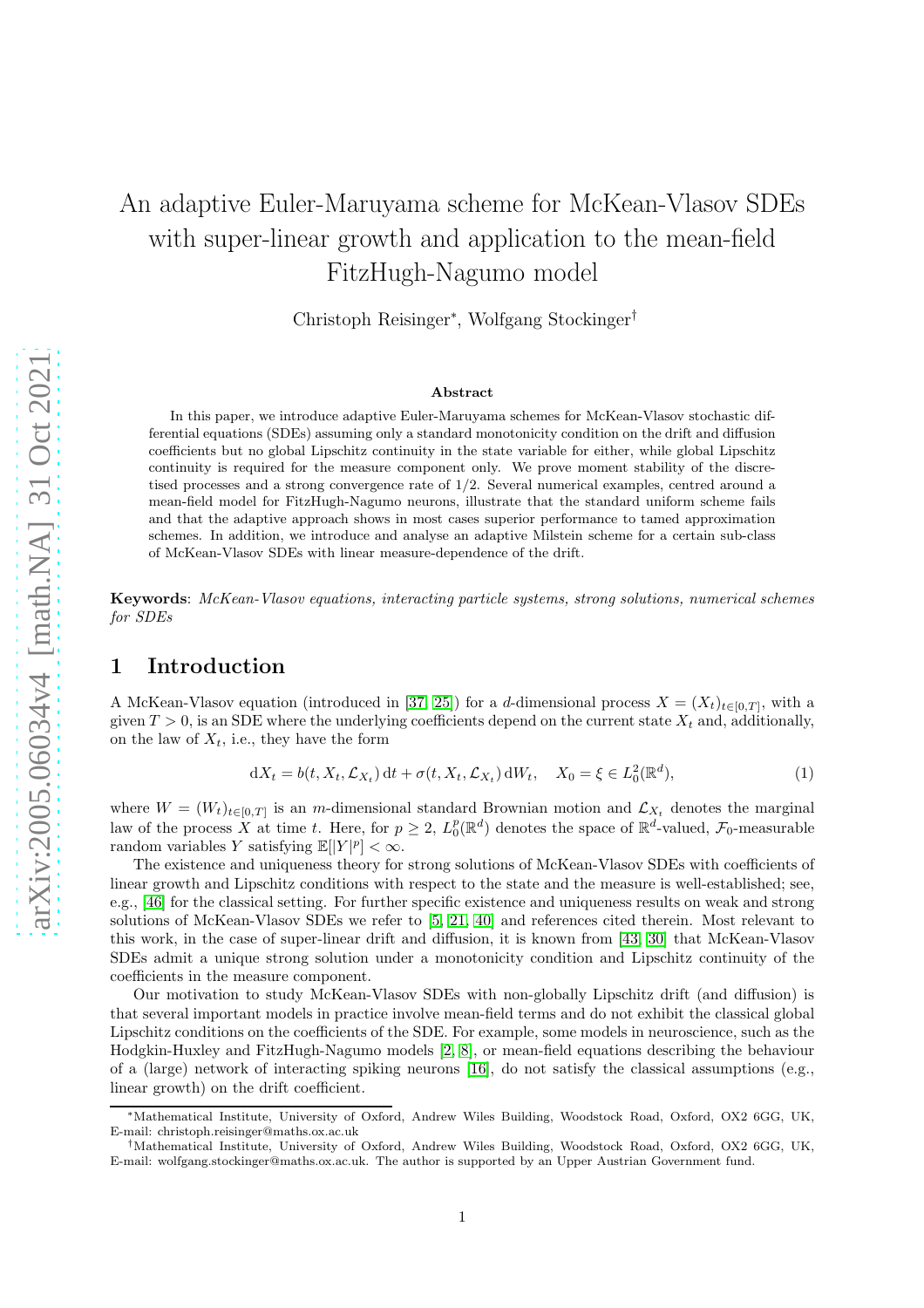# An adaptive Euler-Maruyama scheme for McKean-Vlasov SDEs with super-linear growth and application to the mean-field FitzHugh-Nagumo model

Christoph Reisinger*, Wolfgang Stockinger†

### Abstract

In this paper, we introduce adaptive Euler-Maruyama schemes for McKean-Vlasov stochastic differential equations (SDEs) assuming only a standard monotonicity condition on the drift and diffusion coefficients but no global Lipschitz continuity in the state variable for either, while global Lipschitz continuity is required for the measure component only. We prove moment stability of the discretised processes and a strong convergence rate of 1/2. Several numerical examples, centred around a mean-field model for FitzHugh-Nagumo neurons, illustrate that the standard uniform scheme fails and that the adaptive approach shows in most cases superior performance to tamed approximation schemes. In addition, we introduce and analyse an adaptive Milstein scheme for a certain sub-class of McKean-Vlasov SDEs with linear measure-dependence of the drift.

**Keywords**: *McKean-Vlasov equations, interacting particle systems, strong solutions, numerical schemes for SDEs*

## 1 Introduction

A McKean-Vlasov equation (introduced in [37, 25]) for a $d$-dimensional process $X = (X_t)_{t\in[0,T]}$, with a given $T > 0$, is an SDE where the underlying coefficients depend on the current state $X_t$ and, additionally, on the law of $X_t$, i.e., they have the form

$$\mathrm{d}X_t = b(t, X_t, \mathcal{L}_{X_t})\,\mathrm{d}t + \sigma(t, X_t, \mathcal{L}_{X_t})\,\mathrm{d}W_t, \quad X_0 = \xi \in L^2_0(\mathbb{R}^d), \tag{1}$$

where $W = (W_t)_{t\in[0,T]}$ is an $m$-dimensional standard Brownian motion and $\mathcal{L}_{X_t}$ denotes the marginal law of the process $X$ at time $t$. Here, for $p \geq 2$, $L^p_0(\mathbb{R}^d)$ denotes the space of $\mathbb{R}^d$-valued, $\mathcal{F}_0$-measurable random variables $Y$ satisfying $\mathbb{E}[|Y|^p] < \infty$.

The existence and uniqueness theory for strong solutions of McKean-Vlasov SDEs with coefficients of linear growth and Lipschitz conditions with respect to the state and the measure is well-established; see, e.g., [46] for the classical setting. For further specific existence and uniqueness results on weak and strong solutions of McKean-Vlasov SDEs we refer to [5, 21, 40] and references cited therein. Most relevant to this work, in the case of super-linear drift and diffusion, it is known from [43, 30] that McKean-Vlasov SDEs admit a unique strong solution under a monotonicity condition and Lipschitz continuity of the coefficients in the measure component.

Our motivation to study McKean-Vlasov SDEs with non-globally Lipschitz drift (and diffusion) is that several important models in practice involve mean-field terms and do not exhibit the classical global Lipschitz conditions on the coefficients of the SDE. For example, some models in neuroscience, such as the Hodgkin-Huxley and FitzHugh-Nagumo models [2, 8], or mean-field equations describing the behaviour of a (large) network of interacting spiking neurons [16], do not satisfy the classical assumptions (e.g., linear growth) on the drift coefficient.

---

*Mathematical Institute, University of Oxford, Andrew Wiles Building, Woodstock Road, Oxford, OX2 6GG, UK, E-mail: christoph.reisinger@maths.ox.ac.uk

†Mathematical Institute, University of Oxford, Andrew Wiles Building, Woodstock Road, Oxford, OX2 6GG, UK, E-mail: wolfgang.stockinger@maths.ox.ac.uk. The author is supported by an Upper Austrian Government fund.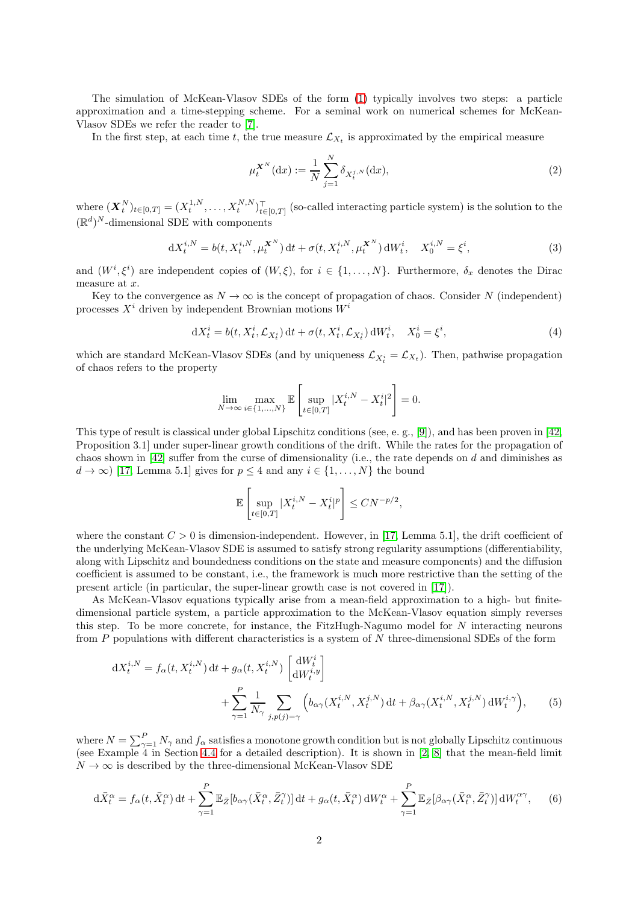The simulation of McKean-Vlasov SDEs of the form (1) typically involves two steps: a particle approximation and a time-stepping scheme. For a seminal work on numerical schemes for McKean-Vlasov SDEs we refer the reader to [7].

In the first step, at each time $t$, the true measure $\mathcal{L}_{X_t}$ is approximated by the empirical measure

$$\mu_t^{\boldsymbol{X}^N}(\mathrm{d}x) := \frac{1}{N}\sum_{j=1}^{N} \delta_{X_t^{j,N}}(\mathrm{d}x), \tag{2}$$

where $(\boldsymbol{X}_t^N)_{t\in[0,T]} = (X_t^{1,N}, \ldots, X_t^{N,N})_{t\in[0,T]}^{\top}$ (so-called interacting particle system) is the solution to the $(\mathbb{R}^d)^N$-dimensional SDE with components

$$\mathrm{d}X_t^{i,N} = b(t, X_t^{i,N}, \mu_t^{\boldsymbol{X}^N})\,\mathrm{d}t + \sigma(t, X_t^{i,N}, \mu_t^{\boldsymbol{X}^N})\,\mathrm{d}W_t^i, \quad X_0^{i,N} = \xi^i, \tag{3}$$

and $(W^i, \xi^i)$ are independent copies of $(W, \xi)$, for $i \in \{1, \ldots, N\}$. Furthermore, $\delta_x$ denotes the Dirac measure at $x$.

Key to the convergence as $N \to \infty$ is the concept of propagation of chaos. Consider $N$ (independent) processes $X^i$ driven by independent Brownian motions $W^i$

$$\mathrm{d}X_t^i = b(t, X_t^i, \mathcal{L}_{X_t^i})\,\mathrm{d}t + \sigma(t, X_t^i, \mathcal{L}_{X_t^i})\,\mathrm{d}W_t^i, \quad X_0^i = \xi^i, \tag{4}$$

which are standard McKean-Vlasov SDEs (and by uniqueness $\mathcal{L}_{X_t^i} = \mathcal{L}_{X_t}$). Then, pathwise propagation of chaos refers to the property

$$\lim_{N\to\infty} \max_{i\in\{1,\ldots,N\}} \mathbb{E}\left[\sup_{t\in[0,T]} |X_t^{i,N} - X_t^i|^2\right] = 0.$$

This type of result is classical under global Lipschitz conditions (see, e. g., [9]), and has been proven in [42, Proposition 3.1] under super-linear growth conditions of the drift. While the rates for the propagation of chaos shown in [42] suffer from the curse of dimensionality (i.e., the rate depends on $d$ and diminishes as $d \to \infty$) [17, Lemma 5.1] gives for $p \leq 4$ and any $i \in \{1, \ldots, N\}$ the bound

$$\mathbb{E}\left[\sup_{t\in[0,T]} |X_t^{i,N} - X_t^i|^p\right] \leq CN^{-p/2},$$

where the constant $C > 0$ is dimension-independent. However, in [17, Lemma 5.1], the drift coefficient of the underlying McKean-Vlasov SDE is assumed to satisfy strong regularity assumptions (differentiability, along with Lipschitz and boundedness conditions on the state and measure components) and the diffusion coefficient is assumed to be constant, i.e., the framework is much more restrictive than the setting of the present article (in particular, the super-linear growth case is not covered in [17]).

As McKean-Vlasov equations typically arise from a mean-field approximation to a high- but finite-dimensional particle system, a particle approximation to the McKean-Vlasov equation simply reverses this step. To be more concrete, for instance, the FitzHugh-Nagumo model for $N$ interacting neurons from $P$ populations with different characteristics is a system of $N$ three-dimensional SDEs of the form

$$\begin{aligned}\mathrm{d}X_t^{i,N} = f_\alpha(t, X_t^{i,N})\,\mathrm{d}t + g_\alpha(t, X_t^{i,N}) \begin{bmatrix} \mathrm{d}W_t^i \\ \mathrm{d}W_t^{i,y} \end{bmatrix} \\ + \sum_{\gamma=1}^{P} \frac{1}{N_\gamma} \sum_{j, p(j)=\gamma} \Big( b_{\alpha\gamma}(X_t^{i,N}, X_t^{j,N})\,\mathrm{d}t + \beta_{\alpha\gamma}(X_t^{i,N}, X_t^{j,N})\,\mathrm{d}W_t^{i,\gamma} \Big),\end{aligned} \tag{5}$$

where $N = \sum_{\gamma=1}^{P} N_\gamma$ and $f_\alpha$ satisfies a monotone growth condition but is not globally Lipschitz continuous (see Example 4 in Section 4.4 for a detailed description). It is shown in [2, 8] that the mean-field limit $N \to \infty$ is described by the three-dimensional McKean-Vlasov SDE

$$\mathrm{d}\bar{X}_t^\alpha = f_\alpha(t, \bar{X}_t^\alpha)\,\mathrm{d}t + \sum_{\gamma=1}^{P} \mathbb{E}_{\bar{Z}}[b_{\alpha\gamma}(\bar{X}_t^\alpha, \bar{Z}_t^\gamma)]\,\mathrm{d}t + g_\alpha(t, \bar{X}_t^\alpha)\,\mathrm{d}W_t^\alpha + \sum_{\gamma=1}^{P} \mathbb{E}_{\bar{Z}}[\beta_{\alpha\gamma}(\bar{X}_t^\alpha, \bar{Z}_t^\gamma)]\,\mathrm{d}W_t^{\alpha\gamma}, \tag{6}$$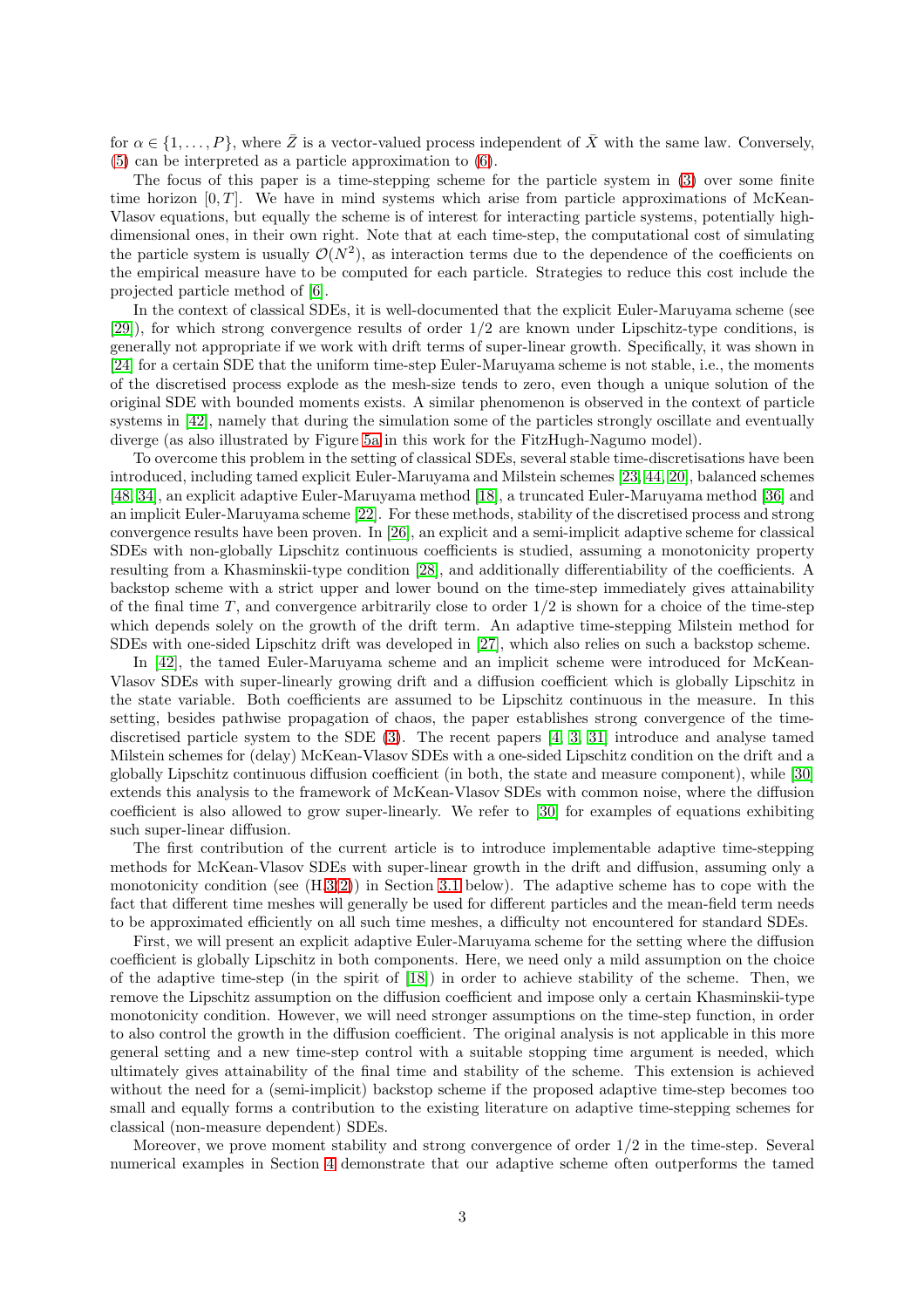for $\alpha \in \{1, \ldots, P\}$, where $\bar{Z}$ is a vector-valued process independent of $\bar{X}$ with the same law. Conversely, (5) can be interpreted as a particle approximation to (6).

The focus of this paper is a time-stepping scheme for the particle system in (3) over some finite time horizon $[0, T]$. We have in mind systems which arise from particle approximations of McKean-Vlasov equations, but equally the scheme is of interest for interacting particle systems, potentially high-dimensional ones, in their own right. Note that at each time-step, the computational cost of simulating the particle system is usually $\mathcal{O}(N^2)$, as interaction terms due to the dependence of the coefficients on the empirical measure have to be computed for each particle. Strategies to reduce this cost include the projected particle method of [6].

In the context of classical SDEs, it is well-documented that the explicit Euler-Maruyama scheme (see [29]), for which strong convergence results of order $1/2$ are known under Lipschitz-type conditions, is generally not appropriate if we work with drift terms of super-linear growth. Specifically, it was shown in [24] for a certain SDE that the uniform time-step Euler-Maruyama scheme is not stable, i.e., the moments of the discretised process explode as the mesh-size tends to zero, even though a unique solution of the original SDE with bounded moments exists. A similar phenomenon is observed in the context of particle systems in [42], namely that during the simulation some of the particles strongly oscillate and eventually diverge (as also illustrated by Figure 5a in this work for the FitzHugh-Nagumo model).

To overcome this problem in the setting of classical SDEs, several stable time-discretisations have been introduced, including tamed explicit Euler-Maruyama and Milstein schemes [23, 44, 20], balanced schemes [48, 34], an explicit adaptive Euler-Maruyama method [18], a truncated Euler-Maruyama method [36] and an implicit Euler-Maruyama scheme [22]. For these methods, stability of the discretised process and strong convergence results have been proven. In [26], an explicit and a semi-implicit adaptive scheme for classical SDEs with non-globally Lipschitz continuous coefficients is studied, assuming a monotonicity property resulting from a Khasminskii-type condition [28], and additionally differentiability of the coefficients. A backstop scheme with a strict upper and lower bound on the time-step immediately gives attainability of the final time $T$, and convergence arbitrarily close to order $1/2$ is shown for a choice of the time-step which depends solely on the growth of the drift term. An adaptive time-stepping Milstein method for SDEs with one-sided Lipschitz drift was developed in [27], which also relies on such a backstop scheme.

In [42], the tamed Euler-Maruyama scheme and an implicit scheme were introduced for McKean-Vlasov SDEs with super-linearly growing drift and a diffusion coefficient which is globally Lipschitz in the state variable. Both coefficients are assumed to be Lipschitz continuous in the measure. In this setting, besides pathwise propagation of chaos, the paper establishes strong convergence of the time-discretised particle system to the SDE (3). The recent papers [4, 3, 31] introduce and analyse tamed Milstein schemes for (delay) McKean-Vlasov SDEs with a one-sided Lipschitz condition on the drift and a globally Lipschitz continuous diffusion coefficient (in both, the state and measure component), while [30] extends this analysis to the framework of McKean-Vlasov SDEs with common noise, where the diffusion coefficient is also allowed to grow super-linearly. We refer to [30] for examples of equations exhibiting such super-linear diffusion.

The first contribution of the current article is to introduce implementable adaptive time-stepping methods for McKean-Vlasov SDEs with super-linear growth in the drift and diffusion, assuming only a monotonicity condition (see (H.3(2)) in Section 3.1 below). The adaptive scheme has to cope with the fact that different time meshes will generally be used for different particles and the mean-field term needs to be approximated efficiently on all such time meshes, a difficulty not encountered for standard SDEs.

First, we will present an explicit adaptive Euler-Maruyama scheme for the setting where the diffusion coefficient is globally Lipschitz in both components. Here, we need only a mild assumption on the choice of the adaptive time-step (in the spirit of [18]) in order to achieve stability of the scheme. Then, we remove the Lipschitz assumption on the diffusion coefficient and impose only a certain Khasminskii-type monotonicity condition. However, we will need stronger assumptions on the time-step function, in order to also control the growth in the diffusion coefficient. The original analysis is not applicable in this more general setting and a new time-step control with a suitable stopping time argument is needed, which ultimately gives attainability of the final time and stability of the scheme. This extension is achieved without the need for a (semi-implicit) backstop scheme if the proposed adaptive time-step becomes too small and equally forms a contribution to the existing literature on adaptive time-stepping schemes for classical (non-measure dependent) SDEs.

Moreover, we prove moment stability and strong convergence of order $1/2$ in the time-step. Several numerical examples in Section 4 demonstrate that our adaptive scheme often outperforms the tamed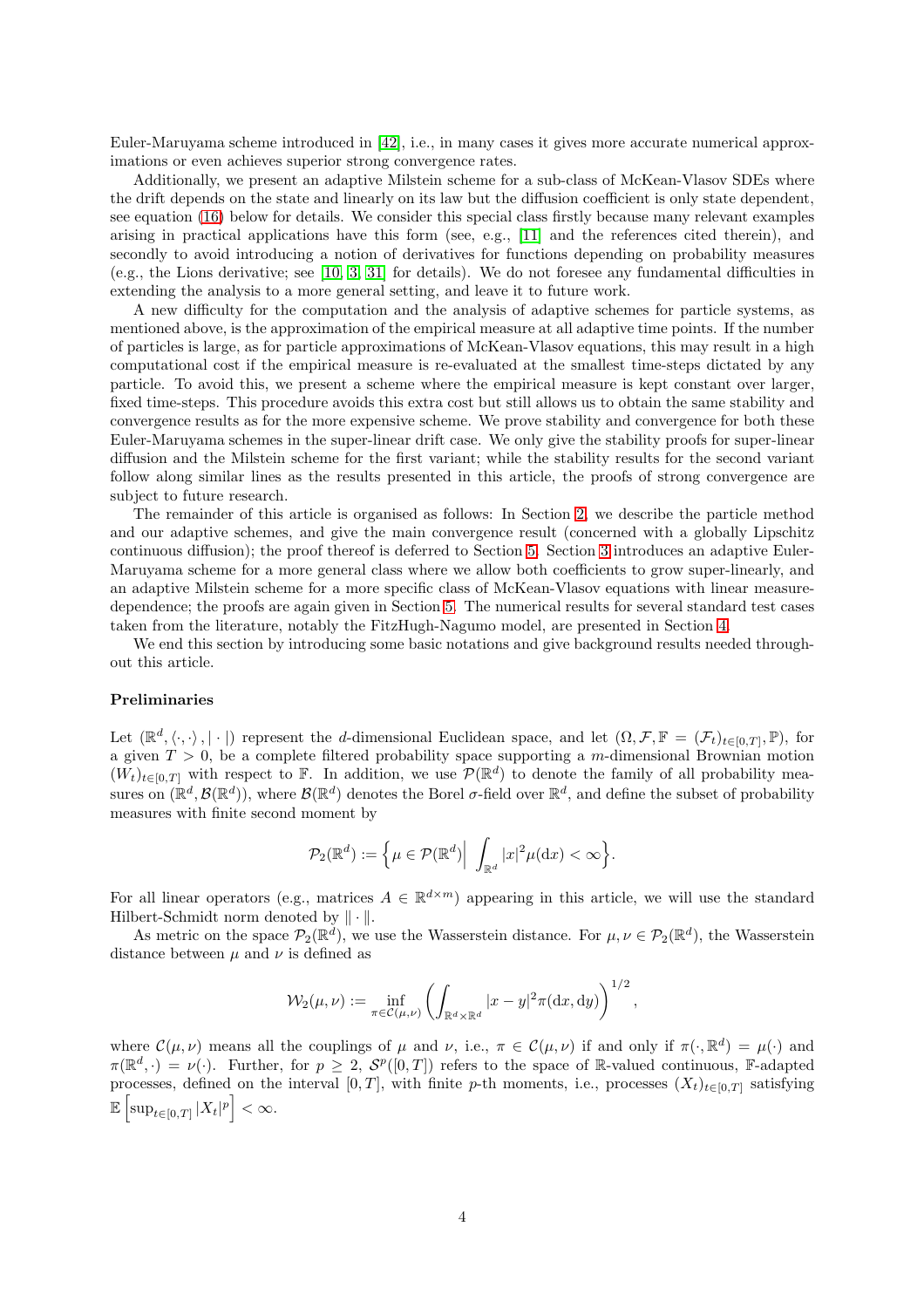Euler-Maruyama scheme introduced in [42], i.e., in many cases it gives more accurate numerical approximations or even achieves superior strong convergence rates.

Additionally, we present an adaptive Milstein scheme for a sub-class of McKean-Vlasov SDEs where the drift depends on the state and linearly on its law but the diffusion coefficient is only state dependent, see equation (16) below for details. We consider this special class firstly because many relevant examples arising in practical applications have this form (see, e.g., [11] and the references cited therein), and secondly to avoid introducing a notion of derivatives for functions depending on probability measures (e.g., the Lions derivative; see [10, 3, 31] for details). We do not foresee any fundamental difficulties in extending the analysis to a more general setting, and leave it to future work.

A new difficulty for the computation and the analysis of adaptive schemes for particle systems, as mentioned above, is the approximation of the empirical measure at all adaptive time points. If the number of particles is large, as for particle approximations of McKean-Vlasov equations, this may result in a high computational cost if the empirical measure is re-evaluated at the smallest time-steps dictated by any particle. To avoid this, we present a scheme where the empirical measure is kept constant over larger, fixed time-steps. This procedure avoids this extra cost but still allows us to obtain the same stability and convergence results as for the more expensive scheme. We prove stability and convergence for both these Euler-Maruyama schemes in the super-linear drift case. We only give the stability proofs for super-linear diffusion and the Milstein scheme for the first variant; while the stability results for the second variant follow along similar lines as the results presented in this article, the proofs of strong convergence are subject to future research.

The remainder of this article is organised as follows: In Section 2, we describe the particle method and our adaptive schemes, and give the main convergence result (concerned with a globally Lipschitz continuous diffusion); the proof thereof is deferred to Section 5. Section 3 introduces an adaptive Euler-Maruyama scheme for a more general class where we allow both coefficients to grow super-linearly, and an adaptive Milstein scheme for a more specific class of McKean-Vlasov equations with linear measure-dependence; the proofs are again given in Section 5. The numerical results for several standard test cases taken from the literature, notably the FitzHugh-Nagumo model, are presented in Section 4.

We end this section by introducing some basic notations and give background results needed throughout this article.

#### Preliminaries

Let $(\mathbb{R}^d, \langle\cdot,\cdot\rangle, |\cdot|)$ represent the $d$-dimensional Euclidean space, and let $(\Omega, \mathcal{F}, \mathbb{F} = (\mathcal{F}_t)_{t\in[0,T]}, \mathbb{P})$, for a given $T > 0$, be a complete filtered probability space supporting a $m$-dimensional Brownian motion $(W_t)_{t\in[0,T]}$ with respect to $\mathbb{F}$. In addition, we use $\mathcal{P}(\mathbb{R}^d)$ to denote the family of all probability measures on $(\mathbb{R}^d, \mathcal{B}(\mathbb{R}^d))$, where $\mathcal{B}(\mathbb{R}^d)$ denotes the Borel $\sigma$-field over $\mathbb{R}^d$, and define the subset of probability measures with finite second moment by

$$\mathcal{P}_2(\mathbb{R}^d) := \Big\{\mu \in \mathcal{P}(\mathbb{R}^d) \Big| \int_{\mathbb{R}^d} |x|^2 \mu(\mathrm{d}x) < \infty\Big\}.$$

For all linear operators (e.g., matrices $A \in \mathbb{R}^{d\times m}$) appearing in this article, we will use the standard Hilbert-Schmidt norm denoted by $\|\cdot\|$.

As metric on the space $\mathcal{P}_2(\mathbb{R}^d)$, we use the Wasserstein distance. For $\mu, \nu \in \mathcal{P}_2(\mathbb{R}^d)$, the Wasserstein distance between $\mu$ and $\nu$ is defined as

$$\mathcal{W}_2(\mu,\nu) := \inf_{\pi\in\mathcal{C}(\mu,\nu)} \left(\int_{\mathbb{R}^d\times\mathbb{R}^d} |x-y|^2 \pi(\mathrm{d}x,\mathrm{d}y)\right)^{1/2},$$

where $\mathcal{C}(\mu,\nu)$ means all the couplings of $\mu$ and $\nu$, i.e., $\pi \in \mathcal{C}(\mu,\nu)$ if and only if $\pi(\cdot,\mathbb{R}^d) = \mu(\cdot)$ and $\pi(\mathbb{R}^d,\cdot) = \nu(\cdot)$. Further, for $p \geq 2$, $\mathcal{S}^p([0,T])$ refers to the space of $\mathbb{R}$-valued continuous, $\mathbb{F}$-adapted processes, defined on the interval $[0,T]$, with finite $p$-th moments, i.e., processes $(X_t)_{t\in[0,T]}$ satisfying $\mathbb{E}\left[\sup_{t\in[0,T]} |X_t|^p\right] < \infty$.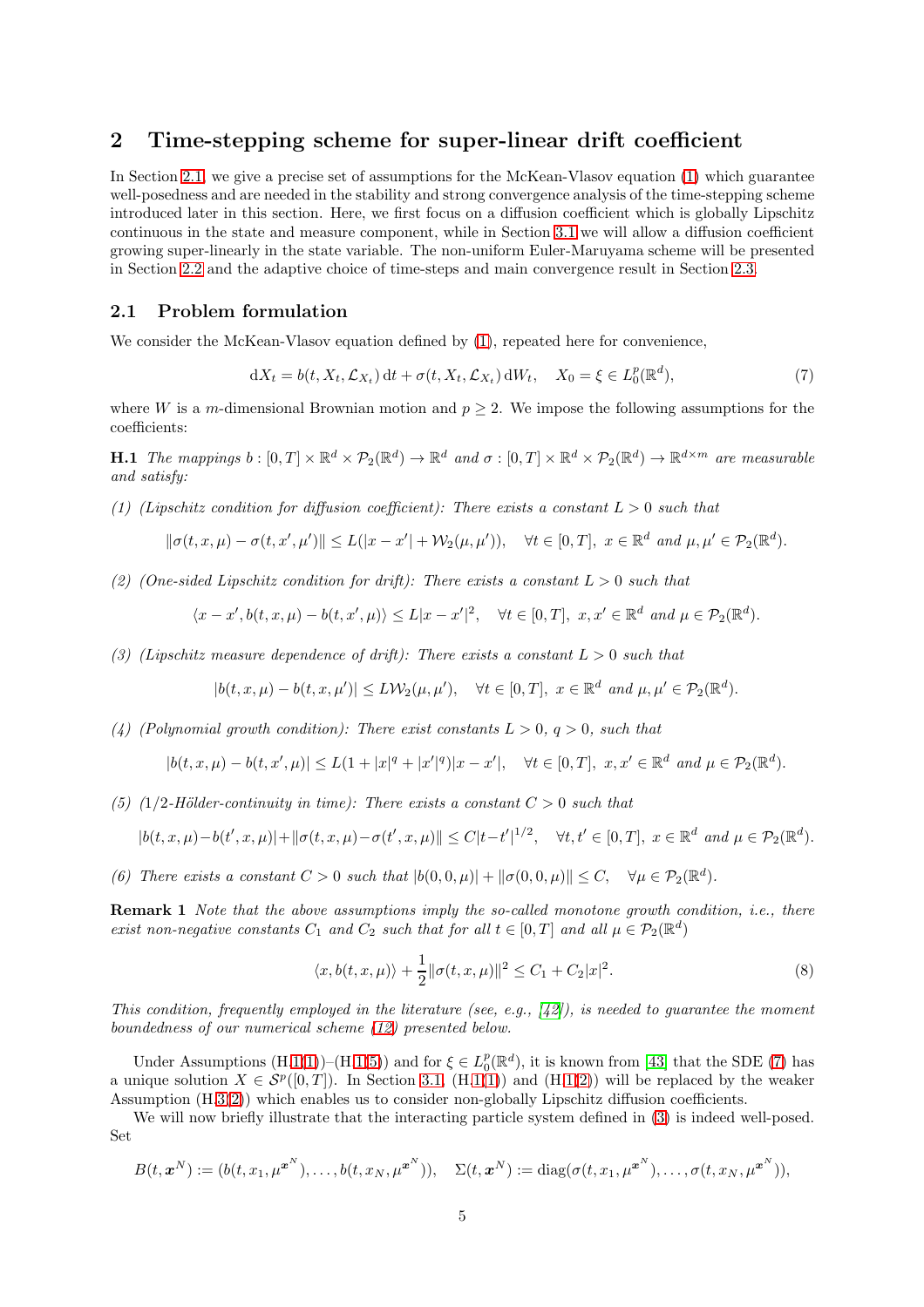## 2 Time-stepping scheme for super-linear drift coefficient

In Section 2.1, we give a precise set of assumptions for the McKean-Vlasov equation (1) which guarantee well-posedness and are needed in the stability and strong convergence analysis of the time-stepping scheme introduced later in this section. Here, we first focus on a diffusion coefficient which is globally Lipschitz continuous in the state and measure component, while in Section 3.1 we will allow a diffusion coefficient growing super-linearly in the state variable. The non-uniform Euler-Maruyama scheme will be presented in Section 2.2 and the adaptive choice of time-steps and main convergence result in Section 2.3.

### 2.1 Problem formulation

We consider the McKean-Vlasov equation defined by (1), repeated here for convenience,

$$\mathrm{d}X_t = b(t, X_t, \mathcal{L}_{X_t})\,\mathrm{d}t + \sigma(t, X_t, \mathcal{L}_{X_t})\,\mathrm{d}W_t, \quad X_0 = \xi \in L_0^p(\mathbb{R}^d), \tag{7}$$

where $W$ is a $m$-dimensional Brownian motion and $p \geq 2$. We impose the following assumptions for the coefficients:

**H.1** *The mappings $b : [0,T] \times \mathbb{R}^d \times \mathcal{P}_2(\mathbb{R}^d) \to \mathbb{R}^d$ and $\sigma : [0,T] \times \mathbb{R}^d \times \mathcal{P}_2(\mathbb{R}^d) \to \mathbb{R}^{d\times m}$ are measurable and satisfy:*

*(1) (Lipschitz condition for diffusion coefficient): There exists a constant $L > 0$ such that*

$$\|\sigma(t,x,\mu) - \sigma(t,x',\mu')\| \leq L(|x - x'| + \mathcal{W}_2(\mu,\mu')), \quad \forall t \in [0,T],\ x \in \mathbb{R}^d \text{ and } \mu, \mu' \in \mathcal{P}_2(\mathbb{R}^d).$$

*(2) (One-sided Lipschitz condition for drift): There exists a constant $L > 0$ such that*

$$\langle x - x', b(t,x,\mu) - b(t,x',\mu)\rangle \leq L|x - x'|^2, \quad \forall t \in [0,T],\ x, x' \in \mathbb{R}^d \text{ and } \mu \in \mathcal{P}_2(\mathbb{R}^d).$$

*(3) (Lipschitz measure dependence of drift): There exists a constant $L > 0$ such that*

$$|b(t,x,\mu) - b(t,x,\mu')| \leq L\mathcal{W}_2(\mu,\mu'), \quad \forall t \in [0,T],\ x \in \mathbb{R}^d \text{ and } \mu, \mu' \in \mathcal{P}_2(\mathbb{R}^d).$$

*(4) (Polynomial growth condition): There exist constants $L > 0$, $q > 0$, such that*

$$|b(t,x,\mu) - b(t,x',\mu)| \leq L(1 + |x|^q + |x'|^q)|x - x'|, \quad \forall t \in [0,T],\ x, x' \in \mathbb{R}^d \text{ and } \mu \in \mathcal{P}_2(\mathbb{R}^d).$$

*(5) (1/2-Hölder-continuity in time): There exists a constant $C > 0$ such that*

$$|b(t,x,\mu) - b(t',x,\mu)| + \|\sigma(t,x,\mu) - \sigma(t',x,\mu)\| \leq C|t - t'|^{1/2}, \quad \forall t, t' \in [0,T],\ x \in \mathbb{R}^d \text{ and } \mu \in \mathcal{P}_2(\mathbb{R}^d).$$

*(6) There exists a constant $C > 0$ such that $|b(0,0,\mu)| + \|\sigma(0,0,\mu)\| \leq C, \quad \forall \mu \in \mathcal{P}_2(\mathbb{R}^d)$.*

**Remark 1** *Note that the above assumptions imply the so-called monotone growth condition, i.e., there exist non-negative constants $C_1$ and $C_2$ such that for all $t \in [0,T]$ and all $\mu \in \mathcal{P}_2(\mathbb{R}^d)$*

$$\langle x, b(t,x,\mu)\rangle + \frac{1}{2}\|\sigma(t,x,\mu)\|^2 \leq C_1 + C_2|x|^2. \tag{8}$$

*This condition, frequently employed in the literature (see, e.g., [42]), is needed to guarantee the moment boundedness of our numerical scheme (12) presented below.*

Under Assumptions (H.1(1))–(H.1(5)) and for $\xi \in L_0^p(\mathbb{R}^d)$, it is known from [43] that the SDE (7) has a unique solution $X \in \mathcal{S}^p([0,T])$. In Section 3.1, (H.1(1)) and (H.1(2)) will be replaced by the weaker Assumption (H.3(2)) which enables us to consider non-globally Lipschitz diffusion coefficients.

We will now briefly illustrate that the interacting particle system defined in (3) is indeed well-posed. Set

$$B(t,\boldsymbol{x}^N) := (b(t,x_1,\mu^{\boldsymbol{x}^N}), \ldots, b(t,x_N,\mu^{\boldsymbol{x}^N})), \quad \Sigma(t,\boldsymbol{x}^N) := \operatorname{diag}(\sigma(t,x_1,\mu^{\boldsymbol{x}^N}), \ldots, \sigma(t,x_N,\mu^{\boldsymbol{x}^N})),$$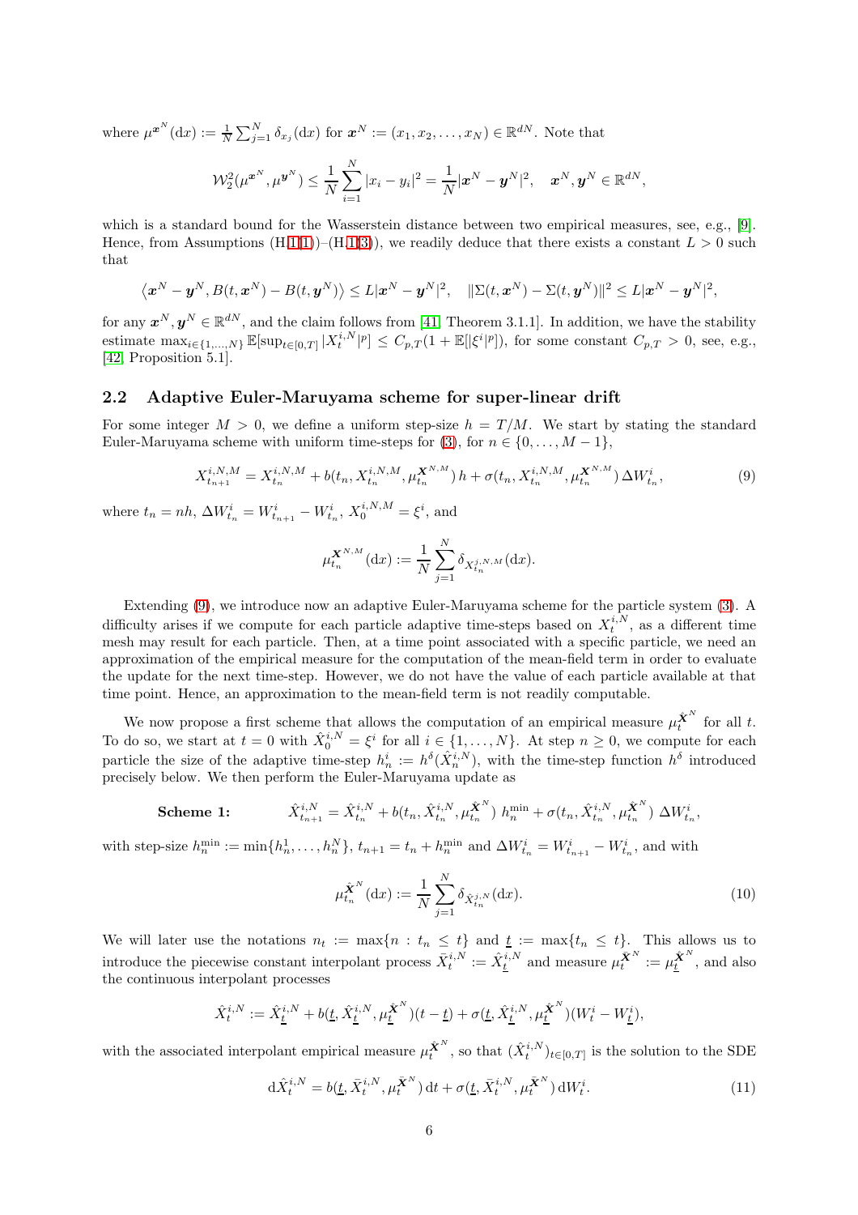where $\mu^{\boldsymbol{x}^N}(\mathrm{d}x) := \frac{1}{N}\sum_{j=1}^N \delta_{x_j}(\mathrm{d}x)$ for $\boldsymbol{x}^N := (x_1, x_2, \ldots, x_N) \in \mathbb{R}^{dN}$. Note that

$$
\mathcal{W}_2^2(\mu^{\boldsymbol{x}^N}, \mu^{\boldsymbol{y}^N}) \le \frac{1}{N}\sum_{i=1}^N |x_i - y_i|^2 = \frac{1}{N}|\boldsymbol{x}^N - \boldsymbol{y}^N|^2, \quad \boldsymbol{x}^N, \boldsymbol{y}^N \in \mathbb{R}^{dN},
$$

which is a standard bound for the Wasserstein distance between two empirical measures, see, e.g., [9]. Hence, from Assumptions (H.1(1))–(H.1(3)), we readily deduce that there exists a constant $L > 0$ such that

$$
\langle \boldsymbol{x}^N - \boldsymbol{y}^N, B(t, \boldsymbol{x}^N) - B(t, \boldsymbol{y}^N)\rangle \le L|\boldsymbol{x}^N - \boldsymbol{y}^N|^2, \quad \|\Sigma(t, \boldsymbol{x}^N) - \Sigma(t, \boldsymbol{y}^N)\|^2 \le L|\boldsymbol{x}^N - \boldsymbol{y}^N|^2,
$$

for any $\boldsymbol{x}^N, \boldsymbol{y}^N \in \mathbb{R}^{dN}$, and the claim follows from [41, Theorem 3.1.1]. In addition, we have the stability estimate $\max_{i \in \{1,\ldots,N\}} \mathbb{E}[\sup_{t\in[0,T]} |X_t^{i,N}|^p] \le C_{p,T}(1 + \mathbb{E}[|\xi^i|^p])$, for some constant $C_{p,T} > 0$, see, e.g., [42, Proposition 5.1].

## 2.2 Adaptive Euler-Maruyama scheme for super-linear drift

For some integer $M > 0$, we define a uniform step-size $h = T/M$. We start by stating the standard Euler-Maruyama scheme with uniform time-steps for (3), for $n \in \{0, \ldots, M-1\}$,

$$
X_{t_{n+1}}^{i,N,M} = X_{t_n}^{i,N,M} + b(t_n, X_{t_n}^{i,N,M}, \mu_{t_n}^{\boldsymbol{X}^{N,M}})\, h + \sigma(t_n, X_{t_n}^{i,N,M}, \mu_{t_n}^{\boldsymbol{X}^{N,M}})\, \Delta W_{t_n}^i, \tag{9}
$$

where $t_n = nh$, $\Delta W_{t_n}^i = W_{t_{n+1}}^i - W_{t_n}^i$, $X_0^{i,N,M} = \xi^i$, and

$$
\mu_{t_n}^{\boldsymbol{X}^{N,M}}(\mathrm{d}x) := \frac{1}{N}\sum_{j=1}^N \delta_{X_{t_n}^{j,N,M}}(\mathrm{d}x).
$$

Extending (9), we introduce now an adaptive Euler-Maruyama scheme for the particle system (3). A difficulty arises if we compute for each particle adaptive time-steps based on $X_t^{i,N}$, as a different time mesh may result for each particle. Then, at a time point associated with a specific particle, we need an approximation of the empirical measure for the computation of the mean-field term in order to evaluate the update for the next time-step. However, we do not have the value of each particle available at that time point. Hence, an approximation to the mean-field term is not readily computable.

We now propose a first scheme that allows the computation of an empirical measure $\mu_t^{\hat{\boldsymbol{X}}^N}$ for all $t$. To do so, we start at $t = 0$ with $\hat{X}_0^{i,N} = \xi^i$ for all $i \in \{1, \ldots, N\}$. At step $n \ge 0$, we compute for each particle the size of the adaptive time-step $h_n^i := h^\delta(\hat{X}_n^{i,N})$, with the time-step function $h^\delta$ introduced precisely below. We then perform the Euler-Maruyama update as

$$
\textbf{Scheme 1:} \qquad \hat{X}_{t_{n+1}}^{i,N} = \hat{X}_{t_n}^{i,N} + b(t_n, \hat{X}_{t_n}^{i,N}, \mu_{t_n}^{\hat{\boldsymbol{X}}^N})\ h_n^{\min} + \sigma(t_n, \hat{X}_{t_n}^{i,N}, \mu_{t_n}^{\hat{\boldsymbol{X}}^N})\ \Delta W_{t_n}^i,
$$

with step-size $h_n^{\min} := \min\{h_n^1, \ldots, h_n^N\}$, $t_{n+1} = t_n + h_n^{\min}$ and $\Delta W_{t_n}^i = W_{t_{n+1}}^i - W_{t_n}^i$, and with

$$
\mu_{t_n}^{\hat{\boldsymbol{X}}^N}(\mathrm{d}x) := \frac{1}{N}\sum_{j=1}^N \delta_{\hat{X}_{t_n}^{j,N}}(\mathrm{d}x). \tag{10}
$$

We will later use the notations $n_t := \max\{n : t_n \le t\}$ and $\underline{t} := \max\{t_n \le t\}$. This allows us to introduce the piecewise constant interpolant process $\bar{X}_t^{i,N} := \hat{X}_{\underline{t}}^{i,N}$ and measure $\mu_t^{\bar{\boldsymbol{X}}^N} := \mu_{\underline{t}}^{\hat{\boldsymbol{X}}^N}$, and also the continuous interpolant processes

$$
\hat{X}_t^{i,N} := \hat{X}_{\underline{t}}^{i,N} + b(\underline{t}, \hat{X}_{\underline{t}}^{i,N}, \mu_{\underline{t}}^{\hat{\boldsymbol{X}}^N})(t - \underline{t}) + \sigma(\underline{t}, \hat{X}_{\underline{t}}^{i,N}, \mu_{\underline{t}}^{\hat{\boldsymbol{X}}^N})(W_t^i - W_{\underline{t}}^i),
$$

with the associated interpolant empirical measure $\mu_t^{\hat{\boldsymbol{X}}^N}$, so that $(\hat{X}_t^{i,N})_{t\in[0,T]}$ is the solution to the SDE

$$
\mathrm{d}\hat{X}_t^{i,N} = b(\underline{t}, \bar{X}_t^{i,N}, \mu_t^{\bar{\boldsymbol{X}}^N})\, \mathrm{d}t + \sigma(\underline{t}, \bar{X}_t^{i,N}, \mu_t^{\bar{\boldsymbol{X}}^N})\, \mathrm{d}W_t^i. \tag{11}
$$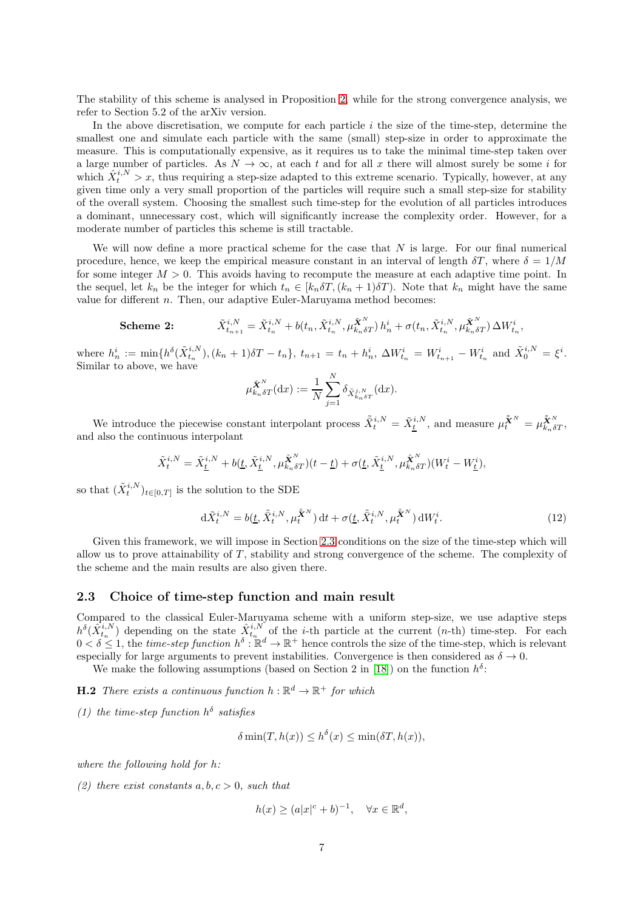The stability of this scheme is analysed in Proposition 2, while for the strong convergence analysis, we refer to Section 5.2 of the arXiv version.

In the above discretisation, we compute for each particle $i$ the size of the time-step, determine the smallest one and simulate each particle with the same (small) step-size in order to approximate the measure. This is computationally expensive, as it requires us to take the minimal time-step taken over a large number of particles. As $N \to \infty$, at each $t$ and for all $x$ there will almost surely be some $i$ for which $\hat{X}_t^{i,N} > x$, thus requiring a step-size adapted to this extreme scenario. Typically, however, at any given time only a very small proportion of the particles will require such a small step-size for stability of the overall system. Choosing the smallest such time-step for the evolution of all particles introduces a dominant, unnecessary cost, which will significantly increase the complexity order. However, for a moderate number of particles this scheme is still tractable.

We will now define a more practical scheme for the case that $N$ is large. For our final numerical procedure, hence, we keep the empirical measure constant in an interval of length $\delta T$, where $\delta = 1/M$ for some integer $M > 0$. This avoids having to recompute the measure at each adaptive time point. In the sequel, let $k_n$ be the integer for which $t_n \in [k_n \delta T, (k_n+1)\delta T)$. Note that $k_n$ might have the same value for different $n$. Then, our adaptive Euler-Maruyama method becomes:

$$
\textbf{Scheme 2:} \qquad \tilde{X}_{t_{n+1}}^{i,N} = \tilde{X}_{t_n}^{i,N} + b(t_n, \tilde{X}_{t_n}^{i,N}, \mu_{k_n \delta T}^{\tilde{\boldsymbol{X}}^N})\, h_n^i + \sigma(t_n, \tilde{X}_{t_n}^{i,N}, \mu_{k_n \delta T}^{\tilde{\boldsymbol{X}}^N})\, \Delta W_{t_n}^i,
$$

where $h_n^i := \min\{h^\delta(\tilde{X}_{t_n}^{i,N}), (k_n+1)\delta T - t_n\}$, $t_{n+1} = t_n + h_n^i$, $\Delta W_{t_n}^i = W_{t_{n+1}}^i - W_{t_n}^i$ and $\tilde{X}_0^{i,N} = \xi^i$. Similar to above, we have

$$
\mu_{k_n \delta T}^{\tilde{\boldsymbol{X}}^N}(\mathrm{d}x) := \frac{1}{N} \sum_{j=1}^{N} \delta_{\tilde{X}_{k_n \delta T}^{j,N}}(\mathrm{d}x).
$$

We introduce the piecewise constant interpolant process $\bar{\tilde{X}}_t^{i,N} = \tilde{X}_{\underline{t}}^{i,N}$, and measure $\mu_t^{\bar{\tilde{\boldsymbol{X}}}^N} = \mu_{k_n \delta T}^{\tilde{\boldsymbol{X}}^N}$, and also the continuous interpolant

$$
\tilde{X}_t^{i,N} = \tilde{X}_{\underline{t}}^{i,N} + b(\underline{t}, \tilde{X}_{\underline{t}}^{i,N}, \mu_{k_n \delta T}^{\tilde{\boldsymbol{X}}^N})(t - \underline{t}) + \sigma(\underline{t}, \tilde{X}_{\underline{t}}^{i,N}, \mu_{k_n \delta T}^{\tilde{\boldsymbol{X}}^N})(W_t^i - W_{\underline{t}}^i),
$$

so that $(\tilde{X}_t^{i,N})_{t \in [0,T]}$ is the solution to the SDE

$$
\mathrm{d}\tilde{X}_t^{i,N} = b(\underline{t}, \bar{\tilde{X}}_t^{i,N}, \mu_t^{\bar{\tilde{\boldsymbol{X}}}^N})\, \mathrm{d}t + \sigma(\underline{t}, \bar{\tilde{X}}_t^{i,N}, \mu_t^{\bar{\tilde{\boldsymbol{X}}}^N})\, \mathrm{d}W_t^i. \tag{12}
$$

Given this framework, we will impose in Section 2.3 conditions on the size of the time-step which will allow us to prove attainability of $T$, stability and strong convergence of the scheme. The complexity of the scheme and the main results are also given there.

## 2.3 Choice of time-step function and main result

Compared to the classical Euler-Maruyama scheme with a uniform step-size, we use adaptive steps $h^\delta(\hat{X}_{t_n}^{i,N})$ depending on the state $\hat{X}_{t_n}^{i,N}$ of the $i$-th particle at the current ($n$-th) time-step. For each $0 < \delta \leq 1$, the *time-step function* $h^\delta : \mathbb{R}^d \to \mathbb{R}^+$ hence controls the size of the time-step, which is relevant especially for large arguments to prevent instabilities. Convergence is then considered as $\delta \to 0$.

We make the following assumptions (based on Section 2 in [18]) on the function $h^\delta$:

**H.2** *There exists a continuous function $h : \mathbb{R}^d \to \mathbb{R}^+$ for which*

*(1) the time-step function $h^\delta$ satisfies*

$$
\delta \min(T, h(x)) \leq h^\delta(x) \leq \min(\delta T, h(x)),
$$

*where the following hold for $h$:*

*(2) there exist constants $a, b, c > 0$, such that*

$$
h(x) \geq (a|x|^c + b)^{-1}, \quad \forall x \in \mathbb{R}^d,
$$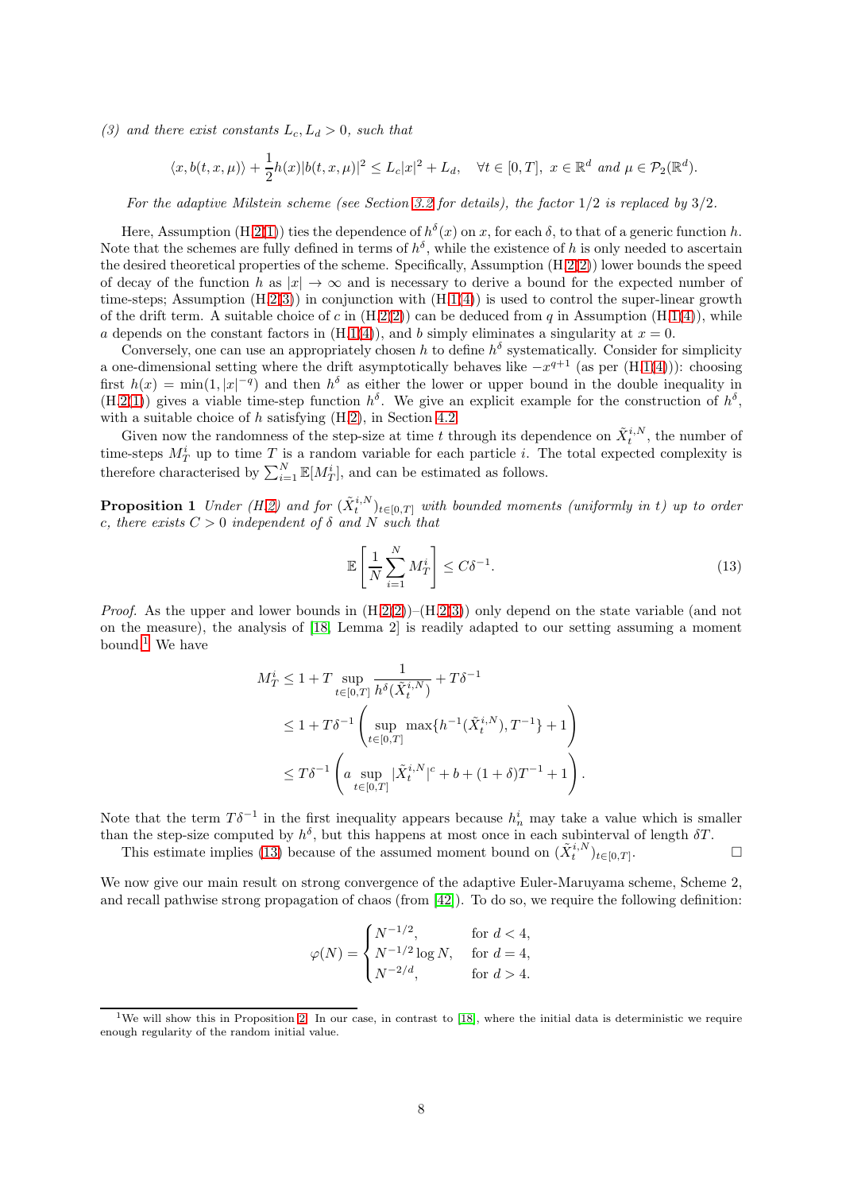*(3) and there exist constants $L_c, L_d > 0$, such that*

$$\langle x, b(t,x,\mu)\rangle + \frac{1}{2}h(x)|b(t,x,\mu)|^2 \leq L_c|x|^2 + L_d, \quad \forall t \in [0,T],\ x \in \mathbb{R}^d \text{ and } \mu \in \mathcal{P}_2(\mathbb{R}^d).$$

*For the adaptive Milstein scheme (see Section 3.2 for details), the factor 1/2 is replaced by 3/2.*

Here, Assumption (H.2(1)) ties the dependence of $h^\delta(x)$ on $x$, for each $\delta$, to that of a generic function $h$. Note that the schemes are fully defined in terms of $h^\delta$, while the existence of $h$ is only needed to ascertain the desired theoretical properties of the scheme. Specifically, Assumption (H.2(2)) lower bounds the speed of decay of the function $h$ as $|x| \to \infty$ and is necessary to derive a bound for the expected number of time-steps; Assumption (H.2(3)) in conjunction with (H.1(4)) is used to control the super-linear growth of the drift term. A suitable choice of $c$ in (H.2(2)) can be deduced from $q$ in Assumption (H.1(4)), while $a$ depends on the constant factors in (H.1(4)), and $b$ simply eliminates a singularity at $x = 0$.

Conversely, one can use an appropriately chosen $h$ to define $h^\delta$ systematically. Consider for simplicity a one-dimensional setting where the drift asymptotically behaves like $-x^{q+1}$ (as per (H.1(4))): choosing first $h(x) = \min(1, |x|^{-q})$ and then $h^\delta$ as either the lower or upper bound in the double inequality in (H.2(1)) gives a viable time-step function $h^\delta$. We give an explicit example for the construction of $h^\delta$, with a suitable choice of $h$ satisfying (H.2), in Section 4.2.

Given now the randomness of the step-size at time $t$ through its dependence on $\tilde{X}_t^{i,N}$, the number of time-steps $M_T^i$ up to time $T$ is a random variable for each particle $i$. The total expected complexity is therefore characterised by $\sum_{i=1}^N \mathbb{E}[M_T^i]$, and can be estimated as follows.

**Proposition 1** *Under (H.2) and for $(\tilde{X}_t^{i,N})_{t\in[0,T]}$ with bounded moments (uniformly in $t$) up to order $c$, there exists $C > 0$ independent of $\delta$ and $N$ such that*

$$\mathbb{E}\left[\frac{1}{N}\sum_{i=1}^N M_T^i\right] \leq C\delta^{-1}. \tag{13}$$

*Proof.* As the upper and lower bounds in (H.2(2))–(H.2(3)) only depend on the state variable (and not on the measure), the analysis of [18, Lemma 2] is readily adapted to our setting assuming a moment bound.[1] We have

$$\begin{aligned}
M_T^i &\leq 1 + T \sup_{t\in[0,T]} \frac{1}{h^\delta(\tilde{X}_t^{i,N})} + T\delta^{-1} \\
&\leq 1 + T\delta^{-1}\left(\sup_{t\in[0,T]} \max\{h^{-1}(\tilde{X}_t^{i,N}), T^{-1}\} + 1\right) \\
&\leq T\delta^{-1}\left(a \sup_{t\in[0,T]} |\tilde{X}_t^{i,N}|^c + b + (1+\delta)T^{-1} + 1\right).
\end{aligned}$$

Note that the term $T\delta^{-1}$ in the first inequality appears because $h_n^i$ may take a value which is smaller than the step-size computed by $h^\delta$, but this happens at most once in each subinterval of length $\delta T$.

This estimate implies (13) because of the assumed moment bound on $(\tilde{X}_t^{i,N})_{t\in[0,T]}$. □

We now give our main result on strong convergence of the adaptive Euler-Maruyama scheme, Scheme 2, and recall pathwise strong propagation of chaos (from [42]). To do so, we require the following definition:

$$\varphi(N) = \begin{cases} N^{-1/2}, & \text{for } d < 4, \\ N^{-1/2}\log N, & \text{for } d = 4, \\ N^{-2/d}, & \text{for } d > 4. \end{cases}$$

[1] We will show this in Proposition 2. In our case, in contrast to [18], where the initial data is deterministic we require enough regularity of the random initial value.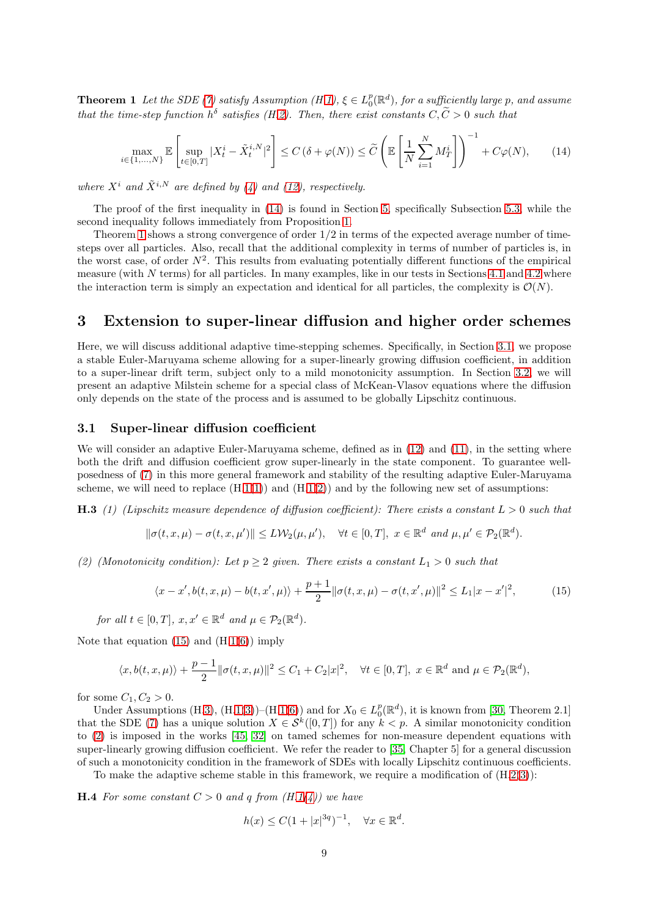**Theorem 1** *Let the SDE (7) satisfy Assumption (H1), $\xi \in L_0^p(\mathbb{R}^d)$, for a sufficiently large $p$, and assume that the time-step function $h^\delta$ satisfies (H2). Then, there exist constants $C, \widetilde{C} > 0$ such that*

$$\max_{i\in\{1,\dots,N\}} \mathbb{E}\left[\sup_{t\in[0,T]} |X_t^i - \tilde{X}_t^{i,N}|^2\right] \le C\left(\delta + \varphi(N)\right) \le \widetilde{C}\left(\mathbb{E}\left[\frac{1}{N}\sum_{i=1}^{N} M_T^i\right]\right)^{-1} + C\varphi(N), \tag{14}$$

*where $X^i$ and $\tilde{X}^{i,N}$ are defined by (4) and (12), respectively.*

The proof of the first inequality in (14) is found in Section 5, specifically Subsection 5.3, while the second inequality follows immediately from Proposition 1.

Theorem 1 shows a strong convergence of order 1/2 in terms of the expected average number of time-steps over all particles. Also, recall that the additional complexity in terms of number of particles is, in the worst case, of order $N^2$. This results from evaluating potentially different functions of the empirical measure (with $N$ terms) for all particles. In many examples, like in our tests in Sections 4.1 and 4.2 where the interaction term is simply an expectation and identical for all particles, the complexity is $\mathcal{O}(N)$.

# 3 Extension to super-linear diffusion and higher order schemes

Here, we will discuss additional adaptive time-stepping schemes. Specifically, in Section 3.1, we propose a stable Euler-Maruyama scheme allowing for a super-linearly growing diffusion coefficient, in addition to a super-linear drift term, subject only to a mild monotonicity assumption. In Section 3.2, we will present an adaptive Milstein scheme for a special class of McKean-Vlasov equations where the diffusion only depends on the state of the process and is assumed to be globally Lipschitz continuous.

## 3.1 Super-linear diffusion coefficient

We will consider an adaptive Euler-Maruyama scheme, defined as in (12) and (11), in the setting where both the drift and diffusion coefficient grow super-linearly in the state component. To guarantee well-posedness of (7) in this more general framework and stability of the resulting adaptive Euler-Maruyama scheme, we will need to replace (H1(1)) and (H1(2)) and by the following new set of assumptions:

**H.3** *(1) (Lipschitz measure dependence of diffusion coefficient): There exists a constant $L > 0$ such that*

$$\|\sigma(t,x,\mu) - \sigma(t,x,\mu')\| \le L\mathcal{W}_2(\mu,\mu'), \quad \forall t\in[0,T],\ x\in\mathbb{R}^d \text{ and } \mu,\mu'\in\mathcal{P}_2(\mathbb{R}^d).$$

*(2) (Monotonicity condition): Let $p \ge 2$ given. There exists a constant $L_1 > 0$ such that*

$$\langle x - x', b(t,x,\mu) - b(t,x',\mu)\rangle + \frac{p+1}{2}\|\sigma(t,x,\mu) - \sigma(t,x',\mu)\|^2 \le L_1|x - x'|^2, \tag{15}$$

*for all $t\in[0,T]$, $x,x'\in\mathbb{R}^d$ and $\mu\in\mathcal{P}_2(\mathbb{R}^d)$.*

Note that equation (15) and (H1(6)) imply

$$\langle x, b(t,x,\mu)\rangle + \frac{p-1}{2}\|\sigma(t,x,\mu)\|^2 \le C_1 + C_2|x|^2, \quad \forall t\in[0,T],\ x\in\mathbb{R}^d \text{ and } \mu\in\mathcal{P}_2(\mathbb{R}^d),$$

for some $C_1, C_2 > 0$.

Under Assumptions (H3), (H1(3))–(H1(6)) and for $X_0 \in L_0^p(\mathbb{R}^d)$, it is known from [30, Theorem 2.1] that the SDE (7) has a unique solution $X \in \mathcal{S}^k([0,T])$ for any $k < p$. A similar monotonicity condition to (2) is imposed in the works [45, 32] on tamed schemes for non-measure dependent equations with super-linearly growing diffusion coefficient. We refer the reader to [35, Chapter 5] for a general discussion of such a monotonicity condition in the framework of SDEs with locally Lipschitz continuous coefficients.

To make the adaptive scheme stable in this framework, we require a modification of (H2(3)):

**H.4** *For some constant $C > 0$ and $q$ from (H1(4)) we have*

$$h(x) \le C(1 + |x|^{3q})^{-1}, \quad \forall x\in\mathbb{R}^d.$$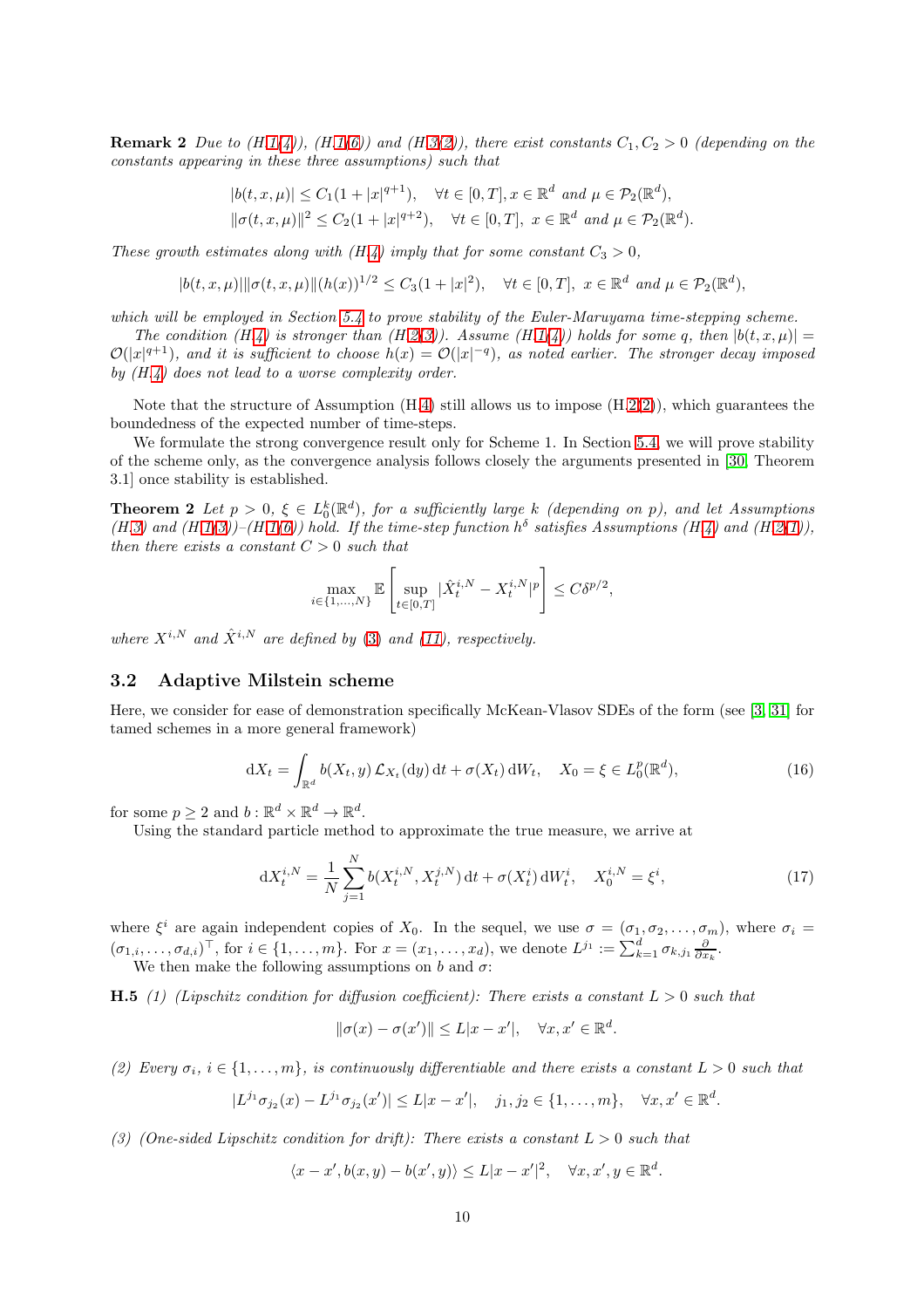**Remark 2** *Due to (H.1(4)), (H.1(6)) and (H.3(2)), there exist constants $C_1, C_2 > 0$ (depending on the constants appearing in these three assumptions) such that*

$$|b(t,x,\mu)| \le C_1(1+|x|^{q+1}), \quad \forall t \in [0,T], x \in \mathbb{R}^d \text{ and } \mu \in \mathcal{P}_2(\mathbb{R}^d),$$
$$\|\sigma(t,x,\mu)\|^2 \le C_2(1+|x|^{q+2}), \quad \forall t \in [0,T],\ x \in \mathbb{R}^d \text{ and } \mu \in \mathcal{P}_2(\mathbb{R}^d).$$

*These growth estimates along with (H.4) imply that for some constant $C_3 > 0$,*

$$|b(t,x,\mu)|\|\sigma(t,x,\mu)\|(h(x))^{1/2} \le C_3(1+|x|^2), \quad \forall t \in [0,T],\ x \in \mathbb{R}^d \text{ and } \mu \in \mathcal{P}_2(\mathbb{R}^d),$$

*which will be employed in Section 5.4 to prove stability of the Euler-Maruyama time-stepping scheme.*

*The condition (H.4) is stronger than (H.2(3)). Assume (H.1(4)) holds for some $q$, then $|b(t,x,\mu)| = \mathcal{O}(|x|^{q+1})$, and it is sufficient to choose $h(x) = \mathcal{O}(|x|^{-q})$, as noted earlier. The stronger decay imposed by (H.4) does not lead to a worse complexity order.*

Note that the structure of Assumption (H.4) still allows us to impose (H.2(2)), which guarantees the boundedness of the expected number of time-steps.

We formulate the strong convergence result only for Scheme 1. In Section 5.4, we will prove stability of the scheme only, as the convergence analysis follows closely the arguments presented in [30, Theorem 3.1] once stability is established.

**Theorem 2** *Let $p > 0$, $\xi \in L_0^k(\mathbb{R}^d)$, for a sufficiently large $k$ (depending on $p$), and let Assumptions (H.3) and (H.1(3))–(H.1(6)) hold. If the time-step function $h^\delta$ satisfies Assumptions (H.4) and (H.2(1)), then there exists a constant $C > 0$ such that*

$$\max_{i \in \{1,\dots,N\}} \mathbb{E}\left[\sup_{t\in[0,T]} |\hat{X}_t^{i,N} - X_t^{i,N}|^p\right] \le C\delta^{p/2},$$

*where $X^{i,N}$ and $\hat{X}^{i,N}$ are defined by (3) and (11), respectively.*

### 3.2 Adaptive Milstein scheme

Here, we consider for ease of demonstration specifically McKean-Vlasov SDEs of the form (see [3, 31] for tamed schemes in a more general framework)

$$\mathrm{d}X_t = \int_{\mathbb{R}^d} b(X_t, y)\, \mathcal{L}_{X_t}(\mathrm{d}y)\, \mathrm{d}t + \sigma(X_t)\, \mathrm{d}W_t, \quad X_0 = \xi \in L_0^p(\mathbb{R}^d), \tag{16}$$

for some $p \ge 2$ and $b : \mathbb{R}^d \times \mathbb{R}^d \to \mathbb{R}^d$.

Using the standard particle method to approximate the true measure, we arrive at

$$\mathrm{d}X_t^{i,N} = \frac{1}{N}\sum_{j=1}^N b(X_t^{i,N}, X_t^{j,N})\, \mathrm{d}t + \sigma(X_t^i)\, \mathrm{d}W_t^i, \quad X_0^{i,N} = \xi^i, \tag{17}$$

where $\xi^i$ are again independent copies of $X_0$. In the sequel, we use $\sigma = (\sigma_1, \sigma_2, \dots, \sigma_m)$, where $\sigma_i = (\sigma_{1,i}, \dots, \sigma_{d,i})^\top$, for $i \in \{1, \dots, m\}$. For $x = (x_1, \dots, x_d)$, we denote $L^{j_1} := \sum_{k=1}^d \sigma_{k,j_1} \frac{\partial}{\partial x_k}$.

We then make the following assumptions on $b$ and $\sigma$:

**H.5** *(1) (Lipschitz condition for diffusion coefficient): There exists a constant $L > 0$ such that*

$$\|\sigma(x) - \sigma(x')\| \le L|x - x'|, \quad \forall x, x' \in \mathbb{R}^d.$$

*(2) Every $\sigma_i$, $i \in \{1, \dots, m\}$, is continuously differentiable and there exists a constant $L > 0$ such that*

$$|L^{j_1}\sigma_{j_2}(x) - L^{j_1}\sigma_{j_2}(x')| \le L|x - x'|, \quad j_1, j_2 \in \{1, \dots, m\}, \quad \forall x, x' \in \mathbb{R}^d.$$

*(3) (One-sided Lipschitz condition for drift): There exists a constant $L > 0$ such that*

$$\langle x - x', b(x,y) - b(x',y)\rangle \le L|x - x'|^2, \quad \forall x, x', y \in \mathbb{R}^d.$$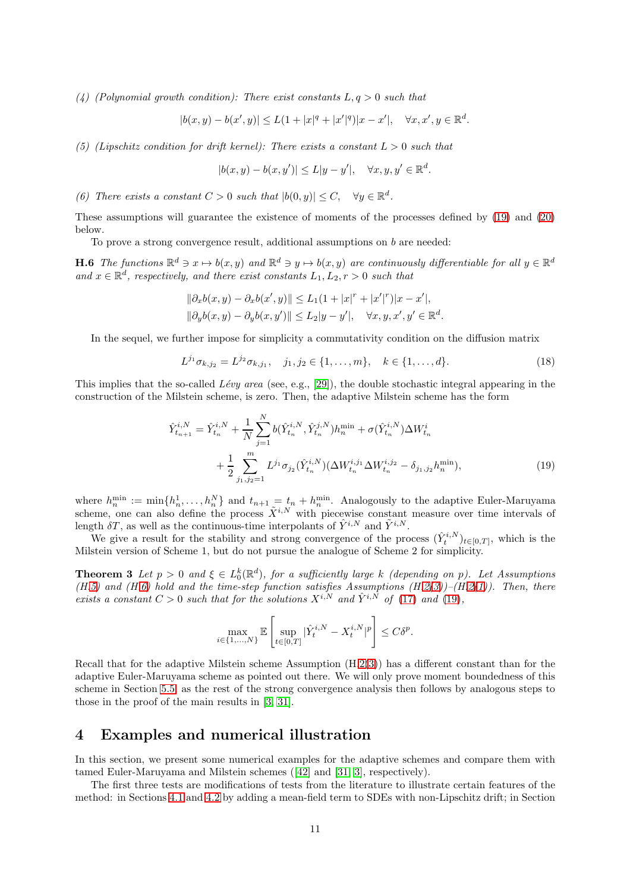*(4) (Polynomial growth condition): There exist constants $L, q > 0$ such that*

$$|b(x,y) - b(x',y)| \le L(1 + |x|^q + |x'|^q)|x - x'|, \quad \forall x, x', y \in \mathbb{R}^d.$$

*(5) (Lipschitz condition for drift kernel): There exists a constant $L > 0$ such that*

$$|b(x,y) - b(x,y')| \le L|y - y'|, \quad \forall x, y, y' \in \mathbb{R}^d.$$

*(6) There exists a constant $C > 0$ such that $|b(0,y)| \le C, \quad \forall y \in \mathbb{R}^d$.*

These assumptions will guarantee the existence of moments of the processes defined by (19) and (20) below.

To prove a strong convergence result, additional assumptions on $b$ are needed:

**H.6** *The functions $\mathbb{R}^d \ni x \mapsto b(x,y)$ and $\mathbb{R}^d \ni y \mapsto b(x,y)$ are continuously differentiable for all $y \in \mathbb{R}^d$ and $x \in \mathbb{R}^d$, respectively, and there exist constants $L_1, L_2, r > 0$ such that*

$$\|\partial_x b(x,y) - \partial_x b(x',y)\| \le L_1(1 + |x|^r + |x'|^r)|x - x'|,$$
$$\|\partial_y b(x,y) - \partial_y b(x,y')\| \le L_2|y - y'|, \quad \forall x, y, x', y' \in \mathbb{R}^d.$$

In the sequel, we further impose for simplicity a commutativity condition on the diffusion matrix

$$L^{j_1}\sigma_{k,j_2} = L^{j_2}\sigma_{k,j_1}, \quad j_1, j_2 \in \{1, \dots, m\}, \quad k \in \{1, \dots, d\}. \tag{18}$$

This implies that the so-called *Lévy area* (see, e.g., [29]), the double stochastic integral appearing in the construction of the Milstein scheme, is zero. Then, the adaptive Milstein scheme has the form

$$\begin{aligned}\hat{Y}^{i,N}_{t_{n+1}} = \hat{Y}^{i,N}_{t_n} &+ \frac{1}{N}\sum_{j=1}^N b(\hat{Y}^{i,N}_{t_n}, \hat{Y}^{j,N}_{t_n})h_n^{\min} + \sigma(\hat{Y}^{i,N}_{t_n})\Delta W^i_{t_n} \\ &+ \frac{1}{2}\sum_{j_1,j_2=1}^m L^{j_1}\sigma_{j_2}(\hat{Y}^{i,N}_{t_n})(\Delta W^{i,j_1}_{t_n}\Delta W^{i,j_2}_{t_n} - \delta_{j_1,j_2}h_n^{\min}),\end{aligned} \tag{19}$$

where $h_n^{\min} := \min\{h_n^1, \dots, h_n^N\}$ and $t_{n+1} = t_n + h_n^{\min}$. Analogously to the adaptive Euler-Maruyama scheme, one can also define the process $\hat{X}^{i,N}$ with piecewise constant measure over time intervals of length $\delta T$, as well as the continuous-time interpolants of $\hat{Y}^{i,N}$ and $\tilde{Y}^{i,N}$.

We give a result for the stability and strong convergence of the process $(\hat{Y}^{i,N}_t)_{t\in[0,T]}$, which is the Milstein version of Scheme 1, but do not pursue the analogue of Scheme 2 for simplicity.

**Theorem 3** *Let $p > 0$ and $\xi \in L_0^k(\mathbb{R}^d)$, for a sufficiently large $k$ (depending on $p$). Let Assumptions (H.5) and (H.6) hold and the time-step function satisfies Assumptions (H.2(3))–(H.2(1)). Then, there exists a constant $C > 0$ such that for the solutions $X^{i,N}$ and $\hat{Y}^{i,N}$ of (17) and (19),*

$$\max_{i\in\{1,\dots,N\}} \mathbb{E}\left[\sup_{t\in[0,T]} |\hat{Y}^{i,N}_t - X^{i,N}_t|^p\right] \le C\delta^p.$$

Recall that for the adaptive Milstein scheme Assumption (H.2(3)) has a different constant than for the adaptive Euler-Maruyama scheme as pointed out there. We will only prove moment boundedness of this scheme in Section 5.5, as the rest of the strong convergence analysis then follows by analogous steps to those in the proof of the main results in [3, 31].

# 4 Examples and numerical illustration

In this section, we present some numerical examples for the adaptive schemes and compare them with tamed Euler-Maruyama and Milstein schemes ([42] and [31, 3], respectively).

The first three tests are modifications of tests from the literature to illustrate certain features of the method: in Sections 4.1 and 4.2 by adding a mean-field term to SDEs with non-Lipschitz drift; in Section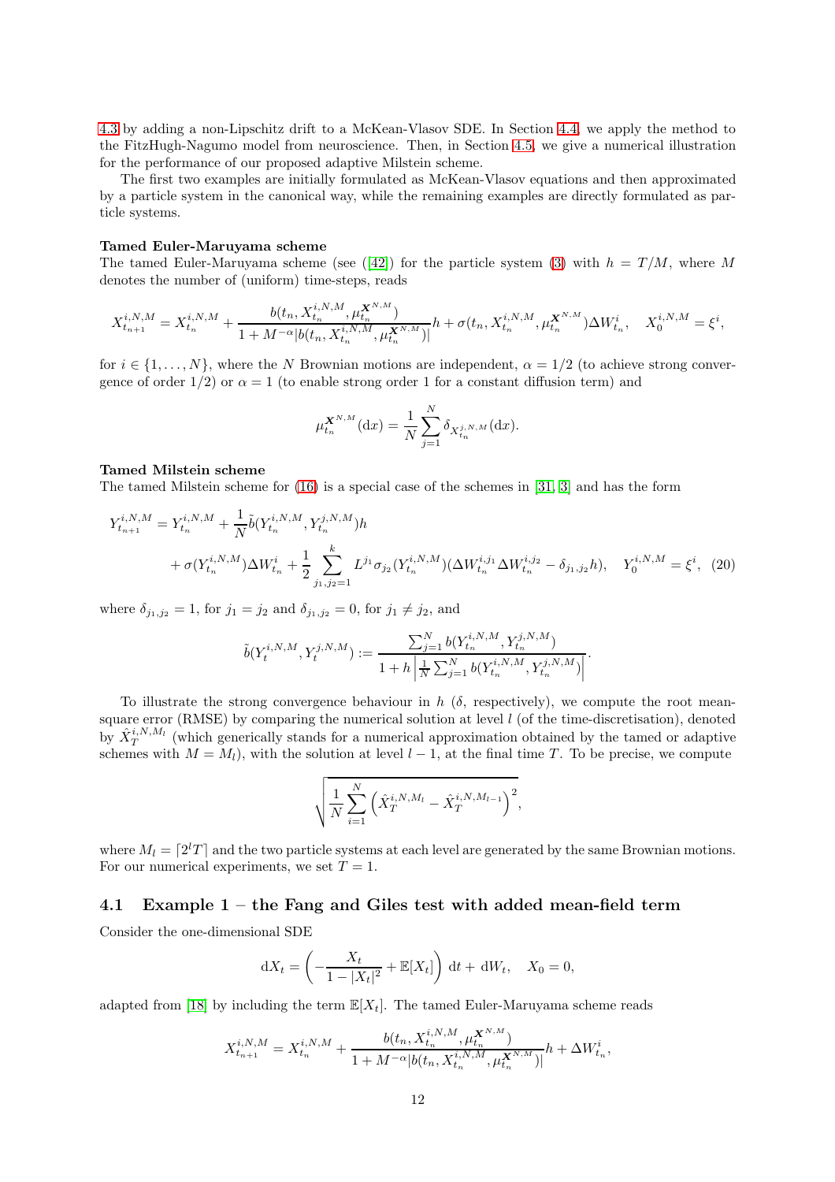4.3 by adding a non-Lipschitz drift to a McKean-Vlasov SDE. In Section 4.4, we apply the method to the FitzHugh-Nagumo model from neuroscience. Then, in Section 4.5, we give a numerical illustration for the performance of our proposed adaptive Milstein scheme.

The first two examples are initially formulated as McKean-Vlasov equations and then approximated by a particle system in the canonical way, while the remaining examples are directly formulated as particle systems.

**Tamed Euler-Maruyama scheme**
The tamed Euler-Maruyama scheme (see ([42]) for the particle system (3) with $h = T/M$, where $M$ denotes the number of (uniform) time-steps, reads

$$X_{t_{n+1}}^{i,N,M} = X_{t_n}^{i,N,M} + \frac{b(t_n, X_{t_n}^{i,N,M}, \mu_{t_n}^{\boldsymbol{X}^{N,M}})}{1 + M^{-\alpha}|b(t_n, X_{t_n}^{i,N,M}, \mu_{t_n}^{\boldsymbol{X}^{N,M}})|}h + \sigma(t_n, X_{t_n}^{i,N,M}, \mu_{t_n}^{\boldsymbol{X}^{N,M}})\Delta W_{t_n}^i, \quad X_0^{i,N,M} = \xi^i,$$

for $i \in \{1, \ldots, N\}$, where the $N$ Brownian motions are independent, $\alpha = 1/2$ (to achieve strong convergence of order 1/2) or $\alpha = 1$ (to enable strong order 1 for a constant diffusion term) and

$$\mu_{t_n}^{\boldsymbol{X}^{N,M}}(\mathrm{d}x) = \frac{1}{N}\sum_{j=1}^N \delta_{X_{t_n}^{j,N,M}}(\mathrm{d}x).$$

**Tamed Milstein scheme**
The tamed Milstein scheme for (16) is a special case of the schemes in [31, 3] and has the form

$$\begin{aligned}
Y_{t_{n+1}}^{i,N,M} = Y_{t_n}^{i,N,M} &+ \frac{1}{N}\tilde{b}(Y_{t_n}^{i,N,M}, Y_{t_n}^{j,N,M})h \\
&+ \sigma(Y_{t_n}^{i,N,M})\Delta W_{t_n}^i + \frac{1}{2}\sum_{j_1,j_2=1}^k L^{j_1}\sigma_{j_2}(Y_{t_n}^{i,N,M})(\Delta W_{t_n}^{i,j_1}\Delta W_{t_n}^{i,j_2} - \delta_{j_1,j_2}h), \quad Y_0^{i,N,M} = \xi^i, \quad (20)
\end{aligned}$$

where $\delta_{j_1,j_2} = 1$, for $j_1 = j_2$ and $\delta_{j_1,j_2} = 0$, for $j_1 \neq j_2$, and

$$\tilde{b}(Y_t^{i,N,M}, Y_t^{j,N,M}) := \frac{\sum_{j=1}^N b(Y_{t_n}^{i,N,M}, Y_{t_n}^{j,N,M})}{1 + h\left|\frac{1}{N}\sum_{j=1}^N b(Y_{t_n}^{i,N,M}, Y_{t_n}^{j,N,M})\right|}.$$

To illustrate the strong convergence behaviour in $h$ ($\delta$, respectively), we compute the root mean-square error (RMSE) by comparing the numerical solution at level $l$ (of the time-discretisation), denoted by $\hat{X}_T^{i,N,M_l}$ (which generically stands for a numerical approximation obtained by the tamed or adaptive schemes with $M = M_l$), with the solution at level $l-1$, at the final time $T$. To be precise, we compute

$$\sqrt{\frac{1}{N}\sum_{i=1}^N \left(\hat{X}_T^{i,N,M_l} - \hat{X}_T^{i,N,M_{l-1}}\right)^2},$$

where $M_l = \lceil 2^l T \rceil$ and the two particle systems at each level are generated by the same Brownian motions. For our numerical experiments, we set $T = 1$.

## 4.1 Example 1 – the Fang and Giles test with added mean-field term

Consider the one-dimensional SDE

$$\mathrm{d}X_t = \left(-\frac{X_t}{1 - |X_t|^2} + \mathbb{E}[X_t]\right)\,\mathrm{d}t + \mathrm{d}W_t, \quad X_0 = 0,$$

adapted from [18] by including the term $\mathbb{E}[X_t]$. The tamed Euler-Maruyama scheme reads

$$X_{t_{n+1}}^{i,N,M} = X_{t_n}^{i,N,M} + \frac{b(t_n, X_{t_n}^{i,N,M}, \mu_{t_n}^{\boldsymbol{X}^{N,M}})}{1 + M^{-\alpha}|b(t_n, X_{t_n}^{i,N,M}, \mu_{t_n}^{\boldsymbol{X}^{N,M}})|}h + \Delta W_{t_n}^i,$$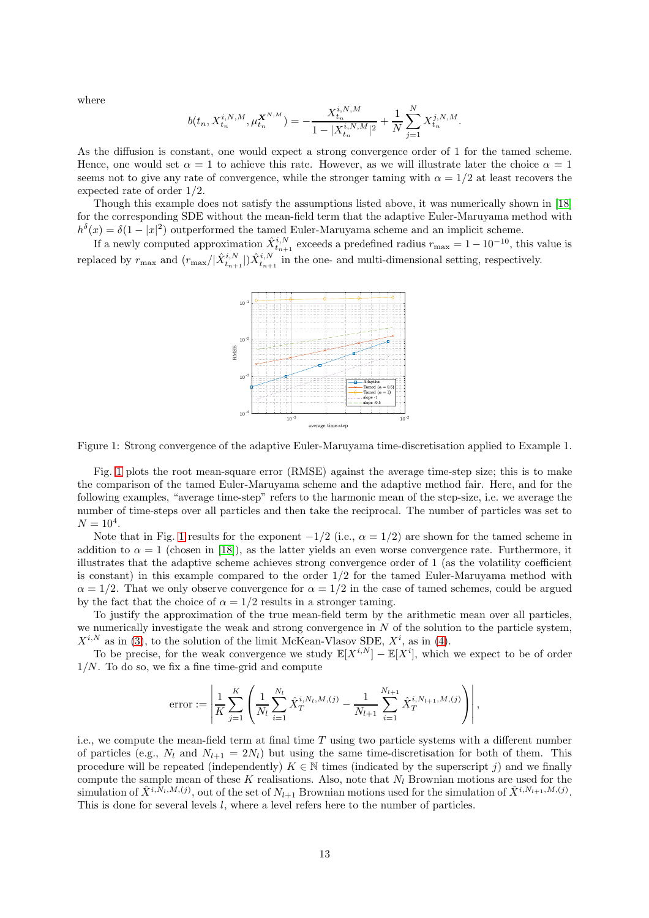where

$$b(t_n, X_{t_n}^{i,N,M}, \mu_{t_n}^{\boldsymbol{X}^{N,M}}) = -\frac{X_{t_n}^{i,N,M}}{1 - |X_{t_n}^{i,N,M}|^2} + \frac{1}{N}\sum_{j=1}^{N} X_{t_n}^{j,N,M}.$$

As the diffusion is constant, one would expect a strong convergence order of 1 for the tamed scheme. Hence, one would set $\alpha = 1$ to achieve this rate. However, as we will illustrate later the choice $\alpha = 1$ seems not to give any rate of convergence, while the stronger taming with $\alpha = 1/2$ at least recovers the expected rate of order $1/2$.

Though this example does not satisfy the assumptions listed above, it was numerically shown in [18] for the corresponding SDE without the mean-field term that the adaptive Euler-Maruyama method with $h^{\delta}(x) = \delta(1 - |x|^2)$ outperformed the tamed Euler-Maruyama scheme and an implicit scheme.

If a newly computed approximation $\hat{X}_{t_{n+1}}^{i,N}$ exceeds a predefined radius $r_{\max} = 1 - 10^{-10}$, this value is replaced by $r_{\max}$ and $(r_{\max}/|\hat{X}_{t_{n+1}}^{i,N}|)\hat{X}_{t_{n+1}}^{i,N}$ in the one- and multi-dimensional setting, respectively.

Figure 1: Strong convergence of the adaptive Euler-Maruyama time-discretisation applied to Example 1.

Fig. 1 plots the root mean-square error (RMSE) against the average time-step size; this is to make the comparison of the tamed Euler-Maruyama scheme and the adaptive method fair. Here, and for the following examples, "average time-step" refers to the harmonic mean of the step-size, i.e. we average the number of time-steps over all particles and then take the reciprocal. The number of particles was set to $N = 10^4$.

Note that in Fig. 1 results for the exponent $-1/2$ (i.e., $\alpha = 1/2$) are shown for the tamed scheme in addition to $\alpha = 1$ (chosen in [18]), as the latter yields an even worse convergence rate. Furthermore, it illustrates that the adaptive scheme achieves strong convergence order of 1 (as the volatility coefficient is constant) in this example compared to the order $1/2$ for the tamed Euler-Maruyama method with $\alpha = 1/2$. That we only observe convergence for $\alpha = 1/2$ in the case of tamed schemes, could be argued by the fact that the choice of $\alpha = 1/2$ results in a stronger taming.

To justify the approximation of the true mean-field term by the arithmetic mean over all particles, we numerically investigate the weak and strong convergence in $N$ of the solution to the particle system, $X^{i,N}$ as in (3), to the solution of the limit McKean-Vlasov SDE, $X^i$, as in (4).

To be precise, for the weak convergence we study $\mathbb{E}[X^{i,N}] - \mathbb{E}[X^i]$, which we expect to be of order $1/N$. To do so, we fix a fine time-grid and compute

$$\text{error} := \left| \frac{1}{K}\sum_{j=1}^{K} \left( \frac{1}{N_l}\sum_{i=1}^{N_l} \hat{X}_T^{i,N_l,M,(j)} - \frac{1}{N_{l+1}}\sum_{i=1}^{N_{l+1}} \hat{X}_T^{i,N_{l+1},M,(j)} \right) \right|,$$

i.e., we compute the mean-field term at final time $T$ using two particle systems with a different number of particles (e.g., $N_l$ and $N_{l+1} = 2N_l$) but using the same time-discretisation for both of them. This procedure will be repeated (independently) $K \in \mathbb{N}$ times (indicated by the superscript $j$) and we finally compute the sample mean of these $K$ realisations. Also, note that $N_l$ Brownian motions are used for the simulation of $\hat{X}^{i,N_l,M,(j)}$, out of the set of $N_{l+1}$ Brownian motions used for the simulation of $\hat{X}^{i,N_{l+1},M,(j)}$. This is done for several levels $l$, where a level refers here to the number of particles.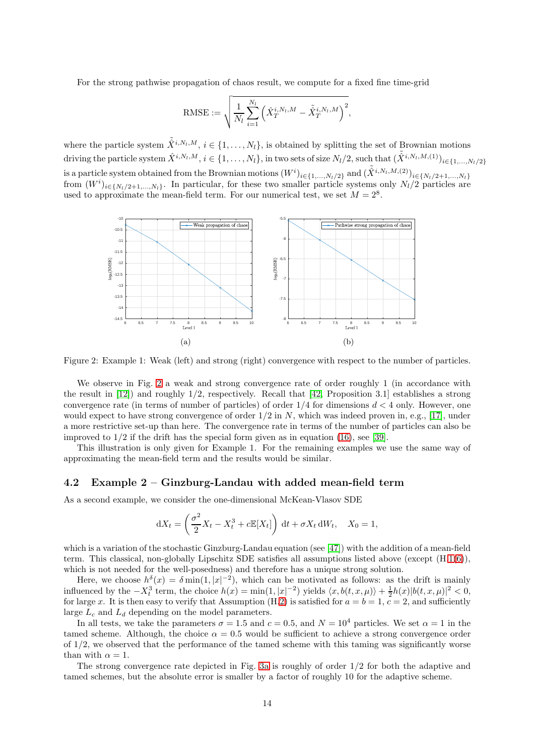For the strong pathwise propagation of chaos result, we compute for a fixed fine time-grid

$$\text{RMSE} := \sqrt{\frac{1}{N_l}\sum_{i=1}^{N_l}\left(\hat{X}_T^{i,N_l,M} - \tilde{\hat{X}}_T^{i,N_l,M}\right)^2},$$

where the particle system $\tilde{\hat{X}}^{i,N_l,M}$, $i \in \{1,\dots,N_l\}$, is obtained by splitting the set of Brownian motions driving the particle system $\hat{X}^{i,N_l,M}$, $i \in \{1,\dots,N_l\}$, in two sets of size $N_l/2$, such that $(\tilde{\hat{X}}^{i,N_l,M,(1)})_{i\in\{1,\dots,N_l/2\}}$ is a particle system obtained from the Brownian motions $(W^i)_{i\in\{1,\dots,N_l/2\}}$ and $(\tilde{\hat{X}}^{i,N_l,M,(2)})_{i\in\{N_l/2+1,\dots,N_l\}}$ from $(W^i)_{i\in\{N_l/2+1,\dots,N_l\}}$. In particular, for these two smaller particle systems only $N_l/2$ particles are used to approximate the mean-field term. For our numerical test, we set $M = 2^8$.

(a)

(b)

Figure 2: Example 1: Weak (left) and strong (right) convergence with respect to the number of particles.

We observe in Fig. 2 a weak and strong convergence rate of order roughly 1 (in accordance with the result in [12]) and roughly 1/2, respectively. Recall that [42, Proposition 3.1] establishes a strong convergence rate (in terms of number of particles) of order 1/4 for dimensions $d < 4$ only. However, one would expect to have strong convergence of order 1/2 in $N$, which was indeed proven in, e.g., [17], under a more restrictive set-up than here. The convergence rate in terms of the number of particles can also be improved to 1/2 if the drift has the special form given as in equation (16), see [39].

This illustration is only given for Example 1. For the remaining examples we use the same way of approximating the mean-field term and the results would be similar.

## 4.2 Example 2 – Ginzburg-Landau with added mean-field term

As a second example, we consider the one-dimensional McKean-Vlasov SDE

$$\mathrm{d}X_t = \left(\frac{\sigma^2}{2}X_t - X_t^3 + c\mathbb{E}[X_t]\right)\,\mathrm{d}t + \sigma X_t\,\mathrm{d}W_t, \quad X_0 = 1,$$

which is a variation of the stochastic Ginzburg-Landau equation (see [47]) with the addition of a mean-field term. This classical, non-globally Lipschitz SDE satisfies all assumptions listed above (except (H.1(6)), which is not needed for the well-posedness) and therefore has a unique strong solution.

Here, we choose $h^\delta(x) = \delta\min(1,|x|^{-2})$, which can be motivated as follows: as the drift is mainly influenced by the $-X_t^3$ term, the choice $h(x) = \min(1,|x|^{-2})$ yields $\langle x, b(t,x,\mu)\rangle + \frac{1}{2}h(x)|b(t,x,\mu)|^2 < 0$, for large $x$. It is then easy to verify that Assumption (H.2) is satisfied for $a = b = 1$, $c = 2$, and sufficiently large $L_c$ and $L_d$ depending on the model parameters.

In all tests, we take the parameters $\sigma = 1.5$ and $c = 0.5$, and $N = 10^4$ particles. We set $\alpha = 1$ in the tamed scheme. Although, the choice $\alpha = 0.5$ would be sufficient to achieve a strong convergence order of 1/2, we observed that the performance of the tamed scheme with this taming was significantly worse than with $\alpha = 1$.

The strong convergence rate depicted in Fig. 3a is roughly of order 1/2 for both the adaptive and tamed schemes, but the absolute error is smaller by a factor of roughly 10 for the adaptive scheme.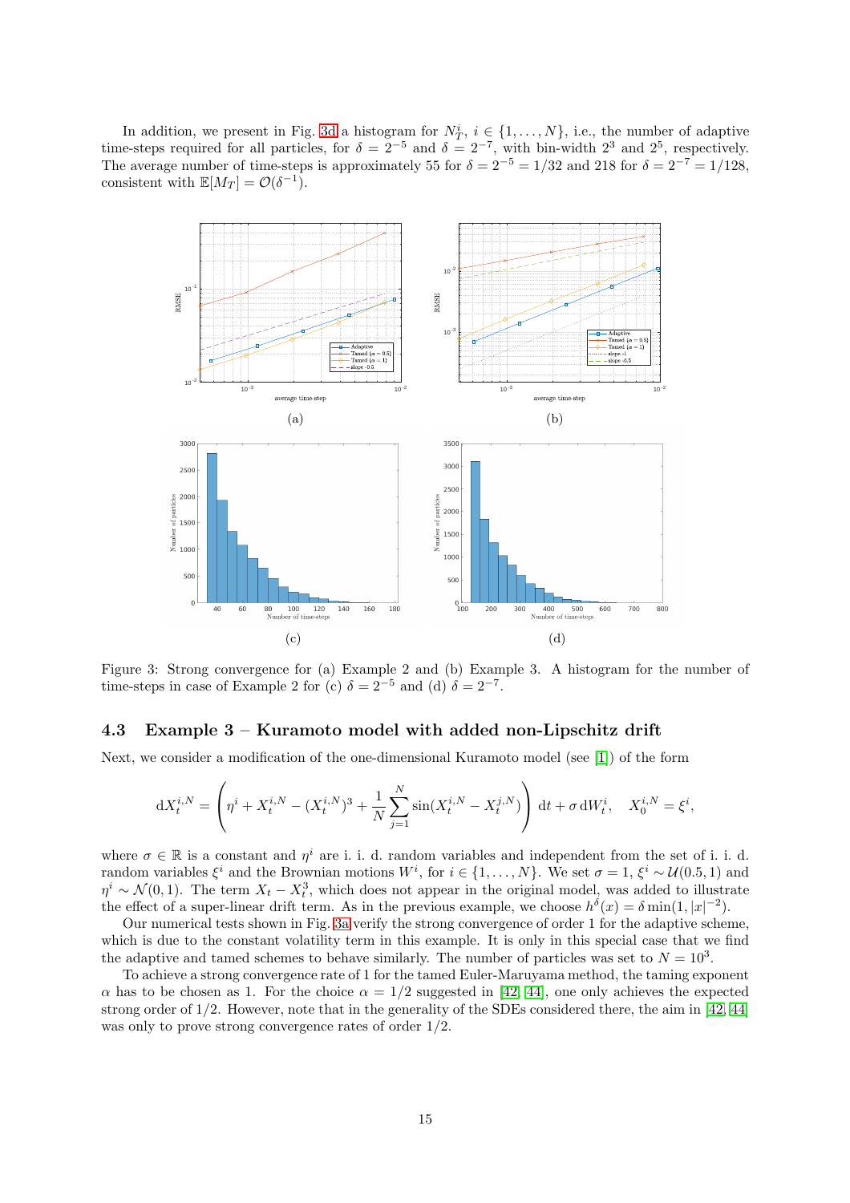In addition, we present in Fig. 3d a histogram for $N_T^i$, $i \in \{1, \ldots, N\}$, i.e., the number of adaptive time-steps required for all particles, for $\delta = 2^{-5}$ and $\delta = 2^{-7}$, with bin-width $2^3$ and $2^5$, respectively. The average number of time-steps is approximately 55 for $\delta = 2^{-5} = 1/32$ and 218 for $\delta = 2^{-7} = 1/128$, consistent with $\mathbb{E}[M_T] = \mathcal{O}(\delta^{-1})$.

Figure 3: Strong convergence for (a) Example 2 and (b) Example 3. A histogram for the number of time-steps in case of Example 2 for (c) $\delta = 2^{-5}$ and (d) $\delta = 2^{-7}$.

### 4.3 Example 3 – Kuramoto model with added non-Lipschitz drift

Next, we consider a modification of the one-dimensional Kuramoto model (see [1]) of the form

$$\mathrm{d}X_t^{i,N} = \left( \eta^i + X_t^{i,N} - (X_t^{i,N})^3 + \frac{1}{N} \sum_{j=1}^{N} \sin(X_t^{i,N} - X_t^{j,N}) \right) \mathrm{d}t + \sigma \, \mathrm{d}W_t^i, \quad X_0^{i,N} = \xi^i,$$

where $\sigma \in \mathbb{R}$ is a constant and $\eta^i$ are i. i. d. random variables and independent from the set of i. i. d. random variables $\xi^i$ and the Brownian motions $W^i$, for $i \in \{1, \ldots, N\}$. We set $\sigma = 1$, $\xi^i \sim \mathcal{U}(0.5, 1)$ and $\eta^i \sim \mathcal{N}(0, 1)$. The term $X_t - X_t^3$, which does not appear in the original model, was added to illustrate the effect of a super-linear drift term. As in the previous example, we choose $h^\delta(x) = \delta \min(1, |x|^{-2})$.

Our numerical tests shown in Fig. 3a verify the strong convergence of order 1 for the adaptive scheme, which is due to the constant volatility term in this example. It is only in this special case that we find the adaptive and tamed schemes to behave similarly. The number of particles was set to $N = 10^3$.

To achieve a strong convergence rate of 1 for the tamed Euler-Maruyama method, the taming exponent $\alpha$ has to be chosen as 1. For the choice $\alpha = 1/2$ suggested in [42, 44], one only achieves the expected strong order of $1/2$. However, note that in the generality of the SDEs considered there, the aim in [42, 44] was only to prove strong convergence rates of order $1/2$.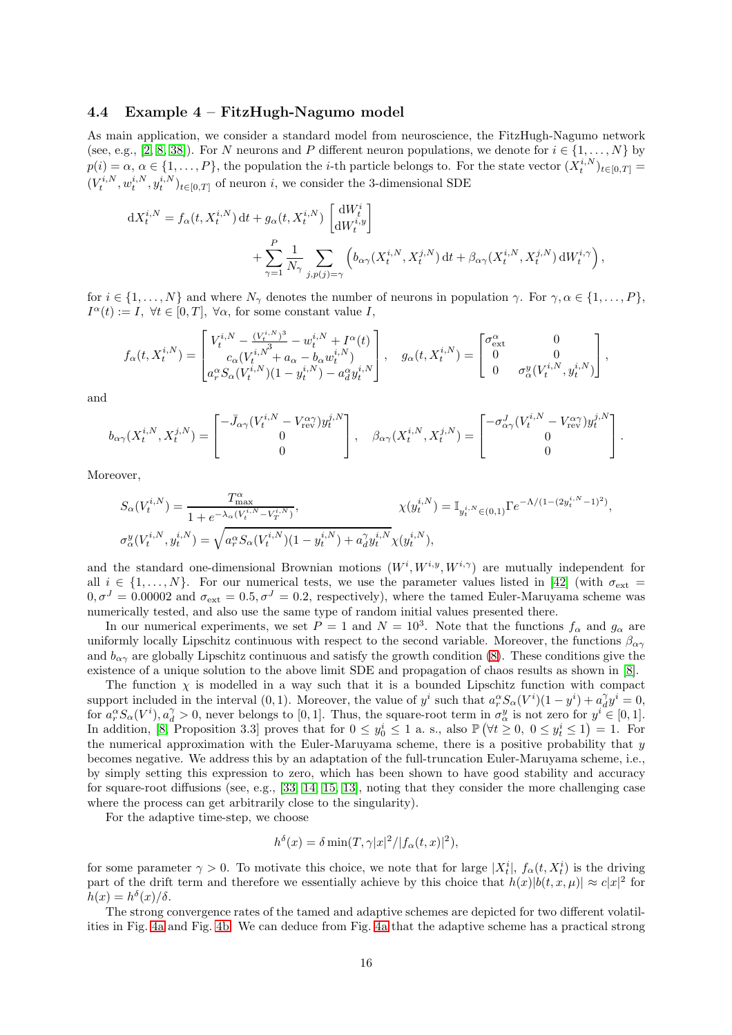### 4.4 Example 4 – FitzHugh-Nagumo model

As main application, we consider a standard model from neuroscience, the FitzHugh-Nagumo network (see, e.g., [2, 8, 38]). For $N$ neurons and $P$ different neuron populations, we denote for $i \in \{1, \dots, N\}$ by $p(i) = \alpha$, $\alpha \in \{1, \dots, P\}$, the population the $i$-th particle belongs to. For the state vector $(X_t^{i,N})_{t\in[0,T]} = (V_t^{i,N}, w_t^{i,N}, y_t^{i,N})_{t\in[0,T]}$ of neuron $i$, we consider the 3-dimensional SDE

$$
\begin{aligned}
\mathrm{d}X_t^{i,N} &= f_\alpha(t, X_t^{i,N})\,\mathrm{d}t + g_\alpha(t, X_t^{i,N}) \begin{bmatrix} \mathrm{d}W_t^i \\ \mathrm{d}W_t^{i,y} \end{bmatrix} \\
&\quad + \sum_{\gamma=1}^{P} \frac{1}{N_\gamma} \sum_{j, p(j)=\gamma} \left( b_{\alpha\gamma}(X_t^{i,N}, X_t^{j,N})\,\mathrm{d}t + \beta_{\alpha\gamma}(X_t^{i,N}, X_t^{j,N})\,\mathrm{d}W_t^{i,\gamma} \right),
\end{aligned}
$$

for $i \in \{1, \dots, N\}$ and where $N_\gamma$ denotes the number of neurons in population $\gamma$. For $\gamma, \alpha \in \{1, \dots, P\}$, $I^\alpha(t) := I$, $\forall t \in [0, T]$, $\forall \alpha$, for some constant value $I$,

$$
f_\alpha(t, X_t^{i,N}) = \begin{bmatrix} V_t^{i,N} - \frac{(V_t^{i,N})^3}{3} - w_t^{i,N} + I^\alpha(t) \\ c_\alpha(V_t^{i,N} + a_\alpha - b_\alpha w_t^{i,N}) \\ a_r^\alpha S_\alpha(V_t^{i,N})(1 - y_t^{i,N}) - a_d^\alpha y_t^{i,N} \end{bmatrix}, \quad g_\alpha(t, X_t^{i,N}) = \begin{bmatrix} \sigma_{\mathrm{ext}}^\alpha & 0 \\ 0 & 0 \\ 0 & \sigma_\alpha^y(V_t^{i,N}, y_t^{i,N}) \end{bmatrix},
$$

and

$$
b_{\alpha\gamma}(X_t^{i,N}, X_t^{j,N}) = \begin{bmatrix} -\bar{J}_{\alpha\gamma}(V_t^{i,N} - V_{\mathrm{rev}}^{\alpha\gamma}) y_t^{j,N} \\ 0 \\ 0 \end{bmatrix}, \quad \beta_{\alpha\gamma}(X_t^{i,N}, X_t^{j,N}) = \begin{bmatrix} -\sigma_{\alpha\gamma}^J(V_t^{i,N} - V_{\mathrm{rev}}^{\alpha\gamma}) y_t^{j,N} \\ 0 \\ 0 \end{bmatrix}.
$$

Moreover,

$$
\begin{aligned}
S_\alpha(V_t^{i,N}) &= \frac{T_{\max}^\alpha}{1 + e^{-\lambda_\alpha(V_t^{i,N} - V_T^{i,N})}}, \qquad\qquad \chi(y_t^{i,N}) = \mathbb{I}_{y_t^{i,N} \in (0,1)} \Gamma e^{-\Lambda/(1-(2y_t^{i,N}-1)^2)}, \\
\sigma_\alpha^y(V_t^{i,N}, y_t^{i,N}) &= \sqrt{a_r^\alpha S_\alpha(V_t^{i,N})(1 - y_t^{i,N}) + a_d^\gamma y_t^{i,N}}\, \chi(y_t^{i,N}),
\end{aligned}
$$

and the standard one-dimensional Brownian motions $(W^i, W^{i,y}, W^{i,\gamma})$ are mutually independent for all $i \in \{1, \dots, N\}$. For our numerical tests, we use the parameter values listed in [42] (with $\sigma_{\mathrm{ext}} = 0, \sigma^J = 0.00002$ and $\sigma_{\mathrm{ext}} = 0.5, \sigma^J = 0.2$, respectively), where the tamed Euler-Maruyama scheme was numerically tested, and also use the same type of random initial values presented there.

In our numerical experiments, we set $P = 1$ and $N = 10^3$. Note that the functions $f_\alpha$ and $g_\alpha$ are uniformly locally Lipschitz continuous with respect to the second variable. Moreover, the functions $\beta_{\alpha\gamma}$ and $b_{\alpha\gamma}$ are globally Lipschitz continuous and satisfy the growth condition (8). These conditions give the existence of a unique solution to the above limit SDE and propagation of chaos results as shown in [8].

The function $\chi$ is modelled in a way such that it is a bounded Lipschitz function with compact support included in the interval $(0, 1)$. Moreover, the value of $y^i$ such that $a_r^\alpha S_\alpha(V^i)(1 - y^i) + a_d^\gamma y^i = 0$, for $a_r^\alpha S_\alpha(V^i), a_d^\gamma > 0$, never belongs to $[0, 1]$. Thus, the square-root term in $\sigma_\alpha^y$ is not zero for $y^i \in [0, 1]$. In addition, [8, Proposition 3.3] proves that for $0 \le y_0^i \le 1$ a. s., also $\mathbb{P}(\forall t \ge 0,\ 0 \le y_t^i \le 1) = 1$. For the numerical approximation with the Euler-Maruyama scheme, there is a positive probability that $y$ becomes negative. We address this by an adaptation of the full-truncation Euler-Maruyama scheme, i.e., by simply setting this expression to zero, which has been shown to have good stability and accuracy for square-root diffusions (see, e.g., [33, 14, 15, 13], noting that they consider the more challenging case where the process can get arbitrarily close to the singularity).

For the adaptive time-step, we choose

$$
h^\delta(x) = \delta \min(T, \gamma |x|^2 / |f_\alpha(t, x)|^2),
$$

for some parameter $\gamma > 0$. To motivate this choice, we note that for large $|X_t^i|$, $f_\alpha(t, X_t^i)$ is the driving part of the drift term and therefore we essentially achieve by this choice that $h(x)|b(t, x, \mu)| \approx c|x|^2$ for $h(x) = h^\delta(x)/\delta$.

The strong convergence rates of the tamed and adaptive schemes are depicted for two different volatilities in Fig. 4a and Fig. 4b. We can deduce from Fig. 4a that the adaptive scheme has a practical strong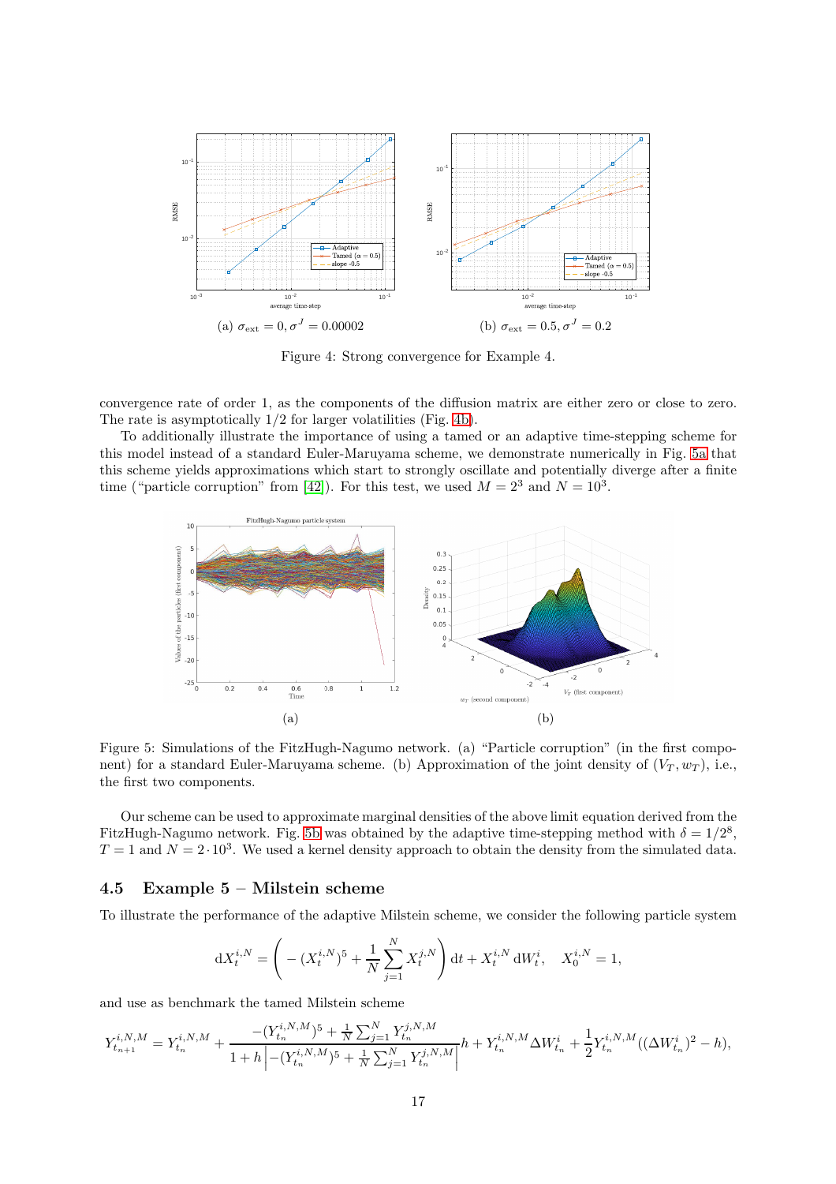(a) $\sigma_{\text{ext}} = 0, \sigma^J = 0.00002$

(b) $\sigma_{\text{ext}} = 0.5, \sigma^J = 0.2$

Figure 4: Strong convergence for Example 4.

convergence rate of order 1, as the components of the diffusion matrix are either zero or close to zero. The rate is asymptotically 1/2 for larger volatilities (Fig. 4b).

To additionally illustrate the importance of using a tamed or an adaptive time-stepping scheme for this model instead of a standard Euler-Maruyama scheme, we demonstrate numerically in Fig. 5a that this scheme yields approximations which start to strongly oscillate and potentially diverge after a finite time ("particle corruption" from [42]). For this test, we used $M = 2^3$ and $N = 10^3$.

(a)

(b)

Figure 5: Simulations of the FitzHugh-Nagumo network. (a) "Particle corruption" (in the first component) for a standard Euler-Maruyama scheme. (b) Approximation of the joint density of $(V_T, w_T)$, i.e., the first two components.

Our scheme can be used to approximate marginal densities of the above limit equation derived from the FitzHugh-Nagumo network. Fig. 5b was obtained by the adaptive time-stepping method with $\delta = 1/2^8$, $T = 1$ and $N = 2 \cdot 10^3$. We used a kernel density approach to obtain the density from the simulated data.

## 4.5 Example 5 – Milstein scheme

To illustrate the performance of the adaptive Milstein scheme, we consider the following particle system

$$\mathrm{d}X_t^{i,N} = \left( -(X_t^{i,N})^5 + \frac{1}{N}\sum_{j=1}^{N} X_t^{j,N} \right) \mathrm{d}t + X_t^{i,N} \, \mathrm{d}W_t^i, \quad X_0^{i,N} = 1,$$

and use as benchmark the tamed Milstein scheme

$$Y_{t_{n+1}}^{i,N,M} = Y_{t_n}^{i,N,M} + \frac{-(Y_{t_n}^{i,N,M})^5 + \frac{1}{N}\sum_{j=1}^{N} Y_{t_n}^{j,N,M}}{1 + h\left|-(Y_{t_n}^{i,N,M})^5 + \frac{1}{N}\sum_{j=1}^{N} Y_{t_n}^{j,N,M}\right|} h + Y_{t_n}^{i,N,M} \Delta W_{t_n}^i + \frac{1}{2} Y_{t_n}^{i,N,M} ((\Delta W_{t_n}^i)^2 - h),$$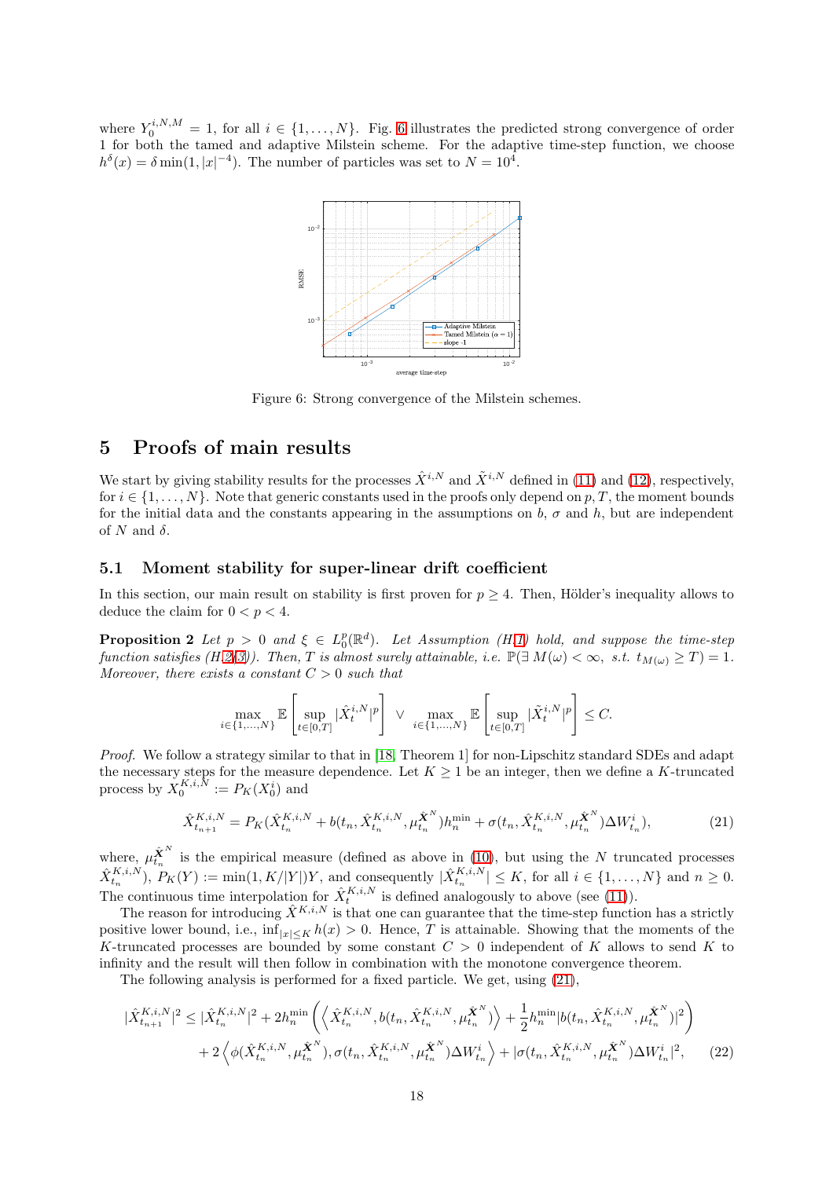where $Y_0^{i,N,M} = 1$, for all $i \in \{1, \ldots, N\}$. Fig. 6 illustrates the predicted strong convergence of order 1 for both the tamed and adaptive Milstein scheme. For the adaptive time-step function, we choose $h^\delta(x) = \delta \min(1, |x|^{-4})$. The number of particles was set to $N = 10^4$.

Figure 6: Strong convergence of the Milstein schemes.

## 5 Proofs of main results

We start by giving stability results for the processes $\hat{X}^{i,N}$ and $\tilde{X}^{i,N}$ defined in (11) and (12), respectively, for $i \in \{1, \ldots, N\}$. Note that generic constants used in the proofs only depend on $p, T$, the moment bounds for the initial data and the constants appearing in the assumptions on $b$, $\sigma$ and $h$, but are independent of $N$ and $\delta$.

### 5.1 Moment stability for super-linear drift coefficient

In this section, our main result on stability is first proven for $p \geq 4$. Then, Hölder's inequality allows to deduce the claim for $0 < p < 4$.

**Proposition 2** *Let $p > 0$ and $\xi \in L_0^p(\mathbb{R}^d)$. Let Assumption (H.1) hold, and suppose the time-step function satisfies (H.2(3)). Then, $T$ is almost surely attainable, i.e. $\mathbb{P}(\exists\, M(\omega) < \infty,\ \text{s.t. } t_{M(\omega)} \geq T) = 1$. Moreover, there exists a constant $C > 0$ such that*

$$\max_{i \in \{1,\ldots,N\}} \mathbb{E}\left[\sup_{t \in [0,T]} |\hat{X}_t^{i,N}|^p\right] \vee \max_{i \in \{1,\ldots,N\}} \mathbb{E}\left[\sup_{t \in [0,T]} |\tilde{X}_t^{i,N}|^p\right] \leq C.$$

*Proof.* We follow a strategy similar to that in [18, Theorem 1] for non-Lipschitz standard SDEs and adapt the necessary steps for the measure dependence. Let $K \geq 1$ be an integer, then we define a $K$-truncated process by $X_0^{K,i,N} := P_K(X_0^i)$ and

$$\hat{X}_{t_{n+1}}^{K,i,N} = P_K(\hat{X}_{t_n}^{K,i,N} + b(t_n, \hat{X}_{t_n}^{K,i,N}, \mu_{t_n}^{\hat{\boldsymbol{X}}^N}) h_n^{\min} + \sigma(t_n, \hat{X}_{t_n}^{K,i,N}, \mu_{t_n}^{\hat{\boldsymbol{X}}^N}) \Delta W_{t_n}^i), \tag{21}$$

where, $\mu_{t_n}^{\hat{\boldsymbol{X}}^N}$ is the empirical measure (defined as above in (10), but using the $N$ truncated processes $\hat{X}_{t_n}^{K,i,N}$), $P_K(Y) := \min(1, K/|Y|)Y$, and consequently $|\hat{X}_{t_n}^{K,i,N}| \leq K$, for all $i \in \{1, \ldots, N\}$ and $n \geq 0$. The continuous time interpolation for $\hat{X}_t^{K,i,N}$ is defined analogously to above (see (11)).

The reason for introducing $\hat{X}^{K,i,N}$ is that one can guarantee that the time-step function has a strictly positive lower bound, i.e., $\inf_{|x| \leq K} h(x) > 0$. Hence, $T$ is attainable. Showing that the moments of the $K$-truncated processes are bounded by some constant $C > 0$ independent of $K$ allows to send $K$ to infinity and the result will then follow in combination with the monotone convergence theorem.

The following analysis is performed for a fixed particle. We get, using (21),

$$\begin{aligned} |\hat{X}_{t_{n+1}}^{K,i,N}|^2 \leq |\hat{X}_{t_n}^{K,i,N}|^2 &+ 2h_n^{\min}\left(\left\langle \hat{X}_{t_n}^{K,i,N}, b(t_n, \hat{X}_{t_n}^{K,i,N}, \mu_{t_n}^{\hat{\boldsymbol{X}}^N})\right\rangle + \frac{1}{2} h_n^{\min} |b(t_n, \hat{X}_{t_n}^{K,i,N}, \mu_{t_n}^{\hat{\boldsymbol{X}}^N})|^2\right) \\ &+ 2\left\langle \phi(\hat{X}_{t_n}^{K,i,N}, \mu_{t_n}^{\hat{\boldsymbol{X}}^N}), \sigma(t_n, \hat{X}_{t_n}^{K,i,N}, \mu_{t_n}^{\hat{\boldsymbol{X}}^N}) \Delta W_{t_n}^i\right\rangle + |\sigma(t_n, \hat{X}_{t_n}^{K,i,N}, \mu_{t_n}^{\hat{\boldsymbol{X}}^N}) \Delta W_{t_n}^i|^2, \end{aligned} \tag{22}$$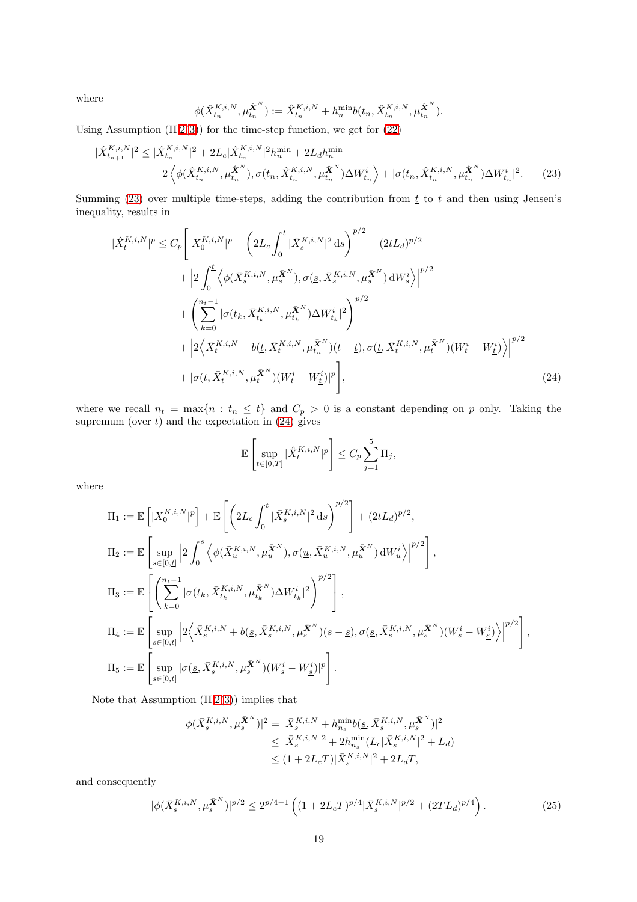where

$$\phi(\hat{X}_{t_n}^{K,i,N}, \mu_{t_n}^{\hat{\boldsymbol{X}}^N}) := \hat{X}_{t_n}^{K,i,N} + h_n^{\min} b(t_n, \hat{X}_{t_n}^{K,i,N}, \mu_{t_n}^{\hat{\boldsymbol{X}}^N}).$$

Using Assumption (H.2(3)) for the time-step function, we get for (22)

$$\begin{aligned}
|\hat{X}_{t_{n+1}}^{K,i,N}|^2 &\leq |\hat{X}_{t_n}^{K,i,N}|^2 + 2L_c |\hat{X}_{t_n}^{K,i,N}|^2 h_n^{\min} + 2L_d h_n^{\min} \\
&\quad + 2\left\langle \phi(\hat{X}_{t_n}^{K,i,N}, \mu_{t_n}^{\hat{\boldsymbol{X}}^N}), \sigma(t_n, \hat{X}_{t_n}^{K,i,N}, \mu_{t_n}^{\hat{\boldsymbol{X}}^N}) \Delta W_{t_n}^i \right\rangle + |\sigma(t_n, \hat{X}_{t_n}^{K,i,N}, \mu_{t_n}^{\hat{\boldsymbol{X}}^N}) \Delta W_{t_n}^i|^2. \qquad (23)
\end{aligned}$$

Summing (23) over multiple time-steps, adding the contribution from $\underline{t}$ to $t$ and then using Jensen's inequality, results in

$$\begin{aligned}
|\hat{X}_t^{K,i,N}|^p &\leq C_p \Bigg[ |X_0^{K,i,N}|^p + \left( 2L_c \int_0^t |\bar{X}_s^{K,i,N}|^2 \, \mathrm{d}s \right)^{p/2} + (2tL_d)^{p/2} \\
&\quad + \left| 2 \int_0^{\underline{t}} \left\langle \phi(\bar{X}_s^{K,i,N}, \mu_s^{\bar{\boldsymbol{X}}^N}), \sigma(\underline{s}, \bar{X}_s^{K,i,N}, \mu_s^{\bar{\boldsymbol{X}}^N}) \, \mathrm{d}W_s^i \right\rangle \right|^{p/2} \\
&\quad + \left( \sum_{k=0}^{n_t - 1} |\sigma(t_k, \bar{X}_{t_k}^{K,i,N}, \mu_{t_k}^{\bar{\boldsymbol{X}}^N}) \Delta W_{t_k}^i|^2 \right)^{p/2} \\
&\quad + \left| 2 \left\langle \bar{X}_t^{K,i,N} + b(\underline{t}, \bar{X}_t^{K,i,N}, \mu_{t_n}^{\bar{\boldsymbol{X}}^N})(t - \underline{t}), \sigma(\underline{t}, \bar{X}_t^{K,i,N}, \mu_t^{\bar{\boldsymbol{X}}^N})(W_t^i - W_{\underline{t}}^i) \right\rangle \right|^{p/2} \\
&\quad + |\sigma(\underline{t}, \bar{X}_t^{K,i,N}, \mu_t^{\bar{\boldsymbol{X}}^N})(W_t^i - W_{\underline{t}}^i)|^p \Bigg], \qquad (24)
\end{aligned}$$

where we recall $n_t = \max\{n : t_n \leq t\}$ and $C_p > 0$ is a constant depending on $p$ only. Taking the supremum (over $t$) and the expectation in (24) gives

$$\mathbb{E}\left[ \sup_{t \in [0,T]} |\hat{X}_t^{K,i,N}|^p \right] \leq C_p \sum_{j=1}^5 \Pi_j,$$

where

$$\begin{aligned}
\Pi_1 &:= \mathbb{E}\left[ |X_0^{K,i,N}|^p \right] + \mathbb{E}\left[ \left( 2L_c \int_0^t |\bar{X}_s^{K,i,N}|^2 \, \mathrm{d}s \right)^{p/2} \right] + (2tL_d)^{p/2}, \\
\Pi_2 &:= \mathbb{E}\left[ \sup_{s \in [0, \underline{t}]} \left| 2 \int_0^s \left\langle \phi(\bar{X}_u^{K,i,N}, \mu_u^{\bar{\boldsymbol{X}}^N}), \sigma(\underline{u}, \bar{X}_u^{K,i,N}, \mu_u^{\bar{\boldsymbol{X}}^N}) \, \mathrm{d}W_u^i \right\rangle \right|^{p/2} \right], \\
\Pi_3 &:= \mathbb{E}\left[ \left( \sum_{k=0}^{n_t - 1} |\sigma(t_k, \bar{X}_{t_k}^{K,i,N}, \mu_{t_k}^{\bar{\boldsymbol{X}}^N}) \Delta W_{t_k}^i|^2 \right)^{p/2} \right], \\
\Pi_4 &:= \mathbb{E}\left[ \sup_{s \in [0,t]} \left| 2 \left\langle \bar{X}_s^{K,i,N} + b(\underline{s}, \bar{X}_s^{K,i,N}, \mu_s^{\bar{\boldsymbol{X}}^N})(s - \underline{s}), \sigma(\underline{s}, \bar{X}_s^{K,i,N}, \mu_s^{\bar{\boldsymbol{X}}^N})(W_s^i - W_{\underline{s}}^i) \right\rangle \right|^{p/2} \right], \\
\Pi_5 &:= \mathbb{E}\left[ \sup_{s \in [0,t]} |\sigma(\underline{s}, \bar{X}_s^{K,i,N}, \mu_s^{\bar{\boldsymbol{X}}^N})(W_s^i - W_{\underline{s}}^i)|^p \right].
\end{aligned}$$

Note that Assumption (H.2(3)) implies that

$$\begin{aligned}
|\phi(\bar{X}_s^{K,i,N}, \mu_s^{\bar{\boldsymbol{X}}^N})|^2 &= |\bar{X}_s^{K,i,N} + h_{n_s}^{\min} b(\underline{s}, \bar{X}_s^{K,i,N}, \mu_s^{\bar{\boldsymbol{X}}^N})|^2 \\
&\leq |\bar{X}_s^{K,i,N}|^2 + 2h_{n_s}^{\min}(L_c |\bar{X}_s^{K,i,N}|^2 + L_d) \\
&\leq (1 + 2L_c T) |\bar{X}_s^{K,i,N}|^2 + 2L_d T,
\end{aligned}$$

and consequently

$$|\phi(\bar{X}_s^{K,i,N}, \mu_s^{\bar{\boldsymbol{X}}^N})|^{p/2} \leq 2^{p/4 - 1} \left( (1 + 2L_c T)^{p/4} |\bar{X}_s^{K,i,N}|^{p/2} + (2TL_d)^{p/4} \right). \qquad (25)$$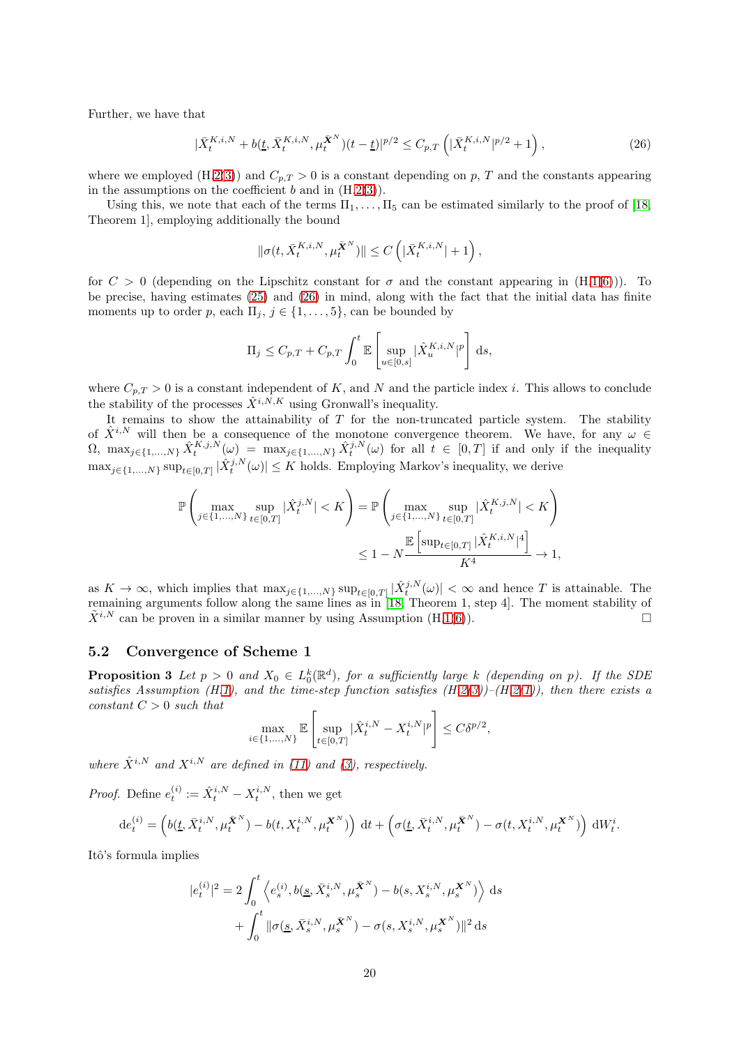Further, we have that

$$|\bar{X}_t^{K,i,N} + b(\underline{t}, \bar{X}_t^{K,i,N}, \mu_t^{\bar{\boldsymbol{X}}^N})(t-\underline{t})|^{p/2} \leq C_{p,T}\left(|\bar{X}_t^{K,i,N}|^{p/2} + 1\right), \tag{26}$$

where we employed (H.2(3)) and $C_{p,T} > 0$ is a constant depending on $p$, $T$ and the constants appearing in the assumptions on the coefficient $b$ and in (H.2(3)).

Using this, we note that each of the terms $\Pi_1, \ldots, \Pi_5$ can be estimated similarly to the proof of [18, Theorem 1], employing additionally the bound

$$\|\sigma(t, \bar{X}_t^{K,i,N}, \mu_t^{\bar{\boldsymbol{X}}^N})\| \leq C\left(|\bar{X}_t^{K,i,N}| + 1\right),$$

for $C > 0$ (depending on the Lipschitz constant for $\sigma$ and the constant appearing in (H.1(6))). To be precise, having estimates (25) and (26) in mind, along with the fact that the initial data has finite moments up to order $p$, each $\Pi_j$, $j \in \{1, \ldots, 5\}$, can be bounded by

$$\Pi_j \leq C_{p,T} + C_{p,T}\int_0^t \mathbb{E}\left[\sup_{u\in[0,s]} |\hat{X}_u^{K,i,N}|^p\right] \mathrm{d}s,$$

where $C_{p,T} > 0$ is a constant independent of $K$, and $N$ and the particle index $i$. This allows to conclude the stability of the processes $\hat{X}^{i,N,K}$ using Gronwall's inequality.

It remains to show the attainability of $T$ for the non-truncated particle system. The stability of $\hat{X}^{i,N}$ will then be a consequence of the monotone convergence theorem. We have, for any $\omega \in \Omega$, $\max_{j\in\{1,\ldots,N\}} \hat{X}_t^{K,j,N}(\omega) = \max_{j\in\{1,\ldots,N\}} \hat{X}_t^{j,N}(\omega)$ for all $t \in [0,T]$ if and only if the inequality $\max_{j\in\{1,\ldots,N\}} \sup_{t\in[0,T]} |\hat{X}_t^{j,N}(\omega)| \leq K$ holds. Employing Markov's inequality, we derive

$$\begin{aligned}
\mathbb{P}\left(\max_{j\in\{1,\ldots,N\}} \sup_{t\in[0,T]} |\hat{X}_t^{j,N}| < K\right) &= \mathbb{P}\left(\max_{j\in\{1,\ldots,N\}} \sup_{t\in[0,T]} |\hat{X}_t^{K,j,N}| < K\right) \\
&\leq 1 - N\frac{\mathbb{E}\left[\sup_{t\in[0,T]} |\hat{X}_t^{K,i,N}|^4\right]}{K^4} \to 1,
\end{aligned}$$

as $K \to \infty$, which implies that $\max_{j\in\{1,\ldots,N\}} \sup_{t\in[0,T]} |\hat{X}_t^{j,N}(\omega)| < \infty$ and hence $T$ is attainable. The remaining arguments follow along the same lines as in [18, Theorem 1, step 4]. The moment stability of $\tilde{X}^{i,N}$ can be proven in a similar manner by using Assumption (H.1(6)). $\square$

## 5.2 Convergence of Scheme 1

**Proposition 3** *Let $p > 0$ and $X_0 \in L_0^k(\mathbb{R}^d)$, for a sufficiently large $k$ (depending on $p$). If the SDE satisfies Assumption (H.1), and the time-step function satisfies (H.2(3))–(H.2(1)), then there exists a constant $C > 0$ such that*

$$\max_{i\in\{1,\ldots,N\}} \mathbb{E}\left[\sup_{t\in[0,T]} |\hat{X}_t^{i,N} - X_t^{i,N}|^p\right] \leq C\delta^{p/2},$$

*where $\hat{X}^{i,N}$ and $X^{i,N}$ are defined in (11) and (3), respectively.*

*Proof.* Define $e_t^{(i)} := \hat{X}_t^{i,N} - X_t^{i,N}$, then we get

$$\mathrm{d}e_t^{(i)} = \left(b(\underline{t}, \bar{X}_t^{i,N}, \mu_t^{\bar{\boldsymbol{X}}^N}) - b(t, X_t^{i,N}, \mu_t^{\boldsymbol{X}^N})\right)\,\mathrm{d}t + \left(\sigma(\underline{t}, \bar{X}_t^{i,N}, \mu_t^{\bar{\boldsymbol{X}}^N}) - \sigma(t, X_t^{i,N}, \mu_t^{\boldsymbol{X}^N})\right)\,\mathrm{d}W_t^i.$$

Itô's formula implies

$$\begin{aligned}
|e_t^{(i)}|^2 &= 2\int_0^t \left\langle e_s^{(i)}, b(\underline{s}, \bar{X}_s^{i,N}, \mu_s^{\bar{\boldsymbol{X}}^N}) - b(s, X_s^{i,N}, \mu_s^{\boldsymbol{X}^N})\right\rangle \mathrm{d}s \\
&\quad + \int_0^t \|\sigma(\underline{s}, \bar{X}_s^{i,N}, \mu_s^{\bar{\boldsymbol{X}}^N}) - \sigma(s, X_s^{i,N}, \mu_s^{\boldsymbol{X}^N})\|^2\,\mathrm{d}s
\end{aligned}$$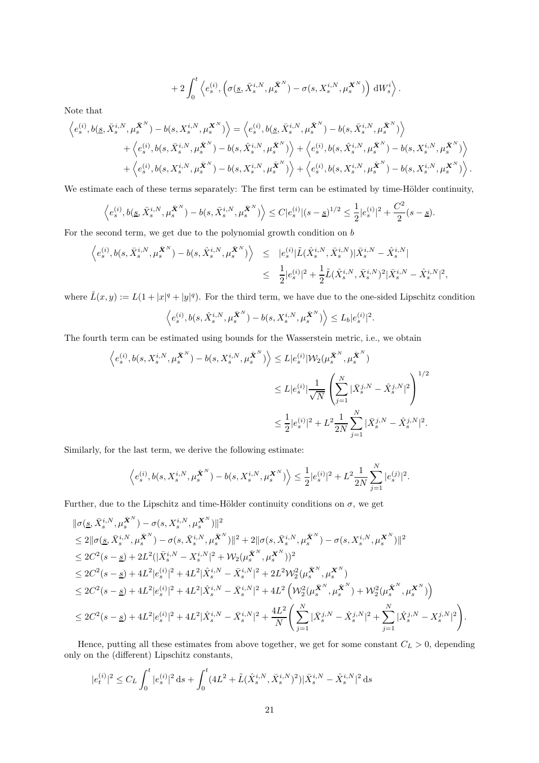$$
+ 2 \int_0^t \left\langle e_s^{(i)}, \left( \sigma(\underline{s}, \bar{X}_s^{i,N}, \mu_s^{\bar{\boldsymbol{X}}^N}) - \sigma(s, X_s^{i,N}, \mu_s^{\boldsymbol{X}^N}) \right) \mathrm{d}W_s^i \right\rangle .
$$

Note that

$$
\begin{aligned}
\left\langle e_s^{(i)}, b(\underline{s}, \bar{X}_s^{i,N}, \mu_s^{\bar{\boldsymbol{X}}^N}) - b(s, X_s^{i,N}, \mu_s^{\boldsymbol{X}^N}) \right\rangle &= \left\langle e_s^{(i)}, b(\underline{s}, \bar{X}_s^{i,N}, \mu_s^{\bar{\boldsymbol{X}}^N}) - b(s, \bar{X}_s^{i,N}, \mu_s^{\bar{\boldsymbol{X}}^N}) \right\rangle \\
&+ \left\langle e_s^{(i)}, b(s, \bar{X}_s^{i,N}, \mu_s^{\bar{\boldsymbol{X}}^N}) - b(s, \hat{X}_s^{i,N}, \mu_s^{\bar{\boldsymbol{X}}^N}) \right\rangle + \left\langle e_s^{(i)}, b(s, \hat{X}_s^{i,N}, \mu_s^{\bar{\boldsymbol{X}}^N}) - b(s, X_s^{i,N}, \mu_s^{\bar{\boldsymbol{X}}^N}) \right\rangle \\
&+ \left\langle e_s^{(i)}, b(s, X_s^{i,N}, \mu_s^{\bar{\boldsymbol{X}}^N}) - b(s, X_s^{i,N}, \mu_s^{\hat{\boldsymbol{X}}^N}) \right\rangle + \left\langle e_s^{(i)}, b(s, X_s^{i,N}, \mu_s^{\hat{\boldsymbol{X}}^N}) - b(s, X_s^{i,N}, \mu_s^{\boldsymbol{X}^N}) \right\rangle .
\end{aligned}
$$

We estimate each of these terms separately: The first term can be estimated by time-Hölder continuity,

$$
\left\langle e_s^{(i)}, b(\underline{s}, \bar{X}_s^{i,N}, \mu_s^{\bar{\boldsymbol{X}}^N}) - b(s, \bar{X}_s^{i,N}, \mu_s^{\bar{\boldsymbol{X}}^N}) \right\rangle \leq C |e_s^{(i)}| (s - \underline{s})^{1/2} \leq \frac{1}{2} |e_s^{(i)}|^2 + \frac{C^2}{2} (s - \underline{s}).
$$

For the second term, we get due to the polynomial growth condition on $b$

$$
\begin{aligned}
\left\langle e_s^{(i)}, b(s, \bar{X}_s^{i,N}, \mu_s^{\bar{\boldsymbol{X}}^N}) - b(s, \hat{X}_s^{i,N}, \mu_s^{\bar{\boldsymbol{X}}^N}) \right\rangle &\leq |e_s^{(i)}| \tilde{L}(\hat{X}_s^{i,N}, \bar{X}_s^{i,N}) |\bar{X}_s^{i,N} - \hat{X}_s^{i,N}| \\
&\leq \frac{1}{2} |e_s^{(i)}|^2 + \frac{1}{2} \tilde{L}(\hat{X}_s^{i,N}, \bar{X}_s^{i,N})^2 |\bar{X}_s^{i,N} - \hat{X}_s^{i,N}|^2,
\end{aligned}
$$

where $\tilde{L}(x,y) := L(1 + |x|^q + |y|^q)$. For the third term, we have due to the one-sided Lipschitz condition

$$
\left\langle e_s^{(i)}, b(s, \hat{X}_s^{i,N}, \mu_s^{\bar{\boldsymbol{X}}^N}) - b(s, X_s^{i,N}, \mu_s^{\bar{\boldsymbol{X}}^N}) \right\rangle \leq L_b |e_s^{(i)}|^2 .
$$

The fourth term can be estimated using bounds for the Wasserstein metric, i.e., we obtain

$$
\begin{aligned}
\left\langle e_s^{(i)}, b(s, X_s^{i,N}, \mu_s^{\bar{\boldsymbol{X}}^N}) - b(s, X_s^{i,N}, \mu_s^{\hat{\boldsymbol{X}}^N}) \right\rangle &\leq L |e_s^{(i)}| \mathcal{W}_2(\mu_s^{\bar{\boldsymbol{X}}^N}, \mu_s^{\hat{\boldsymbol{X}}^N}) \\
&\leq L |e_s^{(i)}| \frac{1}{\sqrt{N}} \left( \sum_{j=1}^N |\bar{X}_s^{j,N} - \hat{X}_s^{j,N}|^2 \right)^{1/2} \\
&\leq \frac{1}{2} |e_s^{(i)}|^2 + L^2 \frac{1}{2N} \sum_{j=1}^N |\bar{X}_s^{j,N} - \hat{X}_s^{j,N}|^2 .
\end{aligned}
$$

Similarly, for the last term, we derive the following estimate:

$$
\left\langle e_s^{(i)}, b(s, X_s^{i,N}, \mu_s^{\hat{\boldsymbol{X}}^N}) - b(s, X_s^{i,N}, \mu_s^{\boldsymbol{X}^N}) \right\rangle \leq \frac{1}{2} |e_s^{(i)}|^2 + L^2 \frac{1}{2N} \sum_{j=1}^N |e_s^{(j)}|^2 .
$$

Further, due to the Lipschitz and time-Hölder continuity conditions on $\sigma$, we get

$$
\begin{aligned}
&\| \sigma(\underline{s}, \bar{X}_s^{i,N}, \mu_s^{\bar{\boldsymbol{X}}^N}) - \sigma(s, X_s^{i,N}, \mu_s^{\boldsymbol{X}^N}) \|^2 \\
&\leq 2 \| \sigma(\underline{s}, \bar{X}_s^{i,N}, \mu_s^{\bar{\boldsymbol{X}}^N}) - \sigma(s, \bar{X}_s^{i,N}, \mu_s^{\bar{\boldsymbol{X}}^N}) \|^2 + 2 \| \sigma(s, \bar{X}_s^{i,N}, \mu_s^{\bar{\boldsymbol{X}}^N}) - \sigma(s, X_s^{i,N}, \mu_s^{\boldsymbol{X}^N}) \|^2 \\
&\leq 2C^2 (s - \underline{s}) + 2L^2 (|\bar{X}_s^{i,N} - X_s^{i,N}|^2 + \mathcal{W}_2(\mu_s^{\bar{\boldsymbol{X}}^N}, \mu_s^{\boldsymbol{X}^N}))^2 \\
&\leq 2C^2 (s - \underline{s}) + 4L^2 |e_s^{(i)}|^2 + 4L^2 |\hat{X}_s^{i,N} - \bar{X}_s^{i,N}|^2 + 2L^2 \mathcal{W}_2^2(\mu_s^{\bar{\boldsymbol{X}}^N}, \mu_s^{\boldsymbol{X}^N}) \\
&\leq 2C^2 (s - \underline{s}) + 4L^2 |e_s^{(i)}|^2 + 4L^2 |\hat{X}_s^{i,N} - \bar{X}_s^{i,N}|^2 + 4L^2 \left( \mathcal{W}_2^2(\mu_s^{\bar{\boldsymbol{X}}^N}, \mu_s^{\hat{\boldsymbol{X}}^N}) + \mathcal{W}_2^2(\mu_s^{\bar{\boldsymbol{X}}^N}, \mu_s^{\boldsymbol{X}^N}) \right) \\
&\leq 2C^2 (s - \underline{s}) + 4L^2 |e_s^{(i)}|^2 + 4L^2 |\hat{X}_s^{i,N} - \bar{X}_s^{i,N}|^2 + \frac{4L^2}{N} \left( \sum_{j=1}^N |\bar{X}_s^{j,N} - \hat{X}_s^{j,N}|^2 + \sum_{j=1}^N |\hat{X}_s^{j,N} - X_s^{j,N}|^2 \right).
\end{aligned}
$$

Hence, putting all these estimates from above together, we get for some constant $C_L > 0$, depending only on the (different) Lipschitz constants,

$$
|e_t^{(i)}|^2 \leq C_L \int_0^t |e_s^{(i)}|^2 \, \mathrm{d}s + \int_0^t (4L^2 + \tilde{L}(\hat{X}_s^{i,N}, \bar{X}_s^{i,N})^2) |\bar{X}_s^{i,N} - \hat{X}_s^{i,N}|^2 \, \mathrm{d}s
$$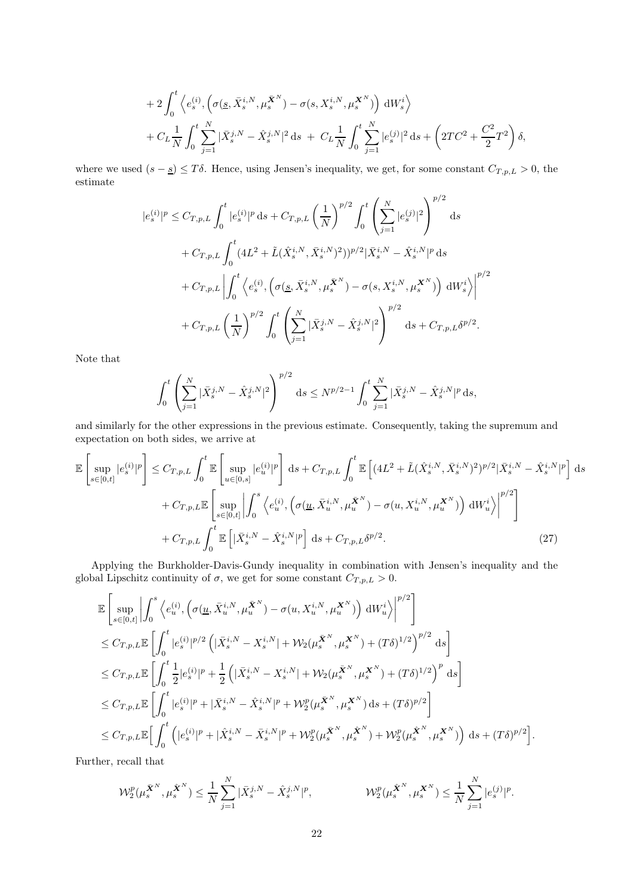$$
\begin{aligned}
&+ 2\int_0^t \left\langle e_s^{(i)}, \left(\sigma(\underline{s}, \bar{X}_s^{i,N}, \mu_s^{\bar{\boldsymbol{X}}^N}) - \sigma(s, X_s^{i,N}, \mu_s^{\boldsymbol{X}^N})\right) \,\mathrm{d}W_s^i \right\rangle \\
&+ C_L \frac{1}{N}\int_0^t \sum_{j=1}^N |\bar{X}_s^{j,N} - \hat{X}_s^{j,N}|^2 \,\mathrm{d}s \;+\; C_L \frac{1}{N}\int_0^t \sum_{j=1}^N |e_s^{(j)}|^2 \,\mathrm{d}s + \left(2TC^2 + \frac{C^2}{2}T^2\right)\delta,
\end{aligned}
$$

where we used $(s - \underline{s}) \leq T\delta$. Hence, using Jensen's inequality, we get, for some constant $C_{T,p,L} > 0$, the estimate

$$
\begin{aligned}
|e_s^{(i)}|^p \leq\;& C_{T,p,L}\int_0^t |e_s^{(i)}|^p \,\mathrm{d}s + C_{T,p,L}\left(\frac{1}{N}\right)^{p/2}\int_0^t \left(\sum_{j=1}^N |e_s^{(j)}|^2\right)^{p/2} \,\mathrm{d}s \\
&+ C_{T,p,L}\int_0^t (4L^2 + \tilde{L}(\hat{X}_s^{i,N}, \bar{X}_s^{i,N})^2))^{p/2} |\bar{X}_s^{i,N} - \hat{X}_s^{i,N}|^p \,\mathrm{d}s \\
&+ C_{T,p,L}\left|\int_0^t \left\langle e_s^{(i)}, \left(\sigma(\underline{s}, \bar{X}_s^{i,N}, \mu_s^{\bar{\boldsymbol{X}}^N}) - \sigma(s, X_s^{i,N}, \mu_s^{\boldsymbol{X}^N})\right) \,\mathrm{d}W_s^i \right\rangle\right|^{p/2} \\
&+ C_{T,p,L}\left(\frac{1}{N}\right)^{p/2}\int_0^t \left(\sum_{j=1}^N |\bar{X}_s^{j,N} - \hat{X}_s^{j,N}|^2\right)^{p/2} \,\mathrm{d}s + C_{T,p,L}\delta^{p/2}.
\end{aligned}
$$

Note that

$$
\int_0^t \left(\sum_{j=1}^N |\bar{X}_s^{j,N} - \hat{X}_s^{j,N}|^2\right)^{p/2} \,\mathrm{d}s \leq N^{p/2-1}\int_0^t \sum_{j=1}^N |\bar{X}_s^{j,N} - \hat{X}_s^{j,N}|^p \,\mathrm{d}s,
$$

and similarly for the other expressions in the previous estimate. Consequently, taking the supremum and expectation on both sides, we arrive at

$$
\begin{aligned}
\mathbb{E}\left[\sup_{s\in[0,t]} |e_s^{(i)}|^p\right] \leq\;& C_{T,p,L}\int_0^t \mathbb{E}\left[\sup_{u\in[0,s]} |e_u^{(i)}|^p\right] \,\mathrm{d}s + C_{T,p,L}\int_0^t \mathbb{E}\left[(4L^2 + \tilde{L}(\hat{X}_s^{i,N}, \bar{X}_s^{i,N})^2)^{p/2} |\bar{X}_s^{i,N} - \hat{X}_s^{i,N}|^p\right] \,\mathrm{d}s \\
&+ C_{T,p,L}\mathbb{E}\left[\sup_{s\in[0,t]}\left|\int_0^s \left\langle e_u^{(i)}, \left(\sigma(\underline{u}, \bar{X}_u^{i,N}, \mu_u^{\bar{\boldsymbol{X}}^N}) - \sigma(u, X_u^{i,N}, \mu_u^{\boldsymbol{X}^N})\right) \,\mathrm{d}W_u^i \right\rangle\right|^{p/2}\right] \\
&+ C_{T,p,L}\int_0^t \mathbb{E}\left[|\bar{X}_s^{i,N} - \hat{X}_s^{i,N}|^p\right] \,\mathrm{d}s + C_{T,p,L}\delta^{p/2}. \qquad (27)
\end{aligned}
$$

Applying the Burkholder-Davis-Gundy inequality in combination with Jensen's inequality and the global Lipschitz continuity of $\sigma$, we get for some constant $C_{T,p,L} > 0$.

$$
\begin{aligned}
&\mathbb{E}\left[\sup_{s\in[0,t]}\left|\int_0^s \left\langle e_u^{(i)}, \left(\sigma(\underline{u}, \bar{X}_u^{i,N}, \mu_u^{\bar{\boldsymbol{X}}^N}) - \sigma(u, X_u^{i,N}, \mu_u^{\boldsymbol{X}^N})\right) \,\mathrm{d}W_u^i \right\rangle\right|^{p/2}\right] \\
&\leq C_{T,p,L}\mathbb{E}\left[\int_0^t |e_s^{(i)}|^{p/2}\left(|\bar{X}_s^{i,N} - X_s^{i,N}| + \mathcal{W}_2(\mu_s^{\bar{\boldsymbol{X}}^N}, \mu_s^{\boldsymbol{X}^N}) + (T\delta)^{1/2}\right)^{p/2} \,\mathrm{d}s\right] \\
&\leq C_{T,p,L}\mathbb{E}\left[\int_0^t \frac{1}{2}|e_s^{(i)}|^p + \frac{1}{2}\left(|\bar{X}_s^{i,N} - X_s^{i,N}| + \mathcal{W}_2(\mu_s^{\bar{\boldsymbol{X}}^N}, \mu_s^{\boldsymbol{X}^N}) + (T\delta)^{1/2}\right)^p \,\mathrm{d}s\right] \\
&\leq C_{T,p,L}\mathbb{E}\left[\int_0^t |e_s^{(i)}|^p + |\bar{X}_s^{i,N} - \hat{X}_s^{i,N}|^p + \mathcal{W}_2^p(\mu_s^{\bar{\boldsymbol{X}}^N}, \mu_s^{\boldsymbol{X}^N}) \,\mathrm{d}s + (T\delta)^{p/2}\right] \\
&\leq C_{T,p,L}\mathbb{E}\Big[\int_0^t \left(|e_s^{(i)}|^p + |\hat{X}_s^{i,N} - \bar{X}_s^{i,N}|^p + \mathcal{W}_2^p(\mu_s^{\bar{\boldsymbol{X}}^N}, \mu_s^{\hat{\boldsymbol{X}}^N}) + \mathcal{W}_2^p(\mu_s^{\hat{\boldsymbol{X}}^N}, \mu_s^{\boldsymbol{X}^N})\right) \,\mathrm{d}s + (T\delta)^{p/2}\Big].
\end{aligned}
$$

Further, recall that

$$
\mathcal{W}_2^p(\mu_s^{\bar{\boldsymbol{X}}^N}, \mu_s^{\hat{\boldsymbol{X}}^N}) \leq \frac{1}{N}\sum_{j=1}^N |\bar{X}_s^{j,N} - \hat{X}_s^{j,N}|^p, \qquad \mathcal{W}_2^p(\mu_s^{\hat{\boldsymbol{X}}^N}, \mu_s^{\boldsymbol{X}^N}) \leq \frac{1}{N}\sum_{j=1}^N |e_s^{(j)}|^p.
$$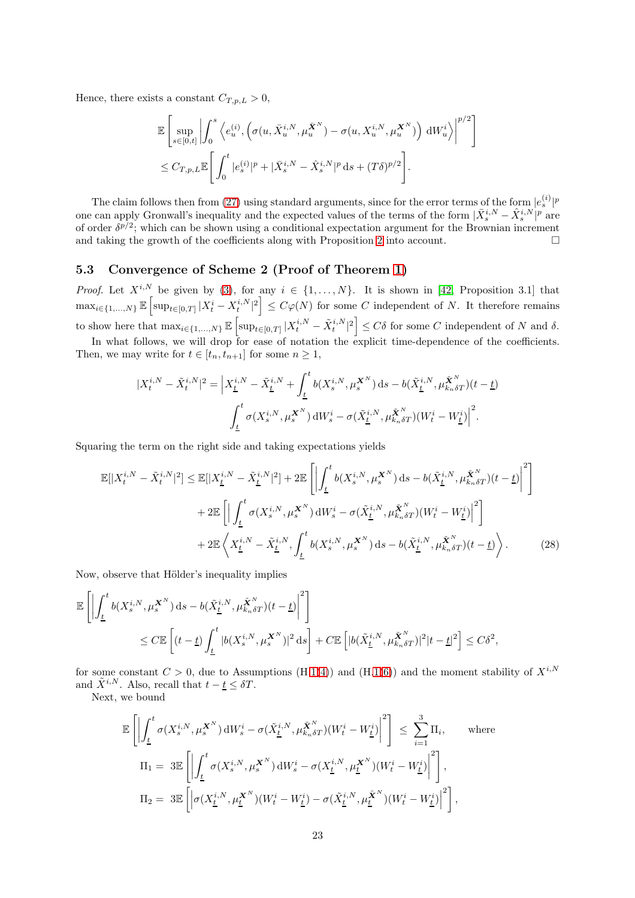Hence, there exists a constant $C_{T,p,L} > 0$,

$$
\mathbb{E}\left[\sup_{s\in[0,t]}\left|\int_0^s \left\langle e_u^{(i)}, \left(\sigma(u,\bar{X}_u^{i,N},\mu_u^{\bar{\boldsymbol{X}}^N}) - \sigma(u, X_u^{i,N}, \mu_u^{\boldsymbol{X}^N})\right) \,\mathrm{d}W_u^i\right\rangle\right|^{p/2}\right]
$$

$$
\leq C_{T,p,L}\mathbb{E}\left[\int_0^t |e_s^{(i)}|^p + |\bar{X}_s^{i,N} - \hat{X}_s^{i,N}|^p \,\mathrm{d}s + (T\delta)^{p/2}\right].
$$

The claim follows then from (27) using standard arguments, since for the error terms of the form $|e_s^{(i)}|^p$ one can apply Gronwall's inequality and the expected values of the terms of the form $|\bar{X}_s^{i,N} - \hat{X}_s^{i,N}|^p$ are of order $\delta^{p/2}$; which can be shown using a conditional expectation argument for the Brownian increment and taking the growth of the coefficients along with Proposition 2 into account. $\square$

### 5.3 Convergence of Scheme 2 (Proof of Theorem 1)

*Proof.* Let $X^{i,N}$ be given by (3), for any $i \in \{1, \ldots, N\}$. It is shown in [42, Proposition 3.1] that $\max_{i\in\{1,\ldots,N\}} \mathbb{E}\left[\sup_{t\in[0,T]} |X_t^i - X_t^{i,N}|^2\right] \leq C\varphi(N)$ for some $C$ independent of $N$. It therefore remains to show here that $\max_{i\in\{1,\ldots,N\}} \mathbb{E}\left[\sup_{t\in[0,T]} |X_t^{i,N} - \tilde{X}_t^{i,N}|^2\right] \leq C\delta$ for some $C$ independent of $N$ and $\delta$.

In what follows, we will drop for ease of notation the explicit time-dependence of the coefficients. Then, we may write for $t \in [t_n, t_{n+1}]$ for some $n \geq 1$,

$$
|X_t^{i,N} - \tilde{X}_t^{i,N}|^2 = \Big| X_{\underline{t}}^{i,N} - \tilde{X}_{\underline{t}}^{i,N} + \int_{\underline{t}}^t b(X_s^{i,N}, \mu_s^{\boldsymbol{X}^N}) \,\mathrm{d}s - b(\tilde{X}_{\underline{t}}^{i,N}, \mu_{k_n\delta T}^{\tilde{\boldsymbol{X}}^N})(t - \underline{t})
$$

$$
\int_{\underline{t}}^t \sigma(X_s^{i,N}, \mu_s^{\boldsymbol{X}^N}) \,\mathrm{d}W_s^i - \sigma(\tilde{X}_{\underline{t}}^{i,N}, \mu_{k_n\delta T}^{\tilde{\boldsymbol{X}}^N})(W_t^i - W_{\underline{t}}^i)\Big|^2.
$$

Squaring the term on the right side and taking expectations yields

$$
\begin{aligned}
\mathbb{E}[|X_t^{i,N} - \tilde{X}_t^{i,N}|^2] \leq \mathbb{E}[|X_{\underline{t}}^{i,N} - \tilde{X}_{\underline{t}}^{i,N}|^2] &+ 2\mathbb{E}\left[\left|\int_{\underline{t}}^t b(X_s^{i,N}, \mu_s^{\boldsymbol{X}^N}) \,\mathrm{d}s - b(\tilde{X}_{\underline{t}}^{i,N}, \mu_{k_n\delta T}^{\tilde{\boldsymbol{X}}^N})(t - \underline{t})\right|^2\right] \\
&+ 2\mathbb{E}\left[\Big|\int_{\underline{t}}^t \sigma(X_s^{i,N}, \mu_s^{\boldsymbol{X}^N}) \,\mathrm{d}W_s^i - \sigma(\tilde{X}_{\underline{t}}^{i,N}, \mu_{k_n\delta T}^{\tilde{\boldsymbol{X}}^N})(W_t^i - W_{\underline{t}}^i)\Big|^2\right] \\
&+ 2\mathbb{E}\left\langle X_{\underline{t}}^{i,N} - \tilde{X}_{\underline{t}}^{i,N}, \int_{\underline{t}}^t b(X_s^{i,N}, \mu_s^{\boldsymbol{X}^N}) \,\mathrm{d}s - b(\tilde{X}_{\underline{t}}^{i,N}, \mu_{k_n\delta T}^{\tilde{\boldsymbol{X}}^N})(t - \underline{t})\right\rangle. \qquad (28)
\end{aligned}
$$

Now, observe that Hölder's inequality implies

$$
\mathbb{E}\left[\left|\int_{\underline{t}}^t b(X_s^{i,N}, \mu_s^{\boldsymbol{X}^N}) \,\mathrm{d}s - b(\tilde{X}_{\underline{t}}^{i,N}, \mu_{k_n\delta T}^{\tilde{\boldsymbol{X}}^N})(t - \underline{t})\right|^2\right]
$$

$$
\leq C\mathbb{E}\left[(t - \underline{t})\int_{\underline{t}}^t |b(X_s^{i,N}, \mu_s^{\boldsymbol{X}^N})|^2 \,\mathrm{d}s\right] + C\mathbb{E}\left[|b(\tilde{X}_{\underline{t}}^{i,N}, \mu_{k_n\delta T}^{\tilde{\boldsymbol{X}}^N})|^2 |t - \underline{t}|^2\right] \leq C\delta^2,
$$

for some constant $C > 0$, due to Assumptions (H.1(4)) and (H.1(6)) and the moment stability of $X^{i,N}$ and $\tilde{X}^{i,N}$. Also, recall that $t - \underline{t} \leq \delta T$.

Next, we bound

$$
\mathbb{E}\left[\left|\int_{\underline{t}}^t \sigma(X_s^{i,N}, \mu_s^{\boldsymbol{X}^N}) \,\mathrm{d}W_s^i - \sigma(\tilde{X}_{\underline{t}}^{i,N}, \mu_{k_n\delta T}^{\tilde{\boldsymbol{X}}^N})(W_t^i - W_{\underline{t}}^i)\right|^2\right] \leq \sum_{i=1}^3 \Pi_i, \qquad \text{where}
$$

$$
\Pi_1 = 3\mathbb{E}\left[\left|\int_{\underline{t}}^t \sigma(X_s^{i,N}, \mu_s^{\boldsymbol{X}^N}) \,\mathrm{d}W_s^i - \sigma(X_{\underline{t}}^{i,N}, \mu_{\underline{t}}^{\boldsymbol{X}^N})(W_t^i - W_{\underline{t}}^i)\right|^2\right],
$$

$$
\Pi_2 = 3\mathbb{E}\left[\left|\sigma(X_{\underline{t}}^{i,N}, \mu_{\underline{t}}^{\boldsymbol{X}^N})(W_t^i - W_{\underline{t}}^i) - \sigma(\tilde{X}_{\underline{t}}^{i,N}, \mu_{\underline{t}}^{\tilde{\boldsymbol{X}}^N})(W_t^i - W_{\underline{t}}^i)\right|^2\right],
$$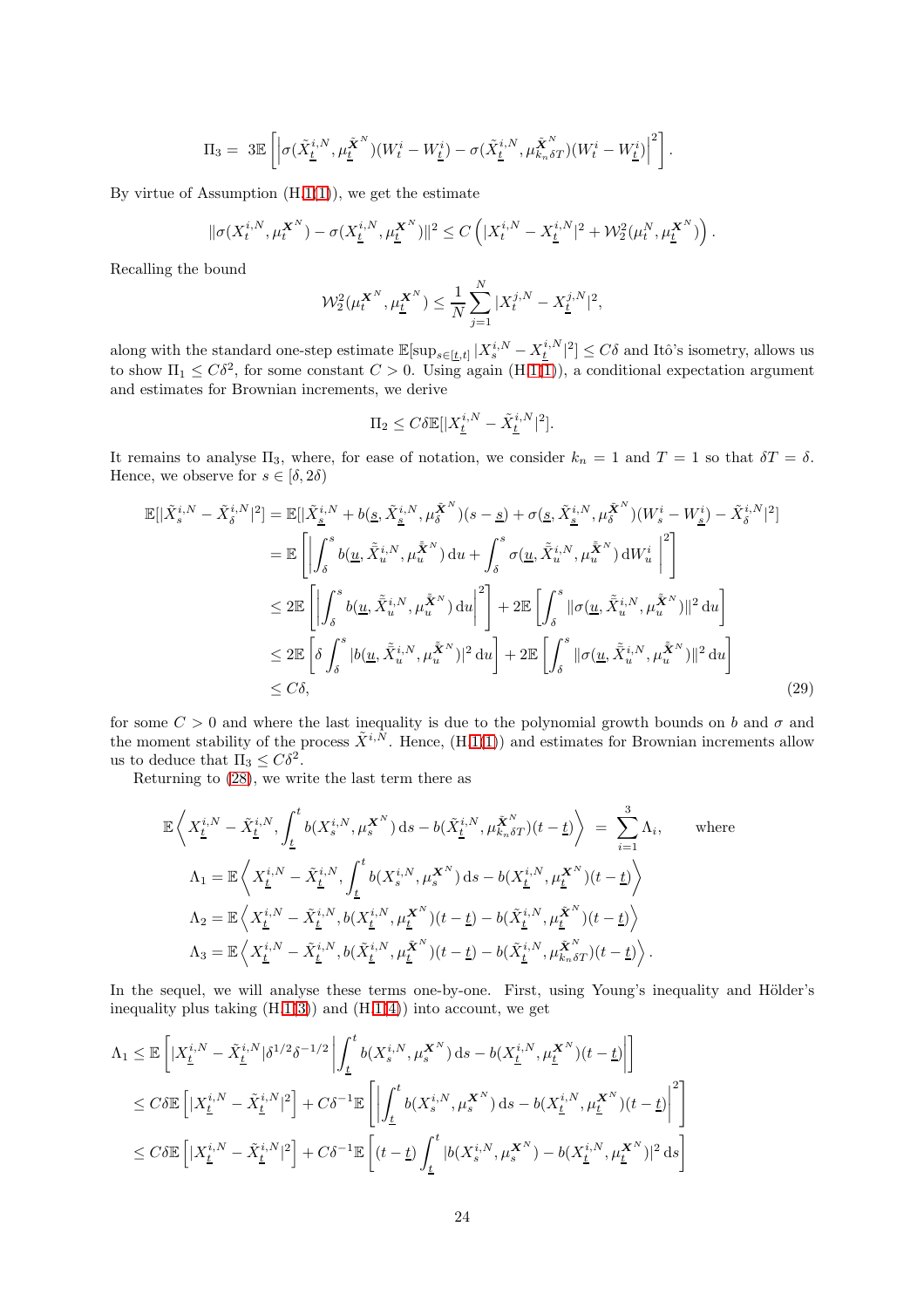$$\Pi_3 = 3\mathbb{E}\left[\left|\sigma(\tilde{X}_{\underline{t}}^{i,N}, \mu_{\underline{t}}^{\tilde{\boldsymbol{X}}^N})(W_t^i - W_{\underline{t}}^i) - \sigma(\tilde{X}_{\underline{t}}^{i,N}, \mu_{k_n\delta T}^{\tilde{\boldsymbol{X}}^N})(W_t^i - W_{\underline{t}}^i)\right|^2\right].$$

By virtue of Assumption (H.1(1)), we get the estimate

$$\|\sigma(X_t^{i,N}, \mu_t^{\boldsymbol{X}^N}) - \sigma(X_{\underline{t}}^{i,N}, \mu_{\underline{t}}^{\boldsymbol{X}^N})\|^2 \leq C\left(|X_t^{i,N} - X_{\underline{t}}^{i,N}|^2 + \mathcal{W}_2^2(\mu_t^N, \mu_{\underline{t}}^{\boldsymbol{X}^N})\right).$$

Recalling the bound

$$\mathcal{W}_2^2(\mu_t^{\boldsymbol{X}^N}, \mu_{\underline{t}}^{\boldsymbol{X}^N}) \leq \frac{1}{N}\sum_{j=1}^N |X_t^{j,N} - X_{\underline{t}}^{j,N}|^2,$$

along with the standard one-step estimate $\mathbb{E}[\sup_{s\in[\underline{t},t]}|X_s^{i,N} - X_{\underline{t}}^{i,N}|^2] \leq C\delta$ and Itô's isometry, allows us to show $\Pi_1 \leq C\delta^2$, for some constant $C > 0$. Using again (H.1(1)), a conditional expectation argument and estimates for Brownian increments, we derive

$$\Pi_2 \leq C\delta\mathbb{E}[|X_{\underline{t}}^{i,N} - \tilde{X}_{\underline{t}}^{i,N}|^2].$$

It remains to analyse $\Pi_3$, where, for ease of notation, we consider $k_n = 1$ and $T = 1$ so that $\delta T = \delta$. Hence, we observe for $s \in [\delta, 2\delta)$

$$\begin{aligned}
\mathbb{E}[|\tilde{X}_s^{i,N} - \tilde{X}_\delta^{i,N}|^2] &= \mathbb{E}[|\tilde{X}_{\underline{s}}^{i,N} + b(\underline{s}, \tilde{X}_{\underline{s}}^{i,N}, \mu_\delta^{\tilde{\boldsymbol{X}}^N})(s - \underline{s}) + \sigma(\underline{s}, \tilde{X}_{\underline{s}}^{i,N}, \mu_\delta^{\tilde{\boldsymbol{X}}^N})(W_s^i - W_{\underline{s}}^i) - \tilde{X}_\delta^{i,N}|^2] \\
&= \mathbb{E}\left[\left|\int_\delta^s b(\underline{u}, \tilde{\tilde{X}}_u^{i,N}, \mu_u^{\tilde{\tilde{\boldsymbol{X}}}^N})\,\mathrm{d}u + \int_\delta^s \sigma(\underline{u}, \tilde{\tilde{X}}_u^{i,N}, \mu_u^{\tilde{\tilde{\boldsymbol{X}}}^N})\,\mathrm{d}W_u^i\right|^2\right] \\
&\leq 2\mathbb{E}\left[\left|\int_\delta^s b(\underline{u}, \tilde{\tilde{X}}_u^{i,N}, \mu_u^{\tilde{\tilde{\boldsymbol{X}}}^N})\,\mathrm{d}u\right|^2\right] + 2\mathbb{E}\left[\int_\delta^s \|\sigma(\underline{u}, \tilde{\tilde{X}}_u^{i,N}, \mu_u^{\tilde{\tilde{\boldsymbol{X}}}^N})\|^2\,\mathrm{d}u\right] \\
&\leq 2\mathbb{E}\left[\delta\int_\delta^s |b(\underline{u}, \tilde{\tilde{X}}_u^{i,N}, \mu_u^{\tilde{\tilde{\boldsymbol{X}}}^N})|^2\,\mathrm{d}u\right] + 2\mathbb{E}\left[\int_\delta^s \|\sigma(\underline{u}, \tilde{\tilde{X}}_u^{i,N}, \mu_u^{\tilde{\tilde{\boldsymbol{X}}}^N})\|^2\,\mathrm{d}u\right] \\
&\leq C\delta,
\end{aligned} \tag{29}$$

for some $C > 0$ and where the last inequality is due to the polynomial growth bounds on $b$ and $\sigma$ and the moment stability of the process $\tilde{X}^{i,N}$. Hence, (H.1(1)) and estimates for Brownian increments allow us to deduce that $\Pi_3 \leq C\delta^2$.

Returning to (28), we write the last term there as

$$\mathbb{E}\left\langle X_{\underline{t}}^{i,N} - \tilde{X}_{\underline{t}}^{i,N}, \int_{\underline{t}}^t b(X_s^{i,N}, \mu_s^{\boldsymbol{X}^N})\,\mathrm{d}s - b(\tilde{X}_{\underline{t}}^{i,N}, \mu_{k_n\delta T}^{\tilde{\boldsymbol{X}}^N})(t - \underline{t})\right\rangle = \sum_{i=1}^3 \Lambda_i, \qquad \text{where}$$

$$\Lambda_1 = \mathbb{E}\left\langle X_{\underline{t}}^{i,N} - \tilde{X}_{\underline{t}}^{i,N}, \int_{\underline{t}}^t b(X_s^{i,N}, \mu_s^{\boldsymbol{X}^N})\,\mathrm{d}s - b(X_{\underline{t}}^{i,N}, \mu_{\underline{t}}^{\boldsymbol{X}^N})(t - \underline{t})\right\rangle$$

$$\Lambda_2 = \mathbb{E}\left\langle X_{\underline{t}}^{i,N} - \tilde{X}_{\underline{t}}^{i,N}, b(X_{\underline{t}}^{i,N}, \mu_{\underline{t}}^{\boldsymbol{X}^N})(t - \underline{t}) - b(\tilde{X}_{\underline{t}}^{i,N}, \mu_{\underline{t}}^{\tilde{\boldsymbol{X}}^N})(t - \underline{t})\right\rangle$$

$$\Lambda_3 = \mathbb{E}\left\langle X_{\underline{t}}^{i,N} - \tilde{X}_{\underline{t}}^{i,N}, b(\tilde{X}_{\underline{t}}^{i,N}, \mu_{\underline{t}}^{\tilde{\boldsymbol{X}}^N})(t - \underline{t}) - b(\tilde{X}_{\underline{t}}^{i,N}, \mu_{k_n\delta T}^{\tilde{\boldsymbol{X}}^N})(t - \underline{t})\right\rangle.$$

In the sequel, we will analyse these terms one-by-one. First, using Young's inequality and Hölder's inequality plus taking (H.1(3)) and (H.1(4)) into account, we get

$$\begin{aligned}
\Lambda_1 &\leq \mathbb{E}\left[|X_{\underline{t}}^{i,N} - \tilde{X}_{\underline{t}}^{i,N}|\delta^{1/2}\delta^{-1/2}\left|\int_{\underline{t}}^t b(X_s^{i,N}, \mu_s^{\boldsymbol{X}^N})\,\mathrm{d}s - b(X_{\underline{t}}^{i,N}, \mu_{\underline{t}}^{\boldsymbol{X}^N})(t - \underline{t})\right|\right] \\
&\leq C\delta\mathbb{E}\left[|X_{\underline{t}}^{i,N} - \tilde{X}_{\underline{t}}^{i,N}|^2\right] + C\delta^{-1}\mathbb{E}\left[\left|\int_{\underline{t}}^t b(X_s^{i,N}, \mu_s^{\boldsymbol{X}^N})\,\mathrm{d}s - b(X_{\underline{t}}^{i,N}, \mu_{\underline{t}}^{\boldsymbol{X}^N})(t - \underline{t})\right|^2\right] \\
&\leq C\delta\mathbb{E}\left[|X_{\underline{t}}^{i,N} - \tilde{X}_{\underline{t}}^{i,N}|^2\right] + C\delta^{-1}\mathbb{E}\left[(t - \underline{t})\int_{\underline{t}}^t |b(X_s^{i,N}, \mu_s^{\boldsymbol{X}^N}) - b(X_{\underline{t}}^{i,N}, \mu_{\underline{t}}^{\boldsymbol{X}^N})|^2\,\mathrm{d}s\right]
\end{aligned}$$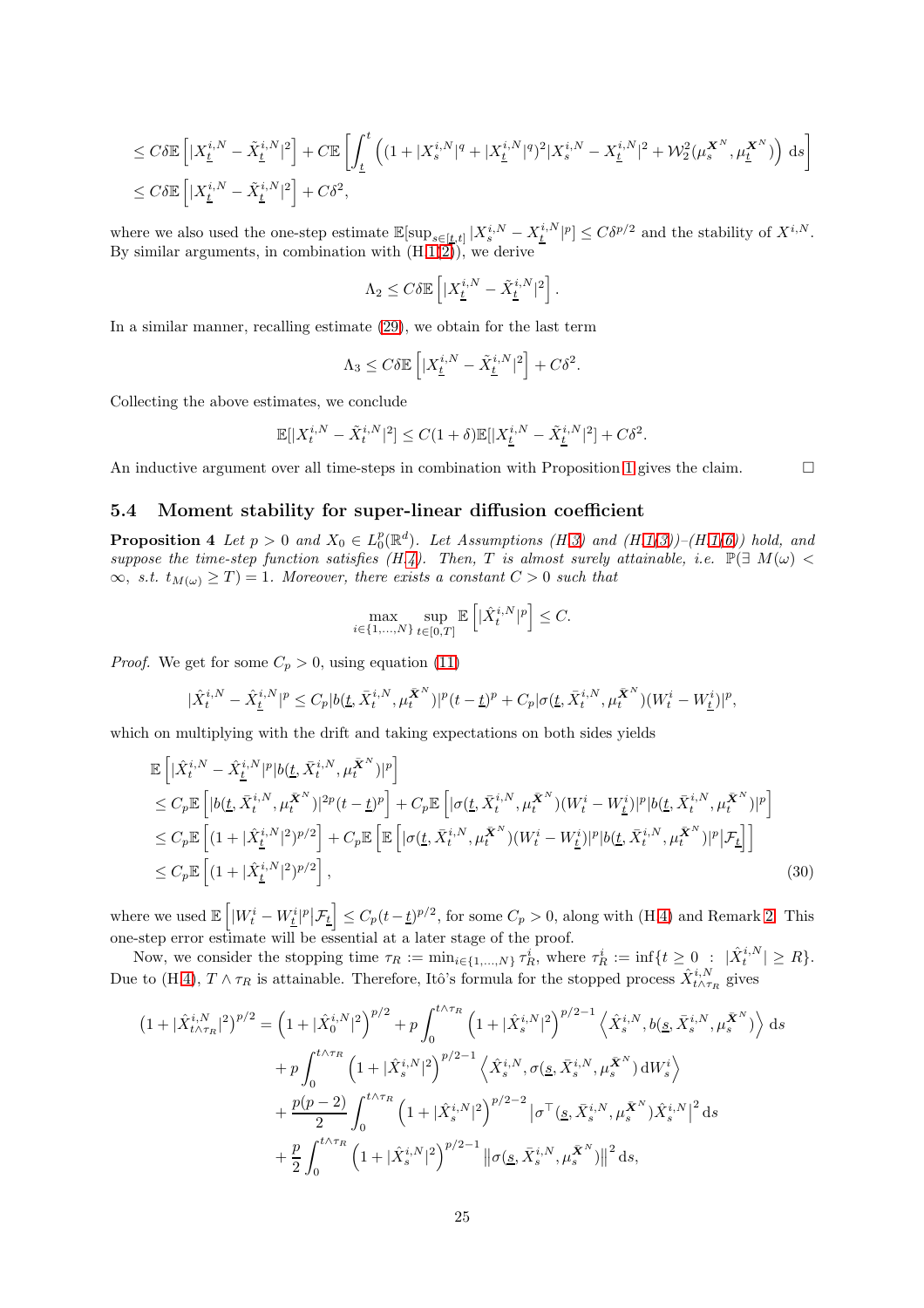$$
\begin{aligned}
&\leq C\delta \mathbb{E}\left[|X_{\underline{t}}^{i,N} - \tilde{X}_{\underline{t}}^{i,N}|^2\right] + C\mathbb{E}\left[\int_{\underline{t}}^{t} \left((1+|X_s^{i,N}|^q + |X_{\underline{t}}^{i,N}|^q)^2 |X_s^{i,N} - X_{\underline{t}}^{i,N}|^2 + \mathcal{W}_2^2(\mu_s^{\boldsymbol{X}^N}, \mu_{\underline{t}}^{\boldsymbol{X}^N})\right) \mathrm{d}s\right] \\
&\leq C\delta \mathbb{E}\left[|X_{\underline{t}}^{i,N} - \tilde{X}_{\underline{t}}^{i,N}|^2\right] + C\delta^2,
\end{aligned}
$$

where we also used the one-step estimate $\mathbb{E}[\sup_{s\in[\underline{t},t]} |X_s^{i,N} - X_{\underline{t}}^{i,N}|^p] \leq C\delta^{p/2}$ and the stability of $X^{i,N}$. By similar arguments, in combination with (H.1(2)), we derive

$$
\Lambda_2 \leq C\delta \mathbb{E}\left[|X_{\underline{t}}^{i,N} - \tilde{X}_{\underline{t}}^{i,N}|^2\right].
$$

In a similar manner, recalling estimate (29), we obtain for the last term

$$
\Lambda_3 \leq C\delta \mathbb{E}\left[|X_{\underline{t}}^{i,N} - \tilde{X}_{\underline{t}}^{i,N}|^2\right] + C\delta^2.
$$

Collecting the above estimates, we conclude

$$
\mathbb{E}[|X_t^{i,N} - \tilde{X}_t^{i,N}|^2] \leq C(1+\delta)\mathbb{E}[|X_{\underline{t}}^{i,N} - \tilde{X}_{\underline{t}}^{i,N}|^2] + C\delta^2.
$$

An inductive argument over all time-steps in combination with Proposition 1 gives the claim. $\square$

### 5.4 Moment stability for super-linear diffusion coefficient

**Proposition 4** *Let $p > 0$ and $X_0 \in L_0^p(\mathbb{R}^d)$. Let Assumptions (H.3) and (H.1(3))–(H.1(6)) hold, and suppose the time-step function satisfies (H.4). Then, $T$ is almost surely attainable, i.e. $\mathbb{P}(\exists\ M(\omega) < \infty,\ \text{s.t.}\ t_{M(\omega)} \geq T) = 1$. Moreover, there exists a constant $C > 0$ such that*

$$
\max_{i\in\{1,\dots,N\}} \sup_{t\in[0,T]} \mathbb{E}\left[|\hat{X}_t^{i,N}|^p\right] \leq C.
$$

*Proof.* We get for some $C_p > 0$, using equation (11)

$$
|\hat{X}_t^{i,N} - \hat{X}_{\underline{t}}^{i,N}|^p \leq C_p|b(\underline{t}, \bar{X}_t^{i,N}, \mu_t^{\bar{\boldsymbol{X}}^N})|^p(t-\underline{t})^p + C_p|\sigma(\underline{t}, \bar{X}_t^{i,N}, \mu_t^{\bar{\boldsymbol{X}}^N})(W_t^i - W_{\underline{t}}^i)|^p,
$$

which on multiplying with the drift and taking expectations on both sides yields

$$
\begin{aligned}
&\mathbb{E}\left[|\hat{X}_t^{i,N} - \hat{X}_{\underline{t}}^{i,N}|^p |b(\underline{t}, \bar{X}_t^{i,N}, \mu_t^{\bar{\boldsymbol{X}}^N})|^p\right] \\
&\leq C_p \mathbb{E}\left[|b(\underline{t}, \bar{X}_t^{i,N}, \mu_t^{\bar{\boldsymbol{X}}^N})|^{2p}(t-\underline{t})^p\right] + C_p \mathbb{E}\left[|\sigma(\underline{t}, \bar{X}_t^{i,N}, \mu_t^{\bar{\boldsymbol{X}}^N})(W_t^i - W_{\underline{t}}^i)|^p |b(\underline{t}, \bar{X}_t^{i,N}, \mu_t^{\bar{\boldsymbol{X}}^N})|^p\right] \\
&\leq C_p \mathbb{E}\left[(1+|\hat{X}_{\underline{t}}^{i,N}|^2)^{p/2}\right] + C_p \mathbb{E}\left[\mathbb{E}\left[|\sigma(\underline{t}, \bar{X}_t^{i,N}, \mu_t^{\bar{\boldsymbol{X}}^N})(W_t^i - W_{\underline{t}}^i)|^p |b(\underline{t}, \bar{X}_t^{i,N}, \mu_t^{\bar{\boldsymbol{X}}^N})|^p \middle| \mathcal{F}_{\underline{t}}\right]\right] \\
&\leq C_p \mathbb{E}\left[(1+|\hat{X}_{\underline{t}}^{i,N}|^2)^{p/2}\right],
\end{aligned}
\tag{30}
$$

where we used $\mathbb{E}\left[|W_t^i - W_{\underline{t}}^i|^p \middle| \mathcal{F}_{\underline{t}}\right] \leq C_p(t-\underline{t})^{p/2}$, for some $C_p > 0$, along with (H.4) and Remark 2. This one-step error estimate will be essential at a later stage of the proof.

Now, we consider the stopping time $\tau_R := \min_{i\in\{1,\dots,N\}} \tau_R^i$, where $\tau_R^i := \inf\{t \geq 0\ :\ |\hat{X}_t^{i,N}| \geq R\}$. Due to (H.4), $T \wedge \tau_R$ is attainable. Therefore, Itô's formula for the stopped process $\hat{X}_{t\wedge\tau_R}^{i,N}$ gives

$$
\begin{aligned}
\left(1+|\hat{X}_{t\wedge\tau_R}^{i,N}|^2\right)^{p/2} &= \left(1+|\hat{X}_0^{i,N}|^2\right)^{p/2} + p\int_0^{t\wedge\tau_R} \left(1+|\hat{X}_s^{i,N}|^2\right)^{p/2-1} \left\langle \hat{X}_s^{i,N}, b(\underline{s}, \bar{X}_s^{i,N}, \mu_s^{\bar{\boldsymbol{X}}^N})\right\rangle \mathrm{d}s \\
&\quad + p\int_0^{t\wedge\tau_R} \left(1+|\hat{X}_s^{i,N}|^2\right)^{p/2-1} \left\langle \hat{X}_s^{i,N}, \sigma(\underline{s}, \bar{X}_s^{i,N}, \mu_s^{\bar{\boldsymbol{X}}^N})\,\mathrm{d}W_s^i\right\rangle \\
&\quad + \frac{p(p-2)}{2}\int_0^{t\wedge\tau_R} \left(1+|\hat{X}_s^{i,N}|^2\right)^{p/2-2} \left|\sigma^\top(\underline{s}, \bar{X}_s^{i,N}, \mu_s^{\bar{\boldsymbol{X}}^N})\hat{X}_s^{i,N}\right|^2 \mathrm{d}s \\
&\quad + \frac{p}{2}\int_0^{t\wedge\tau_R} \left(1+|\hat{X}_s^{i,N}|^2\right)^{p/2-1} \left\|\sigma(\underline{s}, \bar{X}_s^{i,N}, \mu_s^{\bar{\boldsymbol{X}}^N})\right\|^2 \mathrm{d}s,
\end{aligned}
$$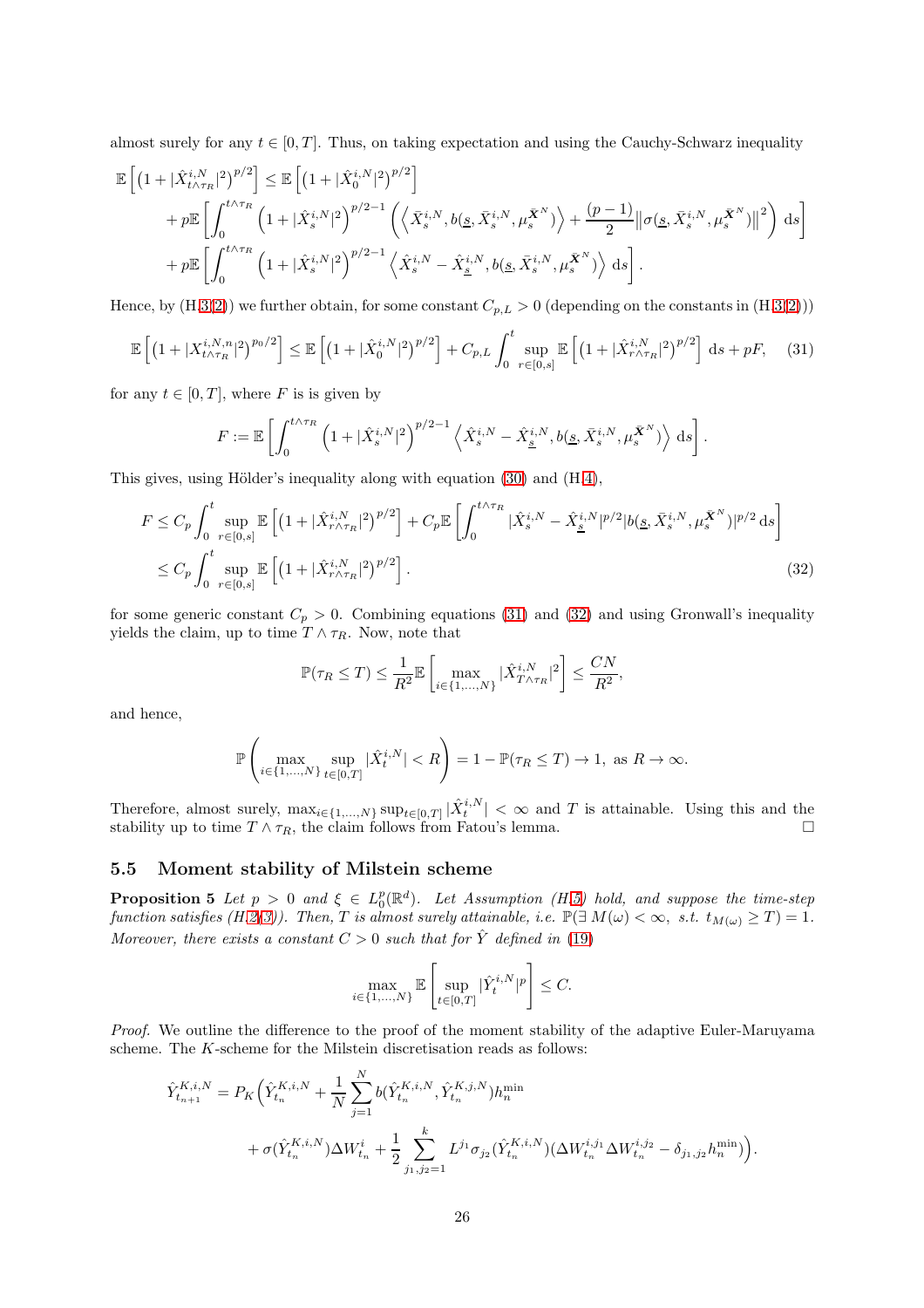almost surely for any $t \in [0,T]$. Thus, on taking expectation and using the Cauchy-Schwarz inequality

$$
\begin{aligned}
\mathbb{E}\left[\left(1+|\hat{X}^{i,N}_{t\wedge\tau_R}|^2\right)^{p/2}\right] &\le \mathbb{E}\left[\left(1+|\hat{X}^{i,N}_0|^2\right)^{p/2}\right] \\
&+ p\mathbb{E}\left[\int_0^{t\wedge\tau_R}\left(1+|\hat{X}^{i,N}_s|^2\right)^{p/2-1}\left(\left\langle \bar{X}^{i,N}_s, b(\underline{s},\bar{X}^{i,N}_s,\mu^{\bar{\boldsymbol{X}}^N}_s)\right\rangle + \frac{(p-1)}{2}\left\|\sigma(\underline{s},\bar{X}^{i,N}_s,\mu^{\bar{\boldsymbol{X}}^N}_s)\right\|^2\right)\,\mathrm{d}s\right] \\
&+ p\mathbb{E}\left[\int_0^{t\wedge\tau_R}\left(1+|\hat{X}^{i,N}_s|^2\right)^{p/2-1}\left\langle \hat{X}^{i,N}_s-\hat{X}^{i,N}_{\underline{s}}, b(\underline{s},\bar{X}^{i,N}_s,\mu^{\bar{\boldsymbol{X}}^N}_s)\right\rangle\,\mathrm{d}s\right].
\end{aligned}
$$

Hence, by (H.3(2)) we further obtain, for some constant $C_{p,L}>0$ (depending on the constants in (H.3(2)))

$$
\mathbb{E}\left[\left(1+|X^{i,N,n}_{t\wedge\tau_R}|^2\right)^{p_0/2}\right] \le \mathbb{E}\left[\left(1+|\hat{X}^{i,N}_0|^2\right)^{p/2}\right] + C_{p,L}\int_0^t \sup_{r\in[0,s]}\mathbb{E}\left[\left(1+|\hat{X}^{i,N}_{r\wedge\tau_R}|^2\right)^{p/2}\right]\,\mathrm{d}s + pF, \quad (31)
$$

for any $t\in[0,T]$, where $F$ is is given by

$$
F := \mathbb{E}\left[\int_0^{t\wedge\tau_R}\left(1+|\hat{X}^{i,N}_s|^2\right)^{p/2-1}\left\langle \hat{X}^{i,N}_s-\hat{X}^{i,N}_{\underline{s}}, b(\underline{s},\bar{X}^{i,N}_s,\mu^{\bar{\boldsymbol{X}}^N}_s)\right\rangle\,\mathrm{d}s\right].
$$

This gives, using Hölder's inequality along with equation (30) and (H.4),

$$
\begin{aligned}
F &\le C_p\int_0^t \sup_{r\in[0,s]}\mathbb{E}\left[\left(1+|\hat{X}^{i,N}_{r\wedge\tau_R}|^2\right)^{p/2}\right] + C_p\mathbb{E}\left[\int_0^{t\wedge\tau_R}|\hat{X}^{i,N}_s-\hat{X}^{i,N}_{\underline{s}}|^{p/2}|b(\underline{s},\bar{X}^{i,N}_s,\mu^{\bar{\boldsymbol{X}}^N}_s)|^{p/2}\,\mathrm{d}s\right] \\
&\le C_p\int_0^t \sup_{r\in[0,s]}\mathbb{E}\left[\left(1+|\hat{X}^{i,N}_{r\wedge\tau_R}|^2\right)^{p/2}\right]. \quad (32)
\end{aligned}
$$

for some generic constant $C_p>0$. Combining equations (31) and (32) and using Gronwall's inequality yields the claim, up to time $T\wedge\tau_R$. Now, note that

$$
\mathbb{P}(\tau_R\le T) \le \frac{1}{R^2}\mathbb{E}\left[\max_{i\in\{1,\ldots,N\}}|\hat{X}^{i,N}_{T\wedge\tau_R}|^2\right] \le \frac{CN}{R^2},
$$

and hence,

$$
\mathbb{P}\left(\max_{i\in\{1,\ldots,N\}}\sup_{t\in[0,T]}|\hat{X}^{i,N}_t|<R\right) = 1-\mathbb{P}(\tau_R\le T)\to 1, \text{ as } R\to\infty.
$$

Therefore, almost surely, $\max_{i\in\{1,\ldots,N\}}\sup_{t\in[0,T]}|\hat{X}^{i,N}_t|<\infty$ and $T$ is attainable. Using this and the stability up to time $T\wedge\tau_R$, the claim follows from Fatou's lemma. □

### 5.5 Moment stability of Milstein scheme

**Proposition 5** *Let $p>0$ and $\xi\in L^p_0(\mathbb{R}^d)$. Let Assumption (H.5) hold, and suppose the time-step function satisfies (H.2(3)). Then, $T$ is almost surely attainable, i.e. $\mathbb{P}(\exists\, M(\omega)<\infty,\ s.t.\ t_{M(\omega)}\ge T)=1$. Moreover, there exists a constant $C>0$ such that for $\hat{Y}$ defined in (19)*

$$
\max_{i\in\{1,\ldots,N\}}\mathbb{E}\left[\sup_{t\in[0,T]}|\hat{Y}^{i,N}_t|^p\right]\le C.
$$

*Proof.* We outline the difference to the proof of the moment stability of the adaptive Euler-Maruyama scheme. The $K$-scheme for the Milstein discretisation reads as follows:

$$
\begin{aligned}
\hat{Y}^{K,i,N}_{t_{n+1}} = P_K\Big(&\hat{Y}^{K,i,N}_{t_n} + \frac{1}{N}\sum_{j=1}^N b(\hat{Y}^{K,i,N}_{t_n},\hat{Y}^{K,j,N}_{t_n})h^{\min}_n \\
&+ \sigma(\hat{Y}^{K,i,N}_{t_n})\Delta W^i_{t_n} + \frac{1}{2}\sum_{j_1,j_2=1}^k L^{j_1}\sigma_{j_2}(\hat{Y}^{K,i,N}_{t_n})(\Delta W^{i,j_1}_{t_n}\Delta W^{i,j_2}_{t_n}-\delta_{j_1,j_2}h^{\min}_n)\Big).
\end{aligned}
$$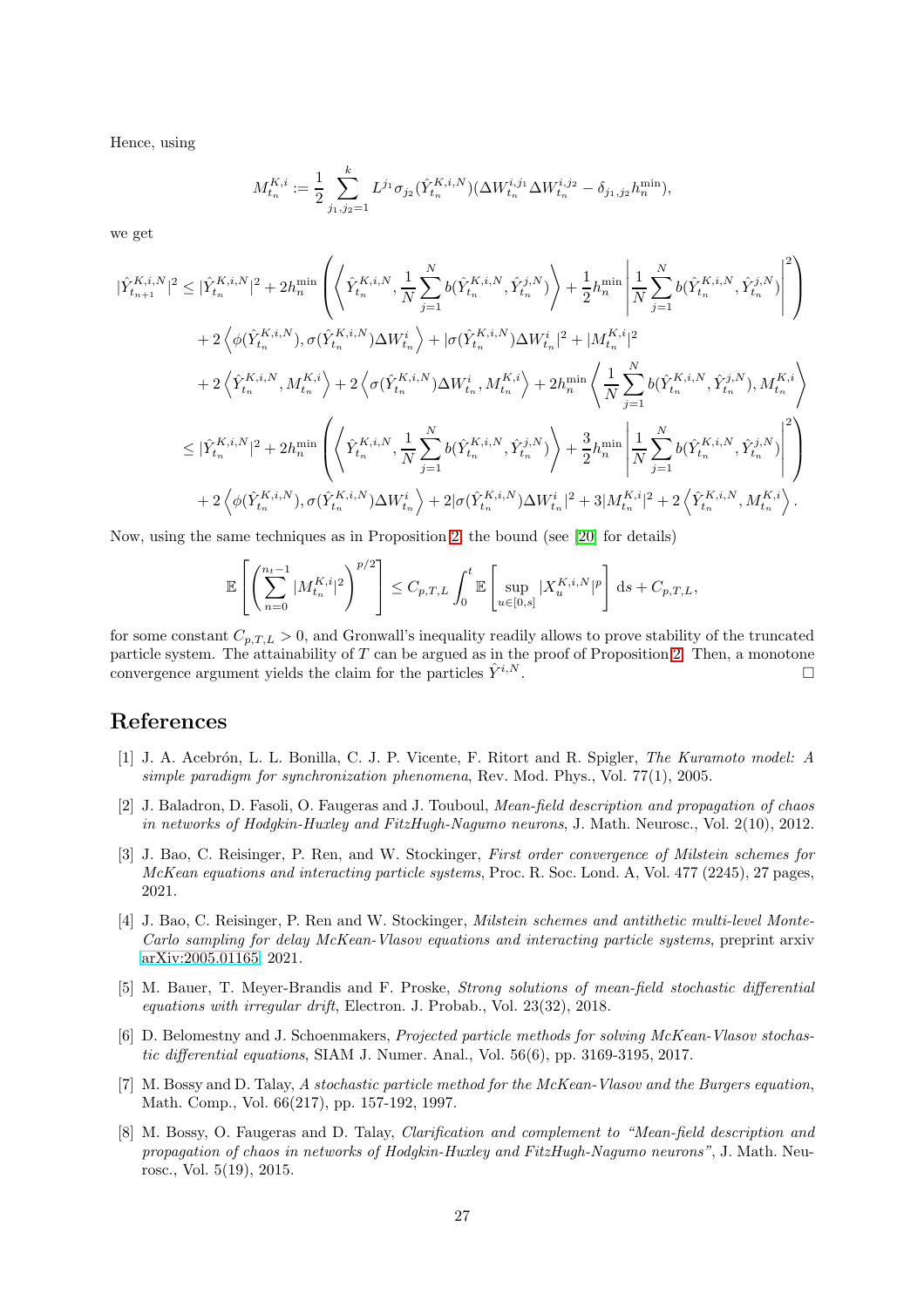Hence, using

$$M_{t_n}^{K,i} := \frac{1}{2} \sum_{j_1,j_2=1}^{k} L^{j_1} \sigma_{j_2}(\hat{Y}_{t_n}^{K,i,N})(\Delta W_{t_n}^{i,j_1} \Delta W_{t_n}^{i,j_2} - \delta_{j_1,j_2} h_n^{\min}),$$

we get

$$\begin{aligned}
|\hat{Y}_{t_{n+1}}^{K,i,N}|^2 &\leq |\hat{Y}_{t_n}^{K,i,N}|^2 + 2h_n^{\min} \left( \left\langle \hat{Y}_{t_n}^{K,i,N}, \frac{1}{N} \sum_{j=1}^{N} b(\hat{Y}_{t_n}^{K,i,N}, \hat{Y}_{t_n}^{j,N}) \right\rangle + \frac{1}{2} h_n^{\min} \left| \frac{1}{N} \sum_{j=1}^{N} b(\hat{Y}_{t_n}^{K,i,N}, \hat{Y}_{t_n}^{j,N}) \right|^2 \right) \\
&\quad + 2 \left\langle \phi(\hat{Y}_{t_n}^{K,i,N}), \sigma(\hat{Y}_{t_n}^{K,i,N}) \Delta W_{t_n}^{i} \right\rangle + |\sigma(\hat{Y}_{t_n}^{K,i,N}) \Delta W_{t_n}^{i}|^2 + |M_{t_n}^{K,i}|^2 \\
&\quad + 2 \left\langle \hat{Y}_{t_n}^{K,i,N}, M_{t_n}^{K,i} \right\rangle + 2 \left\langle \sigma(\hat{Y}_{t_n}^{K,i,N}) \Delta W_{t_n}^{i}, M_{t_n}^{K,i} \right\rangle + 2h_n^{\min} \left\langle \frac{1}{N} \sum_{j=1}^{N} b(\hat{Y}_{t_n}^{K,i,N}, \hat{Y}_{t_n}^{j,N}), M_{t_n}^{K,i} \right\rangle \\
&\leq |\hat{Y}_{t_n}^{K,i,N}|^2 + 2h_n^{\min} \left( \left\langle \hat{Y}_{t_n}^{K,i,N}, \frac{1}{N} \sum_{j=1}^{N} b(\hat{Y}_{t_n}^{K,i,N}, \hat{Y}_{t_n}^{j,N}) \right\rangle + \frac{3}{2} h_n^{\min} \left| \frac{1}{N} \sum_{j=1}^{N} b(\hat{Y}_{t_n}^{K,i,N}, \hat{Y}_{t_n}^{j,N}) \right|^2 \right) \\
&\quad + 2 \left\langle \phi(\hat{Y}_{t_n}^{K,i,N}), \sigma(\hat{Y}_{t_n}^{K,i,N}) \Delta W_{t_n}^{i} \right\rangle + 2|\sigma(\hat{Y}_{t_n}^{K,i,N}) \Delta W_{t_n}^{i}|^2 + 3|M_{t_n}^{K,i}|^2 + 2 \left\langle \hat{Y}_{t_n}^{K,i,N}, M_{t_n}^{K,i} \right\rangle.
\end{aligned}$$

Now, using the same techniques as in Proposition 2, the bound (see [20] for details)

$$\mathbb{E} \left[ \left( \sum_{n=0}^{n_t - 1} |M_{t_n}^{K,i}|^2 \right)^{p/2} \right] \leq C_{p,T,L} \int_0^t \mathbb{E} \left[ \sup_{u \in [0,s]} |X_u^{K,i,N}|^p \right] \mathrm{d}s + C_{p,T,L},$$

for some constant $C_{p,T,L} > 0$, and Gronwall's inequality readily allows to prove stability of the truncated particle system. The attainability of $T$ can be argued as in the proof of Proposition 2. Then, a monotone convergence argument yields the claim for the particles $\hat{Y}^{i,N}$. □

## References

[1] J. A. Acebrón, L. L. Bonilla, C. J. P. Vicente, F. Ritort and R. Spigler, *The Kuramoto model: A simple paradigm for synchronization phenomena*, Rev. Mod. Phys., Vol. 77(1), 2005.

[2] J. Baladron, D. Fasoli, O. Faugeras and J. Touboul, *Mean-field description and propagation of chaos in networks of Hodgkin-Huxley and FitzHugh-Nagumo neurons*, J. Math. Neurosc., Vol. 2(10), 2012.

[3] J. Bao, C. Reisinger, P. Ren, and W. Stockinger, *First order convergence of Milstein schemes for McKean equations and interacting particle systems*, Proc. R. Soc. Lond. A, Vol. 477 (2245), 27 pages, 2021.

[4] J. Bao, C. Reisinger, P. Ren and W. Stockinger, *Milstein schemes and antithetic multi-level Monte-Carlo sampling for delay McKean-Vlasov equations and interacting particle systems*, preprint arxiv arXiv:2005.01165, 2021.

[5] M. Bauer, T. Meyer-Brandis and F. Proske, *Strong solutions of mean-field stochastic differential equations with irregular drift*, Electron. J. Probab., Vol. 23(32), 2018.

[6] D. Belomestny and J. Schoenmakers, *Projected particle methods for solving McKean-Vlasov stochastic differential equations*, SIAM J. Numer. Anal., Vol. 56(6), pp. 3169-3195, 2017.

[7] M. Bossy and D. Talay, *A stochastic particle method for the McKean-Vlasov and the Burgers equation*, Math. Comp., Vol. 66(217), pp. 157-192, 1997.

[8] M. Bossy, O. Faugeras and D. Talay, *Clarification and complement to "Mean-field description and propagation of chaos in networks of Hodgkin-Huxley and FitzHugh-Nagumo neurons"*, J. Math. Neurosc., Vol. 5(19), 2015.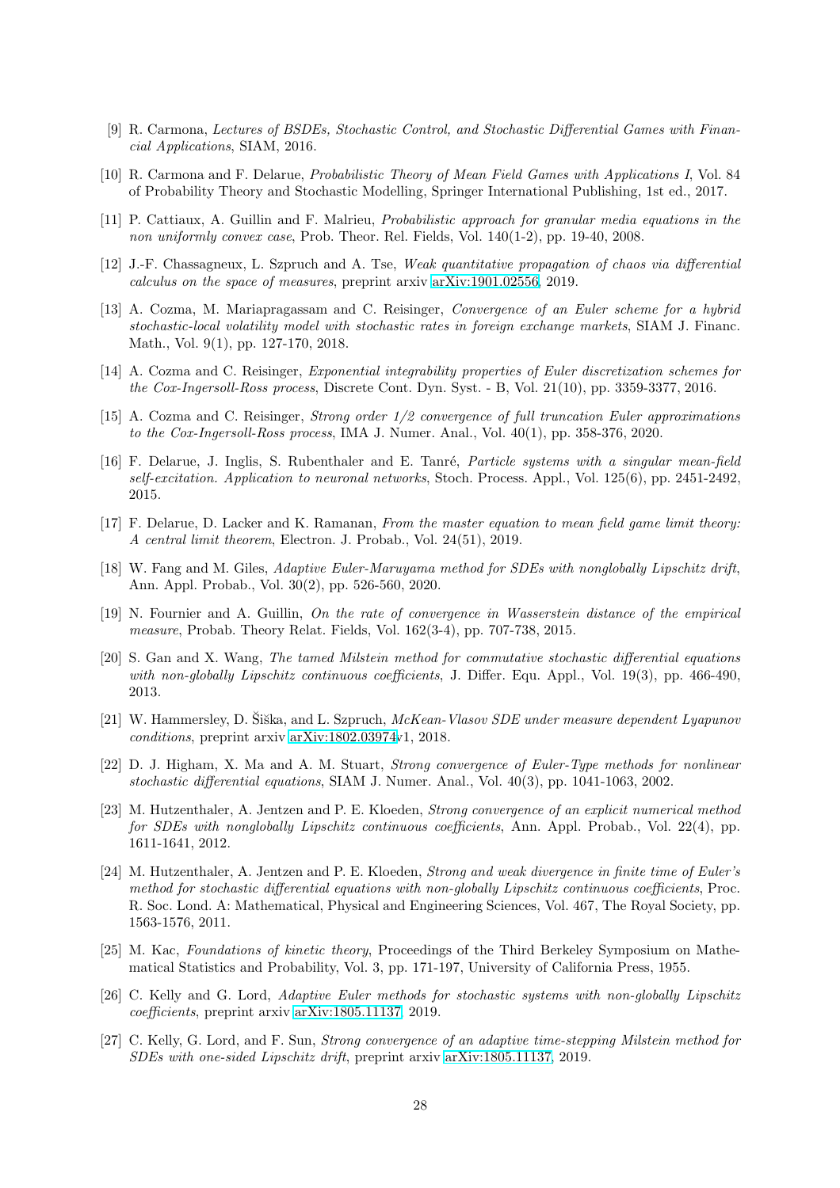[9] R. Carmona, *Lectures of BSDEs, Stochastic Control, and Stochastic Differential Games with Financial Applications*, SIAM, 2016.

[10] R. Carmona and F. Delarue, *Probabilistic Theory of Mean Field Games with Applications I*, Vol. 84 of Probability Theory and Stochastic Modelling, Springer International Publishing, 1st ed., 2017.

[11] P. Cattiaux, A. Guillin and F. Malrieu, *Probabilistic approach for granular media equations in the non uniformly convex case*, Prob. Theor. Rel. Fields, Vol. 140(1-2), pp. 19-40, 2008.

[12] J.-F. Chassagneux, L. Szpruch and A. Tse, *Weak quantitative propagation of chaos via differential calculus on the space of measures*, preprint arxiv arXiv:1901.02556, 2019.

[13] A. Cozma, M. Mariapragassam and C. Reisinger, *Convergence of an Euler scheme for a hybrid stochastic-local volatility model with stochastic rates in foreign exchange markets*, SIAM J. Financ. Math., Vol. 9(1), pp. 127-170, 2018.

[14] A. Cozma and C. Reisinger, *Exponential integrability properties of Euler discretization schemes for the Cox-Ingersoll-Ross process*, Discrete Cont. Dyn. Syst. - B, Vol. 21(10), pp. 3359-3377, 2016.

[15] A. Cozma and C. Reisinger, *Strong order 1/2 convergence of full truncation Euler approximations to the Cox-Ingersoll-Ross process*, IMA J. Numer. Anal., Vol. 40(1), pp. 358-376, 2020.

[16] F. Delarue, J. Inglis, S. Rubenthaler and E. Tanré, *Particle systems with a singular mean-field self-excitation. Application to neuronal networks*, Stoch. Process. Appl., Vol. 125(6), pp. 2451-2492, 2015.

[17] F. Delarue, D. Lacker and K. Ramanan, *From the master equation to mean field game limit theory: A central limit theorem*, Electron. J. Probab., Vol. 24(51), 2019.

[18] W. Fang and M. Giles, *Adaptive Euler-Maruyama method for SDEs with nonglobally Lipschitz drift*, Ann. Appl. Probab., Vol. 30(2), pp. 526-560, 2020.

[19] N. Fournier and A. Guillin, *On the rate of convergence in Wasserstein distance of the empirical measure*, Probab. Theory Relat. Fields, Vol. 162(3-4), pp. 707-738, 2015.

[20] S. Gan and X. Wang, *The tamed Milstein method for commutative stochastic differential equations with non-globally Lipschitz continuous coefficients*, J. Differ. Equ. Appl., Vol. 19(3), pp. 466-490, 2013.

[21] W. Hammersley, D. Šiška, and L. Szpruch, *McKean-Vlasov SDE under measure dependent Lyapunov conditions*, preprint arxiv arXiv:1802.03974v1, 2018.

[22] D. J. Higham, X. Ma and A. M. Stuart, *Strong convergence of Euler-Type methods for nonlinear stochastic differential equations*, SIAM J. Numer. Anal., Vol. 40(3), pp. 1041-1063, 2002.

[23] M. Hutzenthaler, A. Jentzen and P. E. Kloeden, *Strong convergence of an explicit numerical method for SDEs with nonglobally Lipschitz continuous coefficients*, Ann. Appl. Probab., Vol. 22(4), pp. 1611-1641, 2012.

[24] M. Hutzenthaler, A. Jentzen and P. E. Kloeden, *Strong and weak divergence in finite time of Euler's method for stochastic differential equations with non-globally Lipschitz continuous coefficients*, Proc. R. Soc. Lond. A: Mathematical, Physical and Engineering Sciences, Vol. 467, The Royal Society, pp. 1563-1576, 2011.

[25] M. Kac, *Foundations of kinetic theory*, Proceedings of the Third Berkeley Symposium on Mathematical Statistics and Probability, Vol. 3, pp. 171-197, University of California Press, 1955.

[26] C. Kelly and G. Lord, *Adaptive Euler methods for stochastic systems with non-globally Lipschitz coefficients*, preprint arxiv arXiv:1805.11137, 2019.

[27] C. Kelly, G. Lord, and F. Sun, *Strong convergence of an adaptive time-stepping Milstein method for SDEs with one-sided Lipschitz drift*, preprint arxiv arXiv:1805.11137, 2019.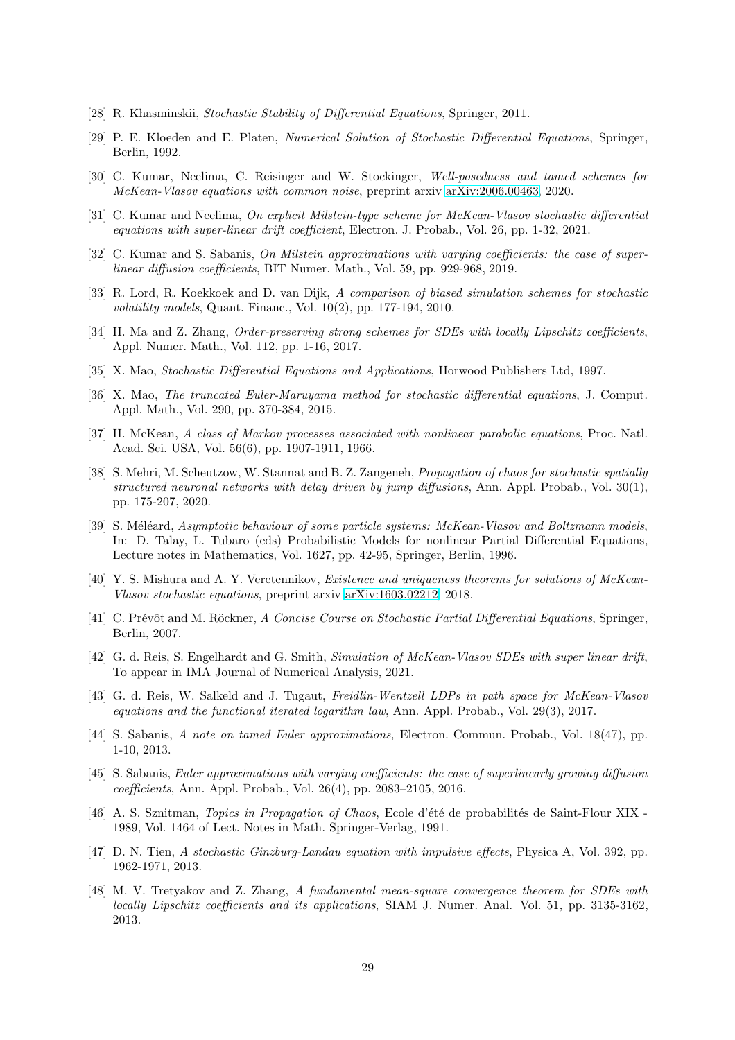[28] R. Khasminskii, *Stochastic Stability of Differential Equations*, Springer, 2011.

[29] P. E. Kloeden and E. Platen, *Numerical Solution of Stochastic Differential Equations*, Springer, Berlin, 1992.

[30] C. Kumar, Neelima, C. Reisinger and W. Stockinger, *Well-posedness and tamed schemes for McKean-Vlasov equations with common noise*, preprint arxiv arXiv:2006.00463, 2020.

[31] C. Kumar and Neelima, *On explicit Milstein-type scheme for McKean-Vlasov stochastic differential equations with super-linear drift coefficient*, Electron. J. Probab., Vol. 26, pp. 1-32, 2021.

[32] C. Kumar and S. Sabanis, *On Milstein approximations with varying coefficients: the case of super-linear diffusion coefficients*, BIT Numer. Math., Vol. 59, pp. 929-968, 2019.

[33] R. Lord, R. Koekkoek and D. van Dijk, *A comparison of biased simulation schemes for stochastic volatility models*, Quant. Financ., Vol. 10(2), pp. 177-194, 2010.

[34] H. Ma and Z. Zhang, *Order-preserving strong schemes for SDEs with locally Lipschitz coefficients*, Appl. Numer. Math., Vol. 112, pp. 1-16, 2017.

[35] X. Mao, *Stochastic Differential Equations and Applications*, Horwood Publishers Ltd, 1997.

[36] X. Mao, *The truncated Euler-Maruyama method for stochastic differential equations*, J. Comput. Appl. Math., Vol. 290, pp. 370-384, 2015.

[37] H. McKean, *A class of Markov processes associated with nonlinear parabolic equations*, Proc. Natl. Acad. Sci. USA, Vol. 56(6), pp. 1907-1911, 1966.

[38] S. Mehri, M. Scheutzow, W. Stannat and B. Z. Zangeneh, *Propagation of chaos for stochastic spatially structured neuronal networks with delay driven by jump diffusions*, Ann. Appl. Probab., Vol. 30(1), pp. 175-207, 2020.

[39] S. Méléard, *Asymptotic behaviour of some particle systems: McKean-Vlasov and Boltzmann models*, In: D. Talay, L. Tubaro (eds) Probabilistic Models for nonlinear Partial Differential Equations, Lecture notes in Mathematics, Vol. 1627, pp. 42-95, Springer, Berlin, 1996.

[40] Y. S. Mishura and A. Y. Veretennikov, *Existence and uniqueness theorems for solutions of McKean-Vlasov stochastic equations*, preprint arxiv arXiv:1603.02212, 2018.

[41] C. Prévôt and M. Röckner, *A Concise Course on Stochastic Partial Differential Equations*, Springer, Berlin, 2007.

[42] G. d. Reis, S. Engelhardt and G. Smith, *Simulation of McKean-Vlasov SDEs with super linear drift*, To appear in IMA Journal of Numerical Analysis, 2021.

[43] G. d. Reis, W. Salkeld and J. Tugaut, *Freidlin-Wentzell LDPs in path space for McKean-Vlasov equations and the functional iterated logarithm law*, Ann. Appl. Probab., Vol. 29(3), 2017.

[44] S. Sabanis, *A note on tamed Euler approximations*, Electron. Commun. Probab., Vol. 18(47), pp. 1-10, 2013.

[45] S. Sabanis, *Euler approximations with varying coefficients: the case of superlinearly growing diffusion coefficients*, Ann. Appl. Probab., Vol. 26(4), pp. 2083–2105, 2016.

[46] A. S. Sznitman, *Topics in Propagation of Chaos*, Ecole d'été de probabilités de Saint-Flour XIX - 1989, Vol. 1464 of Lect. Notes in Math. Springer-Verlag, 1991.

[47] D. N. Tien, *A stochastic Ginzburg-Landau equation with impulsive effects*, Physica A, Vol. 392, pp. 1962-1971, 2013.

[48] M. V. Tretyakov and Z. Zhang, *A fundamental mean-square convergence theorem for SDEs with locally Lipschitz coefficients and its applications*, SIAM J. Numer. Anal. Vol. 51, pp. 3135-3162, 2013.